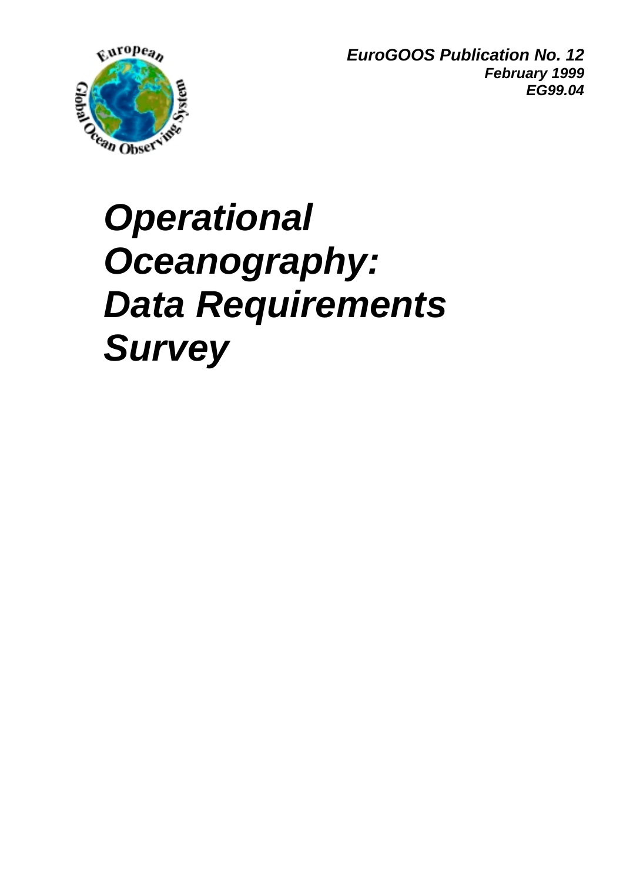***EuroGOOS Publication No. 12***
***February 1999***
***EG99.04***

# *Operational Oceanography: Data Requirements Survey*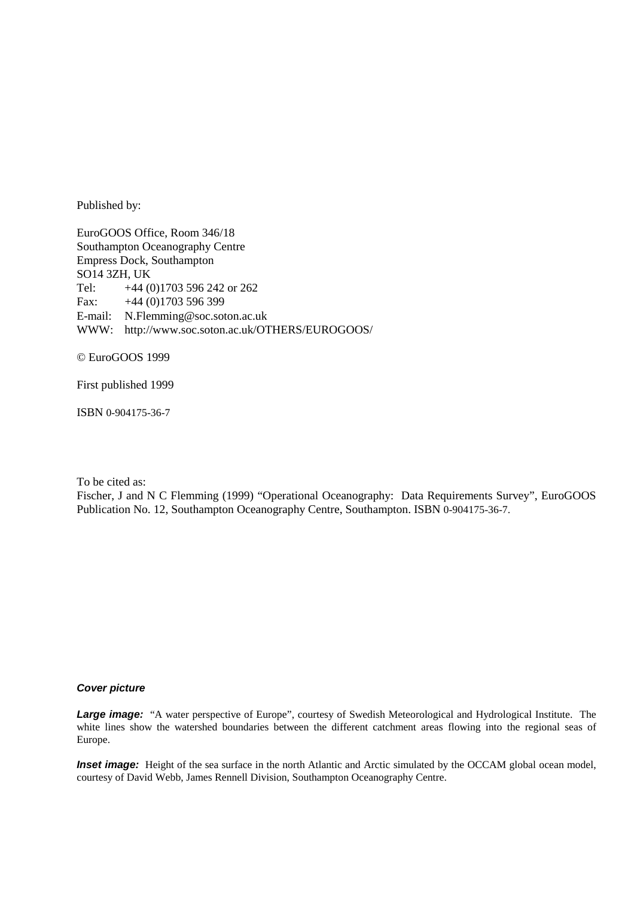Published by:

EuroGOOS Office, Room 346/18
Southampton Oceanography Centre
Empress Dock, Southampton
SO14 3ZH, UK
Tel: +44 (0)1703 596 242 or 262
Fax: +44 (0)1703 596 399
E-mail: N.Flemming@soc.soton.ac.uk
WWW: http://www.soc.soton.ac.uk/OTHERS/EUROGOOS/

© EuroGOOS 1999

First published 1999

ISBN 0-904175-36-7

To be cited as:
Fischer, J and N C Flemming (1999) "Operational Oceanography: Data Requirements Survey", EuroGOOS Publication No. 12, Southampton Oceanography Centre, Southampton. ISBN 0-904175-36-7.

***Cover picture***

***Large image:*** "A water perspective of Europe", courtesy of Swedish Meteorological and Hydrological Institute. The white lines show the watershed boundaries between the different catchment areas flowing into the regional seas of Europe.

***Inset image:*** Height of the sea surface in the north Atlantic and Arctic simulated by the OCCAM global ocean model, courtesy of David Webb, James Rennell Division, Southampton Oceanography Centre.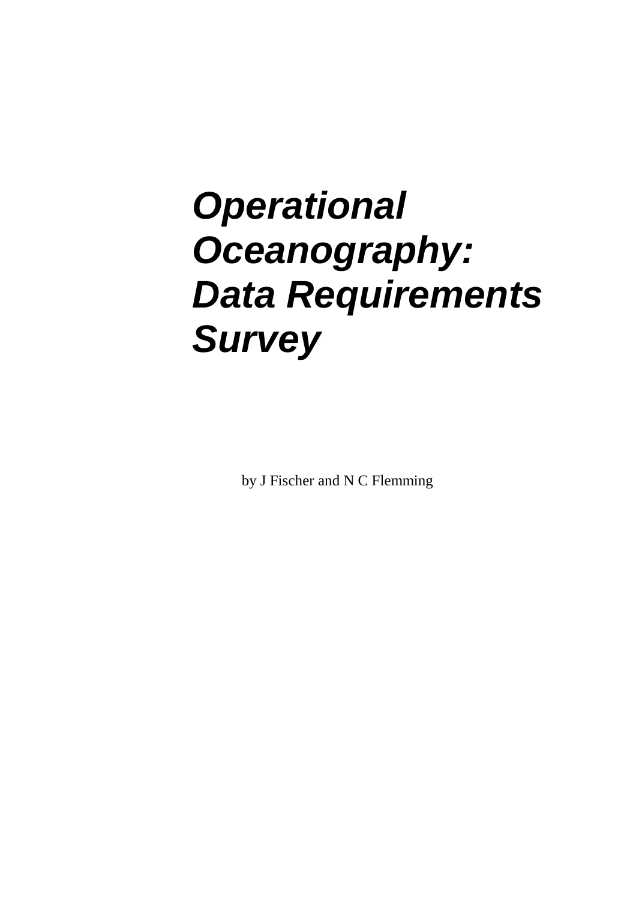# *Operational Oceanography: Data Requirements Survey*

by J Fischer and N C Flemming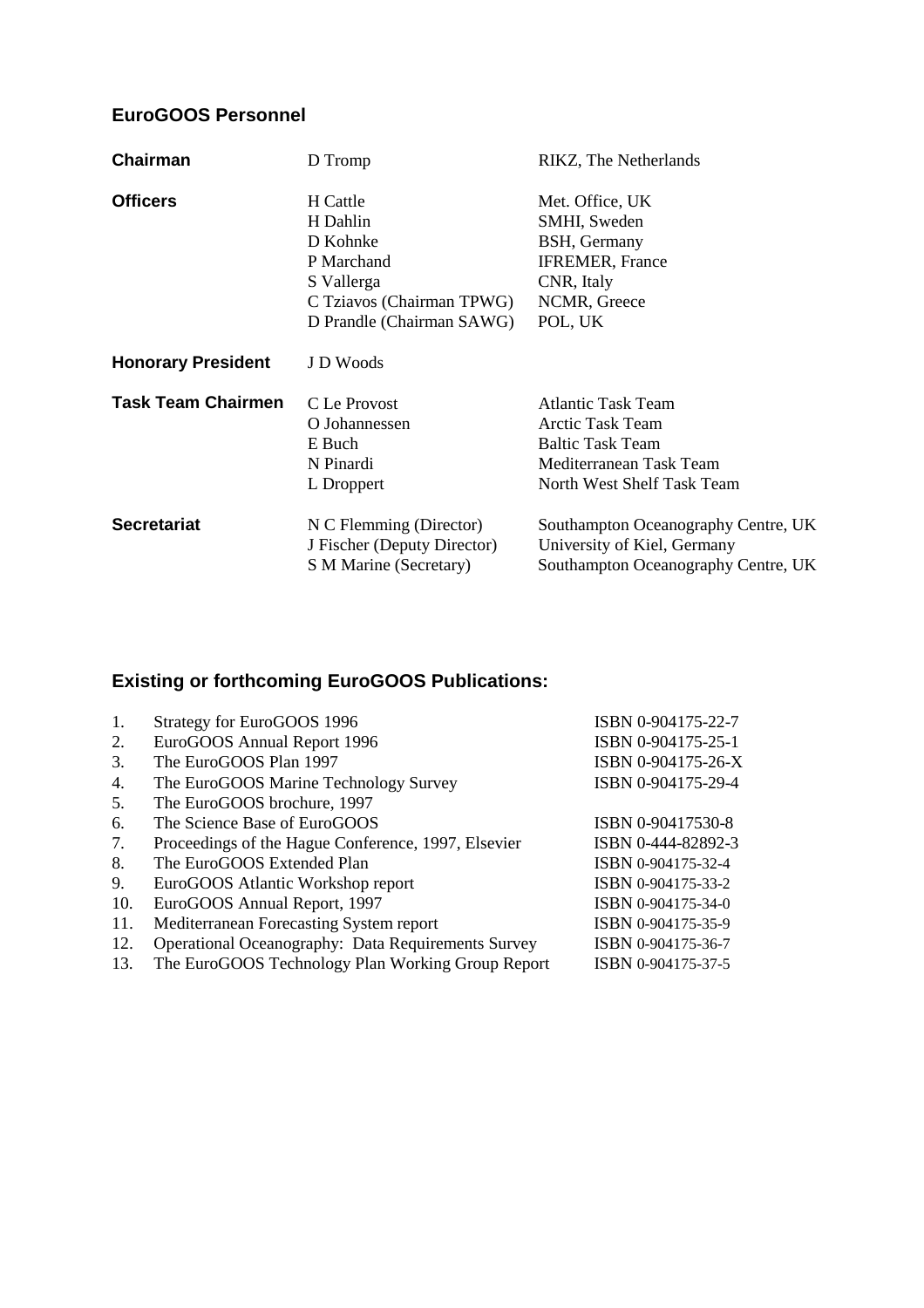## EuroGOOS Personnel

| | | |
|---|---|---|
| **Chairman** | D Tromp | RIKZ, The Netherlands |
| **Officers** | H Cattle | Met. Office, UK |
| | H Dahlin | SMHI, Sweden |
| | D Kohnke | BSH, Germany |
| | P Marchand | IFREMER, France |
| | S Vallerga | CNR, Italy |
| | C Tziavos (Chairman TPWG) | NCMR, Greece |
| | D Prandle (Chairman SAWG) | POL, UK |
| **Honorary President** | J D Woods | |
| **Task Team Chairmen** | C Le Provost | Atlantic Task Team |
| | O Johannessen | Arctic Task Team |
| | E Buch | Baltic Task Team |
| | N Pinardi | Mediterranean Task Team |
| | L Droppert | North West Shelf Task Team |
| **Secretariat** | N C Flemming (Director) | Southampton Oceanography Centre, UK |
| | J Fischer (Deputy Director) | University of Kiel, Germany |
| | S M Marine (Secretary) | Southampton Oceanography Centre, UK |

## Existing or forthcoming EuroGOOS Publications:

| | | |
|---|---|---|
| 1. | Strategy for EuroGOOS 1996 | ISBN 0-904175-22-7 |
| 2. | EuroGOOS Annual Report 1996 | ISBN 0-904175-25-1 |
| 3. | The EuroGOOS Plan 1997 | ISBN 0-904175-26-X |
| 4. | The EuroGOOS Marine Technology Survey | ISBN 0-904175-29-4 |
| 5. | The EuroGOOS brochure, 1997 | |
| 6. | The Science Base of EuroGOOS | ISBN 0-90417530-8 |
| 7. | Proceedings of the Hague Conference, 1997, Elsevier | ISBN 0-444-82892-3 |
| 8. | The EuroGOOS Extended Plan | ISBN 0-904175-32-4 |
| 9. | EuroGOOS Atlantic Workshop report | ISBN 0-904175-33-2 |
| 10. | EuroGOOS Annual Report, 1997 | ISBN 0-904175-34-0 |
| 11. | Mediterranean Forecasting System report | ISBN 0-904175-35-9 |
| 12. | Operational Oceanography: Data Requirements Survey | ISBN 0-904175-36-7 |
| 13. | The EuroGOOS Technology Plan Working Group Report | ISBN 0-904175-37-5 |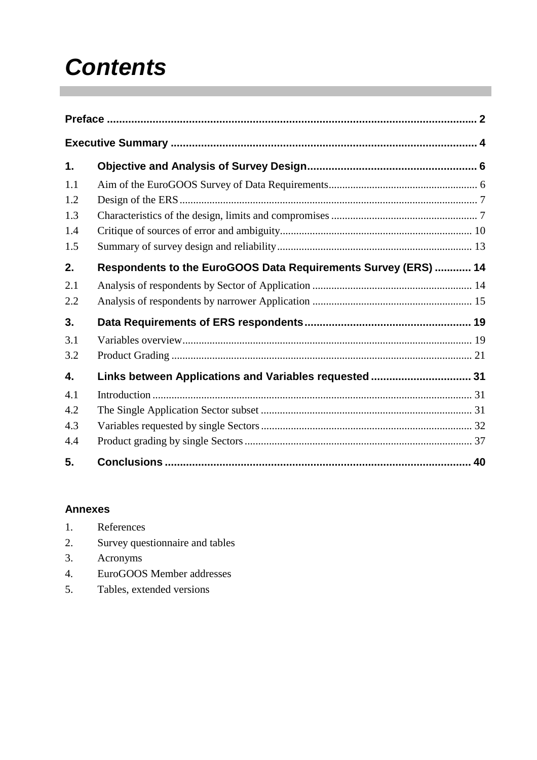# Contents

**Preface** .......................................................................................................... 2

**Executive Summary** ..................................................................................... 4

**1. Objective and Analysis of Survey Design** ............................................ 6

1.1 Aim of the EuroGOOS Survey of Data Requirements ............................ 6
1.2 Design of the ERS ........................................................................... 7
1.3 Characteristics of the design, limits and compromises ........................... 7
1.4 Critique of sources of error and ambiguity............................................ 10
1.5 Summary of survey design and reliability.............................................. 13

**2. Respondents to the EuroGOOS Data Requirements Survey (ERS)** ............ 14

2.1 Analysis of respondents by Sector of Application ................................. 14
2.2 Analysis of respondents by narrower Application .................................. 15

**3. Data Requirements of ERS respondents** .............................................. 19

3.1 Variables overview.......................................................................... 19
3.2 Product Grading ............................................................................. 21

**4. Links between Applications and Variables requested** ............................ 31

4.1 Introduction ................................................................................... 31
4.2 The Single Application Sector subset ................................................. 31
4.3 Variables requested by single Sectors ................................................ 32
4.4 Product grading by single Sectors ...................................................... 37

**5. Conclusions** ........................................................................................ 40

**Annexes**

1. References
2. Survey questionnaire and tables
3. Acronyms
4. EuroGOOS Member addresses
5. Tables, extended versions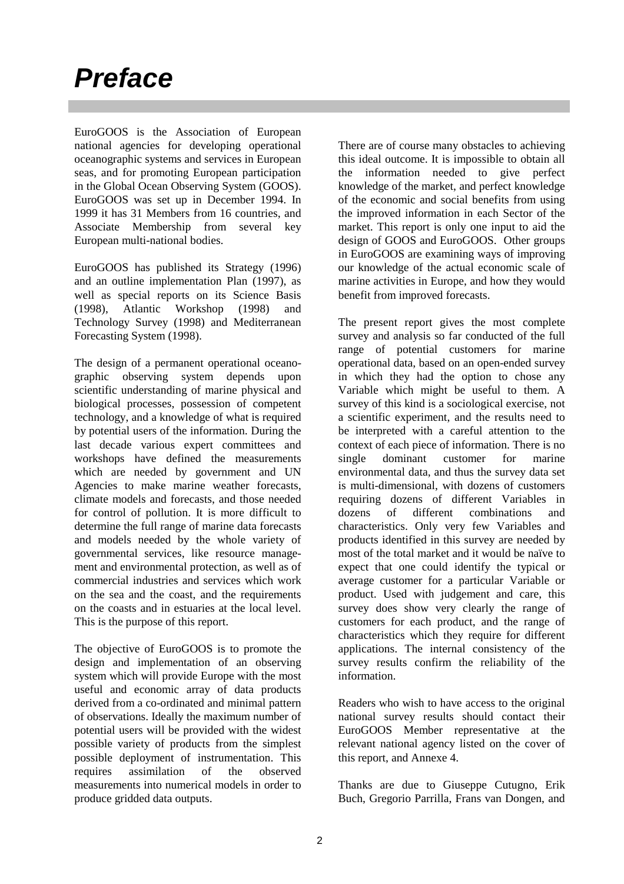# *Preface*

EuroGOOS is the Association of European national agencies for developing operational oceanographic systems and services in European seas, and for promoting European participation in the Global Ocean Observing System (GOOS). EuroGOOS was set up in December 1994. In 1999 it has 31 Members from 16 countries, and Associate Membership from several key European multi-national bodies.

EuroGOOS has published its Strategy (1996) and an outline implementation Plan (1997), as well as special reports on its Science Basis (1998), Atlantic Workshop (1998) and Technology Survey (1998) and Mediterranean Forecasting System (1998).

The design of a permanent operational oceanographic observing system depends upon scientific understanding of marine physical and biological processes, possession of competent technology, and a knowledge of what is required by potential users of the information. During the last decade various expert committees and workshops have defined the measurements which are needed by government and UN Agencies to make marine weather forecasts, climate models and forecasts, and those needed for control of pollution. It is more difficult to determine the full range of marine data forecasts and models needed by the whole variety of governmental services, like resource management and environmental protection, as well as of commercial industries and services which work on the sea and the coast, and the requirements on the coasts and in estuaries at the local level. This is the purpose of this report.

The objective of EuroGOOS is to promote the design and implementation of an observing system which will provide Europe with the most useful and economic array of data products derived from a co-ordinated and minimal pattern of observations. Ideally the maximum number of potential users will be provided with the widest possible variety of products from the simplest possible deployment of instrumentation. This requires assimilation of the observed measurements into numerical models in order to produce gridded data outputs.

There are of course many obstacles to achieving this ideal outcome. It is impossible to obtain all the information needed to give perfect knowledge of the market, and perfect knowledge of the economic and social benefits from using the improved information in each Sector of the market. This report is only one input to aid the design of GOOS and EuroGOOS. Other groups in EuroGOOS are examining ways of improving our knowledge of the actual economic scale of marine activities in Europe, and how they would benefit from improved forecasts.

The present report gives the most complete survey and analysis so far conducted of the full range of potential customers for marine operational data, based on an open-ended survey in which they had the option to chose any Variable which might be useful to them. A survey of this kind is a sociological exercise, not a scientific experiment, and the results need to be interpreted with a careful attention to the context of each piece of information. There is no single dominant customer for marine environmental data, and thus the survey data set is multi-dimensional, with dozens of customers requiring dozens of different Variables in dozens of different combinations and characteristics. Only very few Variables and products identified in this survey are needed by most of the total market and it would be naïve to expect that one could identify the typical or average customer for a particular Variable or product. Used with judgement and care, this survey does show very clearly the range of customers for each product, and the range of characteristics which they require for different applications. The internal consistency of the survey results confirm the reliability of the information.

Readers who wish to have access to the original national survey results should contact their EuroGOOS Member representative at the relevant national agency listed on the cover of this report, and Annexe 4.

Thanks are due to Giuseppe Cutugno, Erik Buch, Gregorio Parrilla, Frans van Dongen, and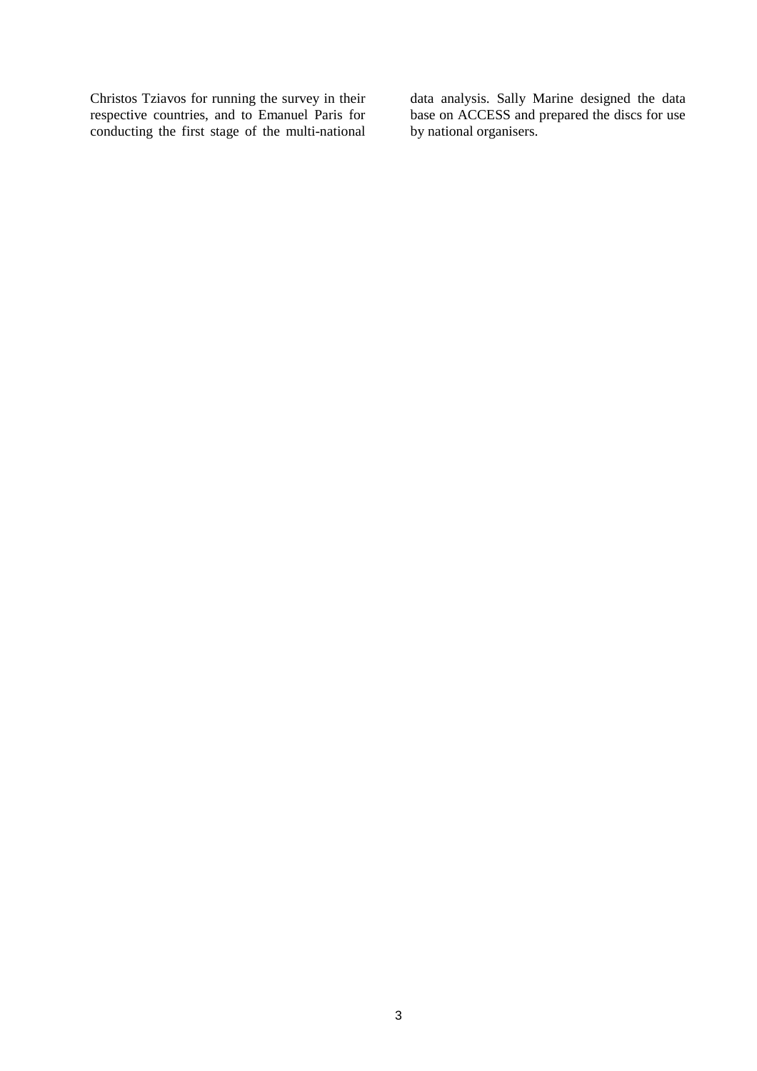Christos Tziavos for running the survey in their respective countries, and to Emanuel Paris for conducting the first stage of the multi-national data analysis. Sally Marine designed the data base on ACCESS and prepared the discs for use by national organisers.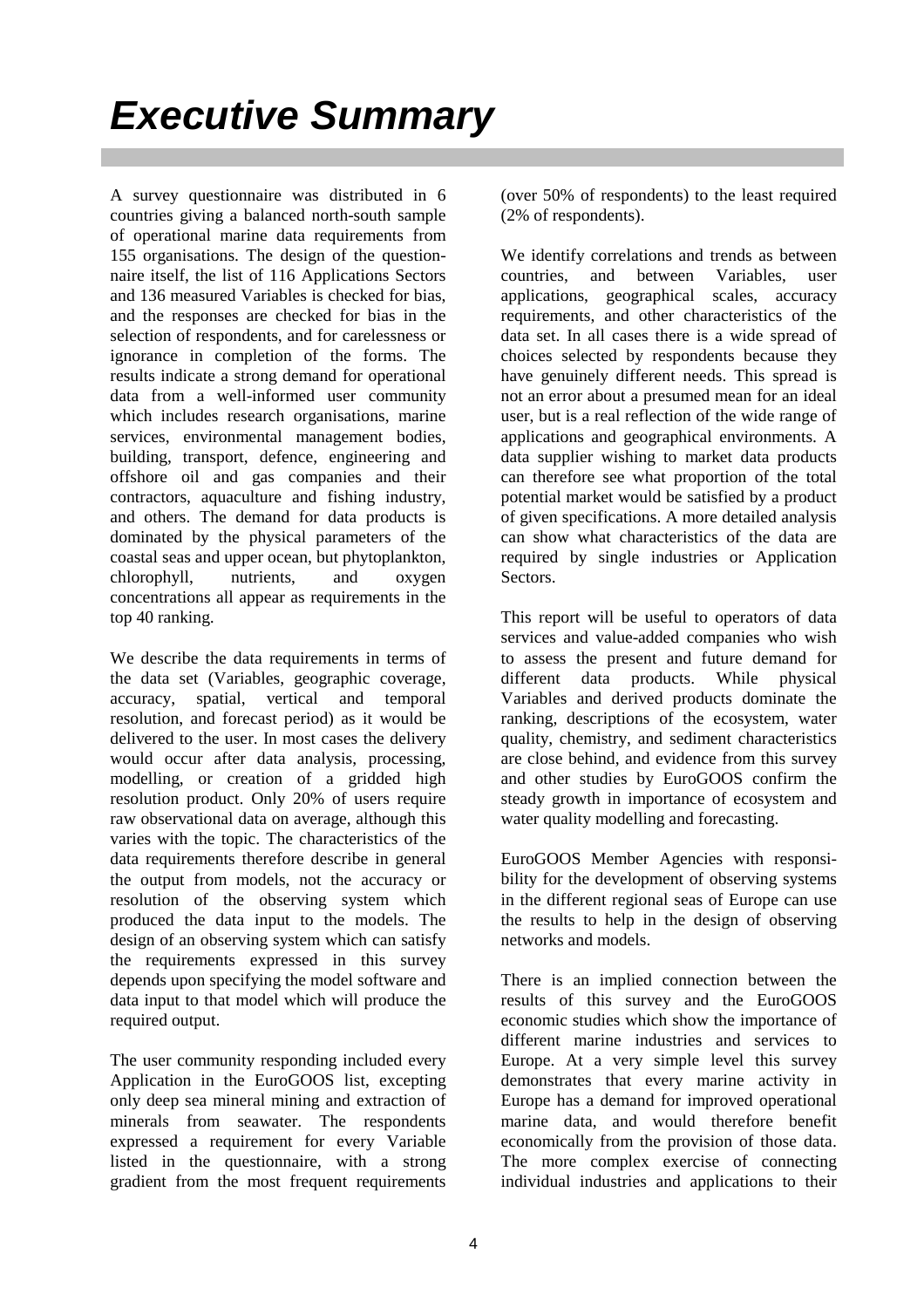# *Executive Summary*

A survey questionnaire was distributed in 6 countries giving a balanced north-south sample of operational marine data requirements from 155 organisations. The design of the questionnaire itself, the list of 116 Applications Sectors and 136 measured Variables is checked for bias, and the responses are checked for bias in the selection of respondents, and for carelessness or ignorance in completion of the forms. The results indicate a strong demand for operational data from a well-informed user community which includes research organisations, marine services, environmental management bodies, building, transport, defence, engineering and offshore oil and gas companies and their contractors, aquaculture and fishing industry, and others. The demand for data products is dominated by the physical parameters of the coastal seas and upper ocean, but phytoplankton, chlorophyll, nutrients, and oxygen concentrations all appear as requirements in the top 40 ranking.

We describe the data requirements in terms of the data set (Variables, geographic coverage, accuracy, spatial, vertical and temporal resolution, and forecast period) as it would be delivered to the user. In most cases the delivery would occur after data analysis, processing, modelling, or creation of a gridded high resolution product. Only 20% of users require raw observational data on average, although this varies with the topic. The characteristics of the data requirements therefore describe in general the output from models, not the accuracy or resolution of the observing system which produced the data input to the models. The design of an observing system which can satisfy the requirements expressed in this survey depends upon specifying the model software and data input to that model which will produce the required output.

The user community responding included every Application in the EuroGOOS list, excepting only deep sea mineral mining and extraction of minerals from seawater. The respondents expressed a requirement for every Variable listed in the questionnaire, with a strong gradient from the most frequent requirements (over 50% of respondents) to the least required (2% of respondents).

We identify correlations and trends as between countries, and between Variables, user applications, geographical scales, accuracy requirements, and other characteristics of the data set. In all cases there is a wide spread of choices selected by respondents because they have genuinely different needs. This spread is not an error about a presumed mean for an ideal user, but is a real reflection of the wide range of applications and geographical environments. A data supplier wishing to market data products can therefore see what proportion of the total potential market would be satisfied by a product of given specifications. A more detailed analysis can show what characteristics of the data are required by single industries or Application Sectors.

This report will be useful to operators of data services and value-added companies who wish to assess the present and future demand for different data products. While physical Variables and derived products dominate the ranking, descriptions of the ecosystem, water quality, chemistry, and sediment characteristics are close behind, and evidence from this survey and other studies by EuroGOOS confirm the steady growth in importance of ecosystem and water quality modelling and forecasting.

EuroGOOS Member Agencies with responsibility for the development of observing systems in the different regional seas of Europe can use the results to help in the design of observing networks and models.

There is an implied connection between the results of this survey and the EuroGOOS economic studies which show the importance of different marine industries and services to Europe. At a very simple level this survey demonstrates that every marine activity in Europe has a demand for improved operational marine data, and would therefore benefit economically from the provision of those data. The more complex exercise of connecting individual industries and applications to their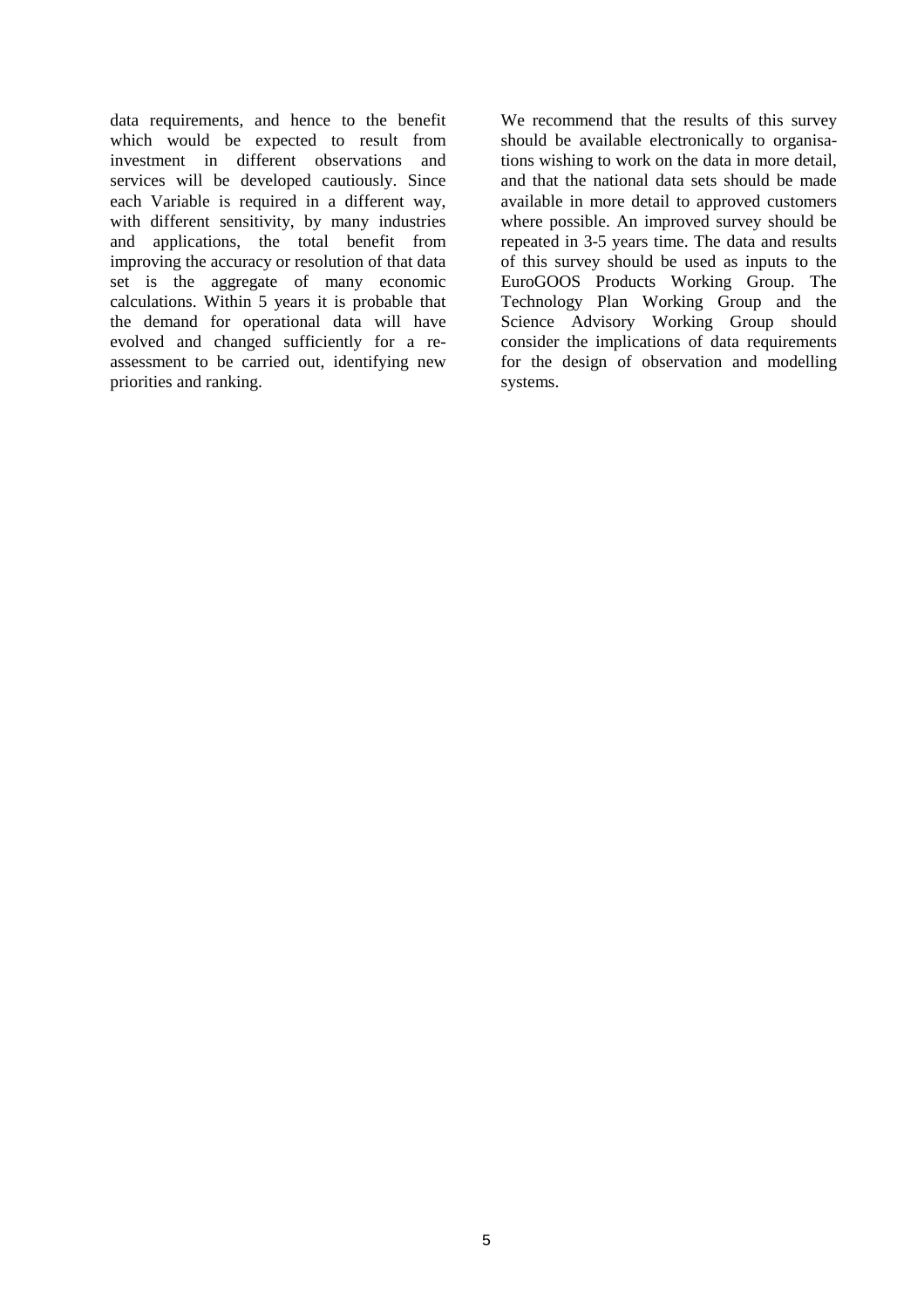data requirements, and hence to the benefit which would be expected to result from investment in different observations and services will be developed cautiously. Since each Variable is required in a different way, with different sensitivity, by many industries and applications, the total benefit from improving the accuracy or resolution of that data set is the aggregate of many economic calculations. Within 5 years it is probable that the demand for operational data will have evolved and changed sufficiently for a re-assessment to be carried out, identifying new priorities and ranking.

We recommend that the results of this survey should be available electronically to organisations wishing to work on the data in more detail, and that the national data sets should be made available in more detail to approved customers where possible. An improved survey should be repeated in 3-5 years time. The data and results of this survey should be used as inputs to the EuroGOOS Products Working Group. The Technology Plan Working Group and the Science Advisory Working Group should consider the implications of data requirements for the design of observation and modelling systems.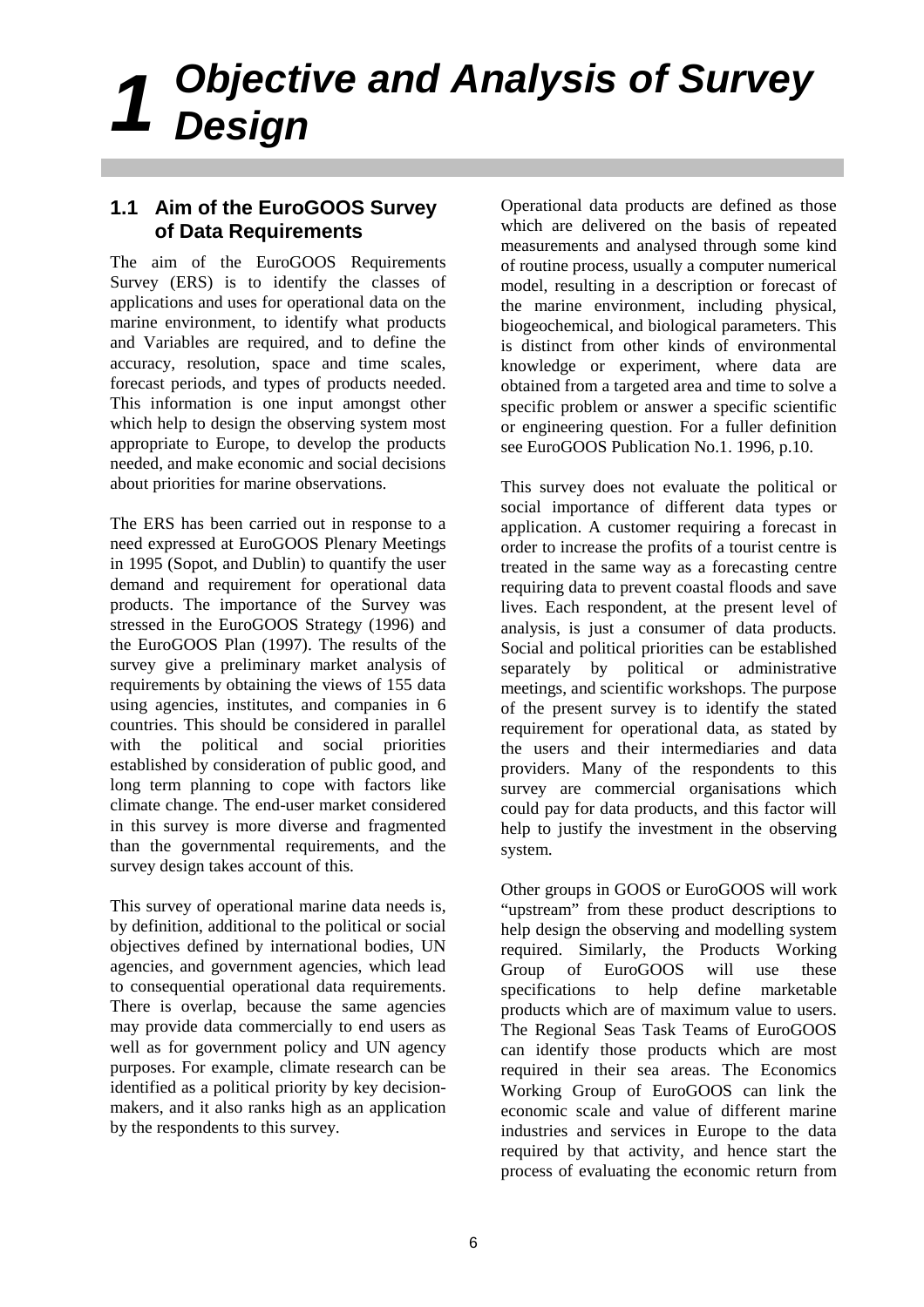# 1 Objective and Analysis of Survey Design

## 1.1 Aim of the EuroGOOS Survey of Data Requirements

The aim of the EuroGOOS Requirements Survey (ERS) is to identify the classes of applications and uses for operational data on the marine environment, to identify what products and Variables are required, and to define the accuracy, resolution, space and time scales, forecast periods, and types of products needed. This information is one input amongst other which help to design the observing system most appropriate to Europe, to develop the products needed, and make economic and social decisions about priorities for marine observations.

The ERS has been carried out in response to a need expressed at EuroGOOS Plenary Meetings in 1995 (Sopot, and Dublin) to quantify the user demand and requirement for operational data products. The importance of the Survey was stressed in the EuroGOOS Strategy (1996) and the EuroGOOS Plan (1997). The results of the survey give a preliminary market analysis of requirements by obtaining the views of 155 data using agencies, institutes, and companies in 6 countries. This should be considered in parallel with the political and social priorities established by consideration of public good, and long term planning to cope with factors like climate change. The end-user market considered in this survey is more diverse and fragmented than the governmental requirements, and the survey design takes account of this.

This survey of operational marine data needs is, by definition, additional to the political or social objectives defined by international bodies, UN agencies, and government agencies, which lead to consequential operational data requirements. There is overlap, because the same agencies may provide data commercially to end users as well as for government policy and UN agency purposes. For example, climate research can be identified as a political priority by key decision-makers, and it also ranks high as an application by the respondents to this survey.

Operational data products are defined as those which are delivered on the basis of repeated measurements and analysed through some kind of routine process, usually a computer numerical model, resulting in a description or forecast of the marine environment, including physical, biogeochemical, and biological parameters. This is distinct from other kinds of environmental knowledge or experiment, where data are obtained from a targeted area and time to solve a specific problem or answer a specific scientific or engineering question. For a fuller definition see EuroGOOS Publication No.1. 1996, p.10.

This survey does not evaluate the political or social importance of different data types or application. A customer requiring a forecast in order to increase the profits of a tourist centre is treated in the same way as a forecasting centre requiring data to prevent coastal floods and save lives. Each respondent, at the present level of analysis, is just a consumer of data products. Social and political priorities can be established separately by political or administrative meetings, and scientific workshops. The purpose of the present survey is to identify the stated requirement for operational data, as stated by the users and their intermediaries and data providers. Many of the respondents to this survey are commercial organisations which could pay for data products, and this factor will help to justify the investment in the observing system.

Other groups in GOOS or EuroGOOS will work "upstream" from these product descriptions to help design the observing and modelling system required. Similarly, the Products Working Group of EuroGOOS will use these specifications to help define marketable products which are of maximum value to users. The Regional Seas Task Teams of EuroGOOS can identify those products which are most required in their sea areas. The Economics Working Group of EuroGOOS can link the economic scale and value of different marine industries and services in Europe to the data required by that activity, and hence start the process of evaluating the economic return from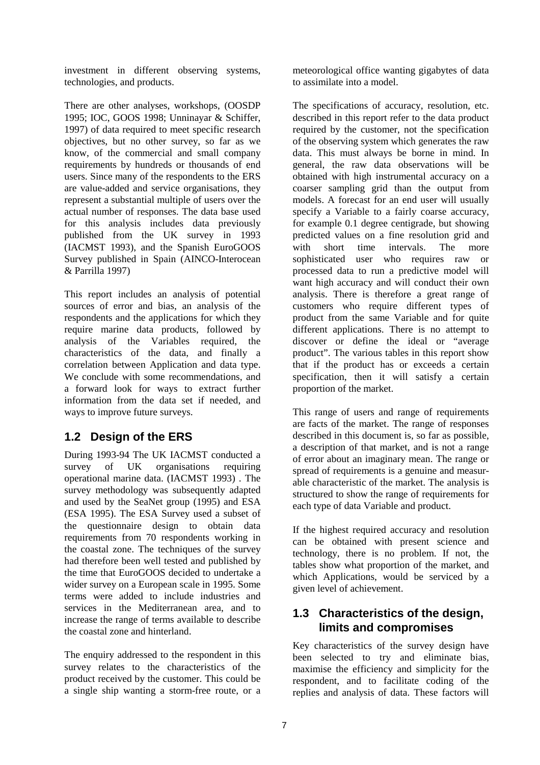investment in different observing systems, technologies, and products.

There are other analyses, workshops, (OOSDP 1995; IOC, GOOS 1998; Unninayar & Schiffer, 1997) of data required to meet specific research objectives, but no other survey, so far as we know, of the commercial and small company requirements by hundreds or thousands of end users. Since many of the respondents to the ERS are value-added and service organisations, they represent a substantial multiple of users over the actual number of responses. The data base used for this analysis includes data previously published from the UK survey in 1993 (IACMST 1993), and the Spanish EuroGOOS Survey published in Spain (AINCO-Interocean & Parrilla 1997)

This report includes an analysis of potential sources of error and bias, an analysis of the respondents and the applications for which they require marine data products, followed by analysis of the Variables required, the characteristics of the data, and finally a correlation between Application and data type. We conclude with some recommendations, and a forward look for ways to extract further information from the data set if needed, and ways to improve future surveys.

## 1.2 Design of the ERS

During 1993-94 The UK IACMST conducted a survey of UK organisations requiring operational marine data. (IACMST 1993) . The survey methodology was subsequently adapted and used by the SeaNet group (1995) and ESA (ESA 1995). The ESA Survey used a subset of the questionnaire design to obtain data requirements from 70 respondents working in the coastal zone. The techniques of the survey had therefore been well tested and published by the time that EuroGOOS decided to undertake a wider survey on a European scale in 1995. Some terms were added to include industries and services in the Mediterranean area, and to increase the range of terms available to describe the coastal zone and hinterland.

The enquiry addressed to the respondent in this survey relates to the characteristics of the product received by the customer. This could be a single ship wanting a storm-free route, or a meteorological office wanting gigabytes of data to assimilate into a model.

The specifications of accuracy, resolution, etc. described in this report refer to the data product required by the customer, not the specification of the observing system which generates the raw data. This must always be borne in mind. In general, the raw data observations will be obtained with high instrumental accuracy on a coarser sampling grid than the output from models. A forecast for an end user will usually specify a Variable to a fairly coarse accuracy, for example 0.1 degree centigrade, but showing predicted values on a fine resolution grid and with short time intervals. The more sophisticated user who requires raw or processed data to run a predictive model will want high accuracy and will conduct their own analysis. There is therefore a great range of customers who require different types of product from the same Variable and for quite different applications. There is no attempt to discover or define the ideal or "average product". The various tables in this report show that if the product has or exceeds a certain specification, then it will satisfy a certain proportion of the market.

This range of users and range of requirements are facts of the market. The range of responses described in this document is, so far as possible, a description of that market, and is not a range of error about an imaginary mean. The range or spread of requirements is a genuine and measurable characteristic of the market. The analysis is structured to show the range of requirements for each type of data Variable and product.

If the highest required accuracy and resolution can be obtained with present science and technology, there is no problem. If not, the tables show what proportion of the market, and which Applications, would be serviced by a given level of achievement.

## 1.3 Characteristics of the design, limits and compromises

Key characteristics of the survey design have been selected to try and eliminate bias, maximise the efficiency and simplicity for the respondent, and to facilitate coding of the replies and analysis of data. These factors will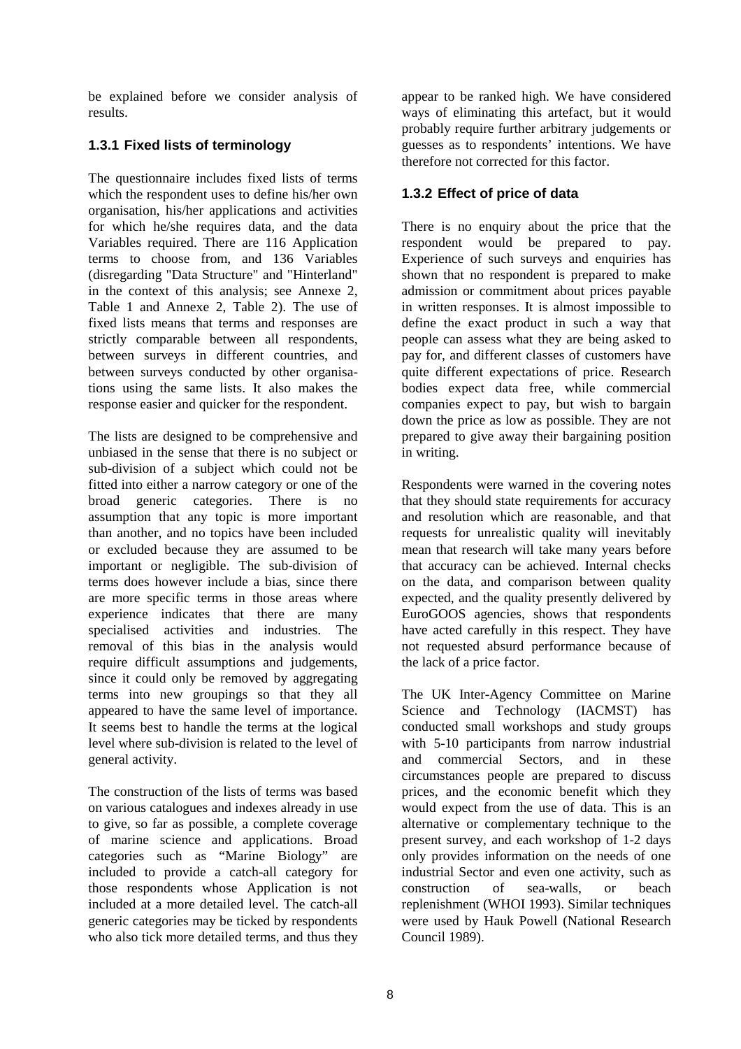be explained before we consider analysis of results.

### 1.3.1 Fixed lists of terminology

The questionnaire includes fixed lists of terms which the respondent uses to define his/her own organisation, his/her applications and activities for which he/she requires data, and the data Variables required. There are 116 Application terms to choose from, and 136 Variables (disregarding "Data Structure" and "Hinterland" in the context of this analysis; see Annexe 2, Table 1 and Annexe 2, Table 2). The use of fixed lists means that terms and responses are strictly comparable between all respondents, between surveys in different countries, and between surveys conducted by other organisations using the same lists. It also makes the response easier and quicker for the respondent.

The lists are designed to be comprehensive and unbiased in the sense that there is no subject or sub-division of a subject which could not be fitted into either a narrow category or one of the broad generic categories. There is no assumption that any topic is more important than another, and no topics have been included or excluded because they are assumed to be important or negligible. The sub-division of terms does however include a bias, since there are more specific terms in those areas where experience indicates that there are many specialised activities and industries. The removal of this bias in the analysis would require difficult assumptions and judgements, since it could only be removed by aggregating terms into new groupings so that they all appeared to have the same level of importance. It seems best to handle the terms at the logical level where sub-division is related to the level of general activity.

The construction of the lists of terms was based on various catalogues and indexes already in use to give, so far as possible, a complete coverage of marine science and applications. Broad categories such as “Marine Biology” are included to provide a catch-all category for those respondents whose Application is not included at a more detailed level. The catch-all generic categories may be ticked by respondents who also tick more detailed terms, and thus they appear to be ranked high. We have considered ways of eliminating this artefact, but it would probably require further arbitrary judgements or guesses as to respondents’ intentions. We have therefore not corrected for this factor.

### 1.3.2 Effect of price of data

There is no enquiry about the price that the respondent would be prepared to pay. Experience of such surveys and enquiries has shown that no respondent is prepared to make admission or commitment about prices payable in written responses. It is almost impossible to define the exact product in such a way that people can assess what they are being asked to pay for, and different classes of customers have quite different expectations of price. Research bodies expect data free, while commercial companies expect to pay, but wish to bargain down the price as low as possible. They are not prepared to give away their bargaining position in writing.

Respondents were warned in the covering notes that they should state requirements for accuracy and resolution which are reasonable, and that requests for unrealistic quality will inevitably mean that research will take many years before that accuracy can be achieved. Internal checks on the data, and comparison between quality expected, and the quality presently delivered by EuroGOOS agencies, shows that respondents have acted carefully in this respect. They have not requested absurd performance because of the lack of a price factor.

The UK Inter-Agency Committee on Marine Science and Technology (IACMST) has conducted small workshops and study groups with 5-10 participants from narrow industrial and commercial Sectors, and in these circumstances people are prepared to discuss prices, and the economic benefit which they would expect from the use of data. This is an alternative or complementary technique to the present survey, and each workshop of 1-2 days only provides information on the needs of one industrial Sector and even one activity, such as construction of sea-walls, or beach replenishment (WHOI 1993). Similar techniques were used by Hauk Powell (National Research Council 1989).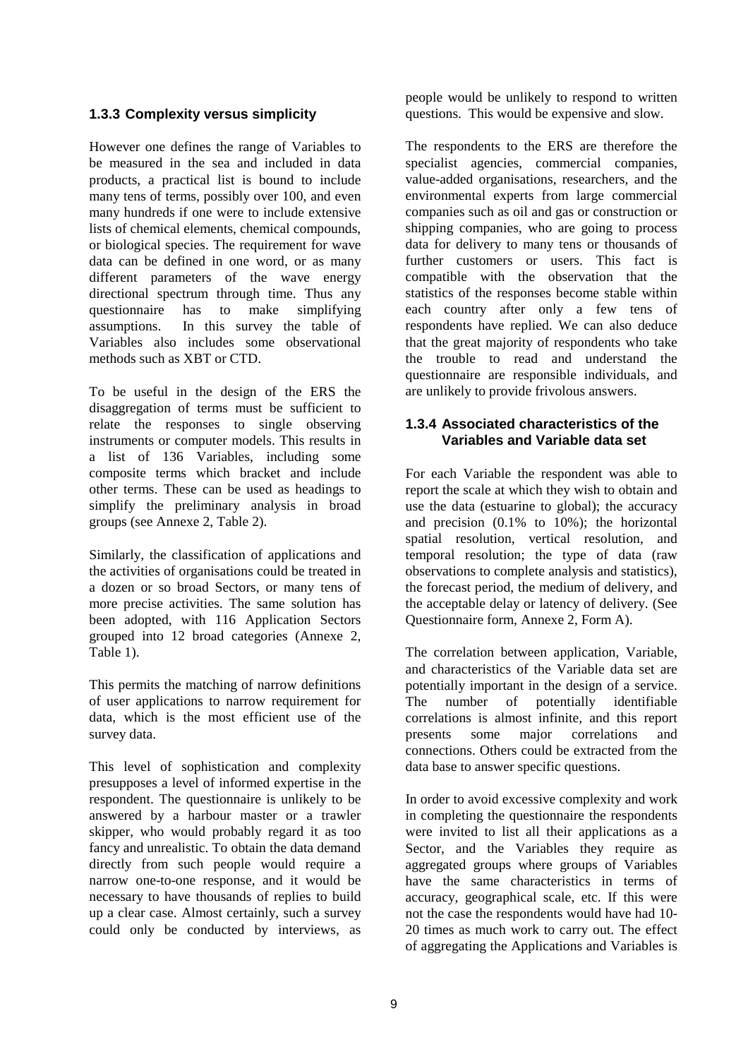### 1.3.3 Complexity versus simplicity

However one defines the range of Variables to be measured in the sea and included in data products, a practical list is bound to include many tens of terms, possibly over 100, and even many hundreds if one were to include extensive lists of chemical elements, chemical compounds, or biological species. The requirement for wave data can be defined in one word, or as many different parameters of the wave energy directional spectrum through time. Thus any questionnaire has to make simplifying assumptions. In this survey the table of Variables also includes some observational methods such as XBT or CTD.

To be useful in the design of the ERS the disaggregation of terms must be sufficient to relate the responses to single observing instruments or computer models. This results in a list of 136 Variables, including some composite terms which bracket and include other terms. These can be used as headings to simplify the preliminary analysis in broad groups (see Annexe 2, Table 2).

Similarly, the classification of applications and the activities of organisations could be treated in a dozen or so broad Sectors, or many tens of more precise activities. The same solution has been adopted, with 116 Application Sectors grouped into 12 broad categories (Annexe 2, Table 1).

This permits the matching of narrow definitions of user applications to narrow requirement for data, which is the most efficient use of the survey data.

This level of sophistication and complexity presupposes a level of informed expertise in the respondent. The questionnaire is unlikely to be answered by a harbour master or a trawler skipper, who would probably regard it as too fancy and unrealistic. To obtain the data demand directly from such people would require a narrow one-to-one response, and it would be necessary to have thousands of replies to build up a clear case. Almost certainly, such a survey could only be conducted by interviews, as people would be unlikely to respond to written questions. This would be expensive and slow.

The respondents to the ERS are therefore the specialist agencies, commercial companies, value-added organisations, researchers, and the environmental experts from large commercial companies such as oil and gas or construction or shipping companies, who are going to process data for delivery to many tens or thousands of further customers or users. This fact is compatible with the observation that the statistics of the responses become stable within each country after only a few tens of respondents have replied. We can also deduce that the great majority of respondents who take the trouble to read and understand the questionnaire are responsible individuals, and are unlikely to provide frivolous answers.

### 1.3.4 Associated characteristics of the Variables and Variable data set

For each Variable the respondent was able to report the scale at which they wish to obtain and use the data (estuarine to global); the accuracy and precision (0.1% to 10%); the horizontal spatial resolution, vertical resolution, and temporal resolution; the type of data (raw observations to complete analysis and statistics), the forecast period, the medium of delivery, and the acceptable delay or latency of delivery. (See Questionnaire form, Annexe 2, Form A).

The correlation between application, Variable, and characteristics of the Variable data set are potentially important in the design of a service. The number of potentially identifiable correlations is almost infinite, and this report presents some major correlations and connections. Others could be extracted from the data base to answer specific questions.

In order to avoid excessive complexity and work in completing the questionnaire the respondents were invited to list all their applications as a Sector, and the Variables they require as aggregated groups where groups of Variables have the same characteristics in terms of accuracy, geographical scale, etc. If this were not the case the respondents would have had 10-20 times as much work to carry out. The effect of aggregating the Applications and Variables is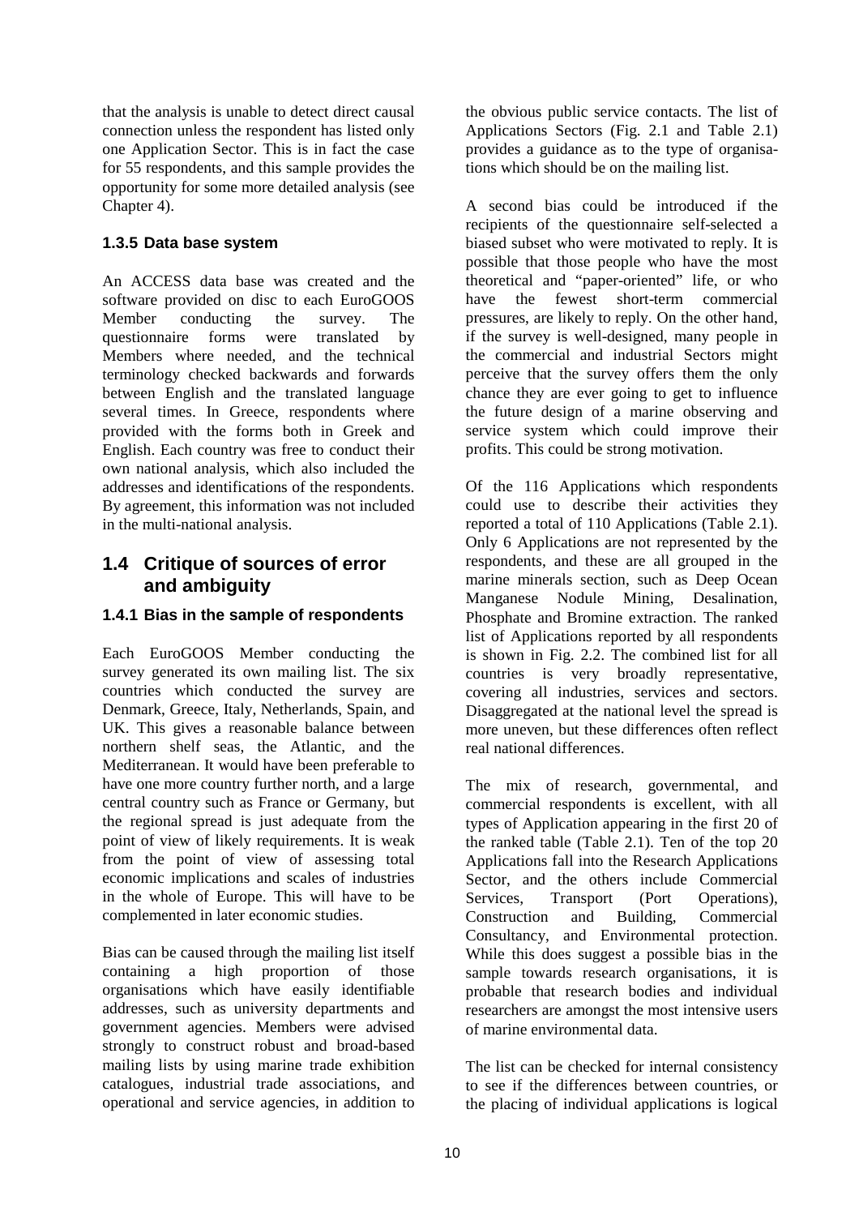that the analysis is unable to detect direct causal connection unless the respondent has listed only one Application Sector. This is in fact the case for 55 respondents, and this sample provides the opportunity for some more detailed analysis (see Chapter 4).

### 1.3.5 Data base system

An ACCESS data base was created and the software provided on disc to each EuroGOOS Member conducting the survey. The questionnaire forms were translated by Members where needed, and the technical terminology checked backwards and forwards between English and the translated language several times. In Greece, respondents where provided with the forms both in Greek and English. Each country was free to conduct their own national analysis, which also included the addresses and identifications of the respondents. By agreement, this information was not included in the multi-national analysis.

## 1.4 Critique of sources of error and ambiguity

### 1.4.1 Bias in the sample of respondents

Each EuroGOOS Member conducting the survey generated its own mailing list. The six countries which conducted the survey are Denmark, Greece, Italy, Netherlands, Spain, and UK. This gives a reasonable balance between northern shelf seas, the Atlantic, and the Mediterranean. It would have been preferable to have one more country further north, and a large central country such as France or Germany, but the regional spread is just adequate from the point of view of likely requirements. It is weak from the point of view of assessing total economic implications and scales of industries in the whole of Europe. This will have to be complemented in later economic studies.

Bias can be caused through the mailing list itself containing a high proportion of those organisations which have easily identifiable addresses, such as university departments and government agencies. Members were advised strongly to construct robust and broad-based mailing lists by using marine trade exhibition catalogues, industrial trade associations, and operational and service agencies, in addition to the obvious public service contacts. The list of Applications Sectors (Fig. 2.1 and Table 2.1) provides a guidance as to the type of organisations which should be on the mailing list.

A second bias could be introduced if the recipients of the questionnaire self-selected a biased subset who were motivated to reply. It is possible that those people who have the most theoretical and "paper-oriented" life, or who have the fewest short-term commercial pressures, are likely to reply. On the other hand, if the survey is well-designed, many people in the commercial and industrial Sectors might perceive that the survey offers them the only chance they are ever going to get to influence the future design of a marine observing and service system which could improve their profits. This could be strong motivation.

Of the 116 Applications which respondents could use to describe their activities they reported a total of 110 Applications (Table 2.1). Only 6 Applications are not represented by the respondents, and these are all grouped in the marine minerals section, such as Deep Ocean Manganese Nodule Mining, Desalination, Phosphate and Bromine extraction. The ranked list of Applications reported by all respondents is shown in Fig. 2.2. The combined list for all countries is very broadly representative, covering all industries, services and sectors. Disaggregated at the national level the spread is more uneven, but these differences often reflect real national differences.

The mix of research, governmental, and commercial respondents is excellent, with all types of Application appearing in the first 20 of the ranked table (Table 2.1). Ten of the top 20 Applications fall into the Research Applications Sector, and the others include Commercial Services, Transport (Port Operations), Construction and Building, Commercial Consultancy, and Environmental protection. While this does suggest a possible bias in the sample towards research organisations, it is probable that research bodies and individual researchers are amongst the most intensive users of marine environmental data.

The list can be checked for internal consistency to see if the differences between countries, or the placing of individual applications is logical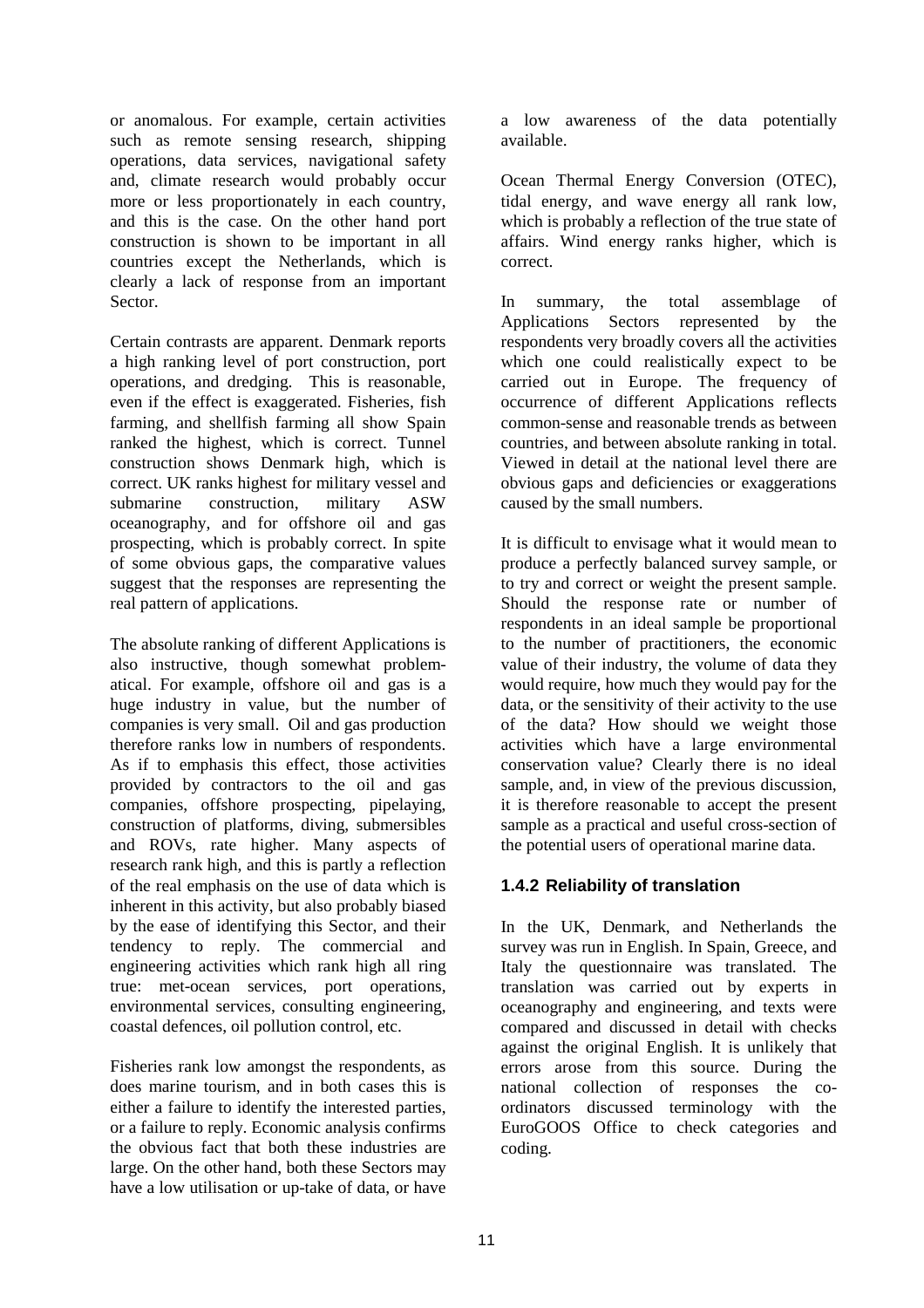or anomalous. For example, certain activities such as remote sensing research, shipping operations, data services, navigational safety and, climate research would probably occur more or less proportionately in each country, and this is the case. On the other hand port construction is shown to be important in all countries except the Netherlands, which is clearly a lack of response from an important Sector.

Certain contrasts are apparent. Denmark reports a high ranking level of port construction, port operations, and dredging. This is reasonable, even if the effect is exaggerated. Fisheries, fish farming, and shellfish farming all show Spain ranked the highest, which is correct. Tunnel construction shows Denmark high, which is correct. UK ranks highest for military vessel and submarine construction, military ASW oceanography, and for offshore oil and gas prospecting, which is probably correct. In spite of some obvious gaps, the comparative values suggest that the responses are representing the real pattern of applications.

The absolute ranking of different Applications is also instructive, though somewhat problematical. For example, offshore oil and gas is a huge industry in value, but the number of companies is very small. Oil and gas production therefore ranks low in numbers of respondents. As if to emphasis this effect, those activities provided by contractors to the oil and gas companies, offshore prospecting, pipelaying, construction of platforms, diving, submersibles and ROVs, rate higher. Many aspects of research rank high, and this is partly a reflection of the real emphasis on the use of data which is inherent in this activity, but also probably biased by the ease of identifying this Sector, and their tendency to reply. The commercial and engineering activities which rank high all ring true: met-ocean services, port operations, environmental services, consulting engineering, coastal defences, oil pollution control, etc.

Fisheries rank low amongst the respondents, as does marine tourism, and in both cases this is either a failure to identify the interested parties, or a failure to reply. Economic analysis confirms the obvious fact that both these industries are large. On the other hand, both these Sectors may have a low utilisation or up-take of data, or have a low awareness of the data potentially available.

Ocean Thermal Energy Conversion (OTEC), tidal energy, and wave energy all rank low, which is probably a reflection of the true state of affairs. Wind energy ranks higher, which is correct.

In summary, the total assemblage of Applications Sectors represented by the respondents very broadly covers all the activities which one could realistically expect to be carried out in Europe. The frequency of occurrence of different Applications reflects common-sense and reasonable trends as between countries, and between absolute ranking in total. Viewed in detail at the national level there are obvious gaps and deficiencies or exaggerations caused by the small numbers.

It is difficult to envisage what it would mean to produce a perfectly balanced survey sample, or to try and correct or weight the present sample. Should the response rate or number of respondents in an ideal sample be proportional to the number of practitioners, the economic value of their industry, the volume of data they would require, how much they would pay for the data, or the sensitivity of their activity to the use of the data? How should we weight those activities which have a large environmental conservation value? Clearly there is no ideal sample, and, in view of the previous discussion, it is therefore reasonable to accept the present sample as a practical and useful cross-section of the potential users of operational marine data.

### 1.4.2 Reliability of translation

In the UK, Denmark, and Netherlands the survey was run in English. In Spain, Greece, and Italy the questionnaire was translated. The translation was carried out by experts in oceanography and engineering, and texts were compared and discussed in detail with checks against the original English. It is unlikely that errors arose from this source. During the national collection of responses the co-ordinators discussed terminology with the EuroGOOS Office to check categories and coding.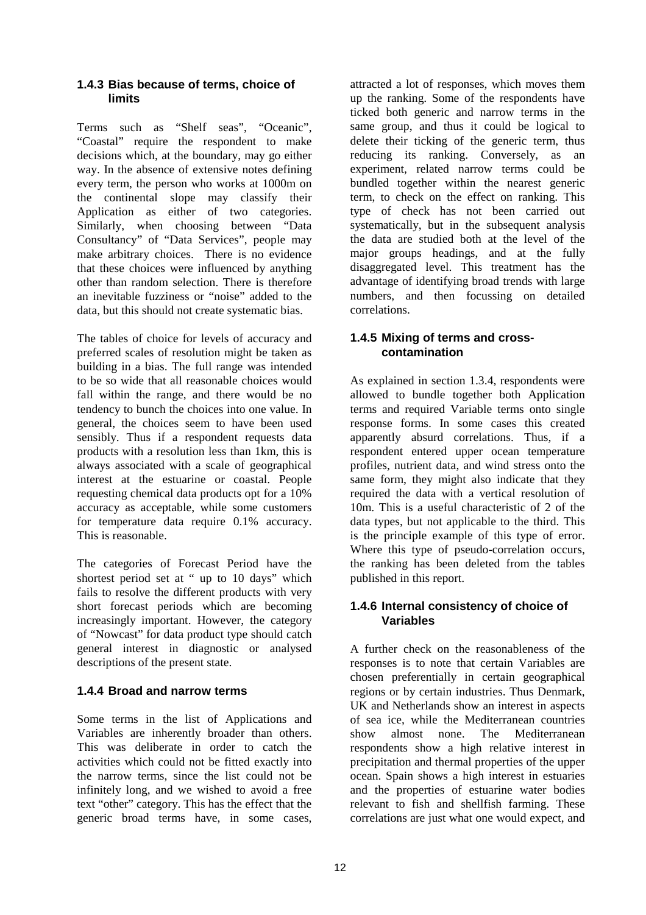### 1.4.3 Bias because of terms, choice of limits

Terms such as "Shelf seas", "Oceanic", "Coastal" require the respondent to make decisions which, at the boundary, may go either way. In the absence of extensive notes defining every term, the person who works at 1000m on the continental slope may classify their Application as either of two categories. Similarly, when choosing between "Data Consultancy" of "Data Services", people may make arbitrary choices. There is no evidence that these choices were influenced by anything other than random selection. There is therefore an inevitable fuzziness or "noise" added to the data, but this should not create systematic bias.

The tables of choice for levels of accuracy and preferred scales of resolution might be taken as building in a bias. The full range was intended to be so wide that all reasonable choices would fall within the range, and there would be no tendency to bunch the choices into one value. In general, the choices seem to have been used sensibly. Thus if a respondent requests data products with a resolution less than 1km, this is always associated with a scale of geographical interest at the estuarine or coastal. People requesting chemical data products opt for a 10% accuracy as acceptable, while some customers for temperature data require 0.1% accuracy. This is reasonable.

The categories of Forecast Period have the shortest period set at " up to 10 days" which fails to resolve the different products with very short forecast periods which are becoming increasingly important. However, the category of "Nowcast" for data product type should catch general interest in diagnostic or analysed descriptions of the present state.

### 1.4.4 Broad and narrow terms

Some terms in the list of Applications and Variables are inherently broader than others. This was deliberate in order to catch the activities which could not be fitted exactly into the narrow terms, since the list could not be infinitely long, and we wished to avoid a free text "other" category. This has the effect that the generic broad terms have, in some cases, attracted a lot of responses, which moves them up the ranking. Some of the respondents have ticked both generic and narrow terms in the same group, and thus it could be logical to delete their ticking of the generic term, thus reducing its ranking. Conversely, as an experiment, related narrow terms could be bundled together within the nearest generic term, to check on the effect on ranking. This type of check has not been carried out systematically, but in the subsequent analysis the data are studied both at the level of the major groups headings, and at the fully disaggregated level. This treatment has the advantage of identifying broad trends with large numbers, and then focussing on detailed correlations.

### 1.4.5 Mixing of terms and cross-contamination

As explained in section 1.3.4, respondents were allowed to bundle together both Application terms and required Variable terms onto single response forms. In some cases this created apparently absurd correlations. Thus, if a respondent entered upper ocean temperature profiles, nutrient data, and wind stress onto the same form, they might also indicate that they required the data with a vertical resolution of 10m. This is a useful characteristic of 2 of the data types, but not applicable to the third. This is the principle example of this type of error. Where this type of pseudo-correlation occurs, the ranking has been deleted from the tables published in this report.

### 1.4.6 Internal consistency of choice of Variables

A further check on the reasonableness of the responses is to note that certain Variables are chosen preferentially in certain geographical regions or by certain industries. Thus Denmark, UK and Netherlands show an interest in aspects of sea ice, while the Mediterranean countries show almost none. The Mediterranean respondents show a high relative interest in precipitation and thermal properties of the upper ocean. Spain shows a high interest in estuaries and the properties of estuarine water bodies relevant to fish and shellfish farming. These correlations are just what one would expect, and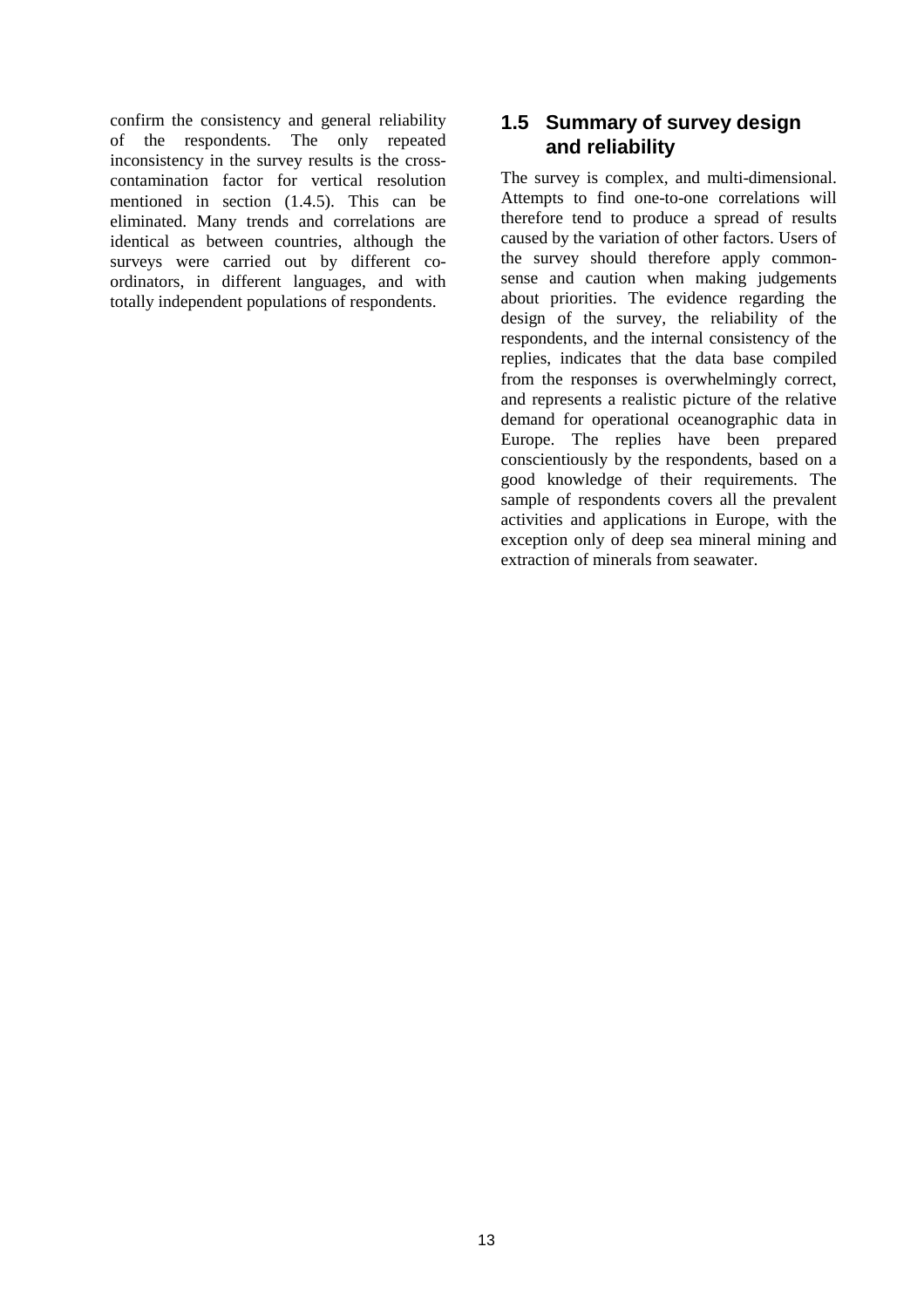confirm the consistency and general reliability of the respondents. The only repeated inconsistency in the survey results is the cross-contamination factor for vertical resolution mentioned in section (1.4.5). This can be eliminated. Many trends and correlations are identical as between countries, although the surveys were carried out by different co-ordinators, in different languages, and with totally independent populations of respondents.

## 1.5 Summary of survey design and reliability

The survey is complex, and multi-dimensional. Attempts to find one-to-one correlations will therefore tend to produce a spread of results caused by the variation of other factors. Users of the survey should therefore apply common-sense and caution when making judgements about priorities. The evidence regarding the design of the survey, the reliability of the respondents, and the internal consistency of the replies, indicates that the data base compiled from the responses is overwhelmingly correct, and represents a realistic picture of the relative demand for operational oceanographic data in Europe. The replies have been prepared conscientiously by the respondents, based on a good knowledge of their requirements. The sample of respondents covers all the prevalent activities and applications in Europe, with the exception only of deep sea mineral mining and extraction of minerals from seawater.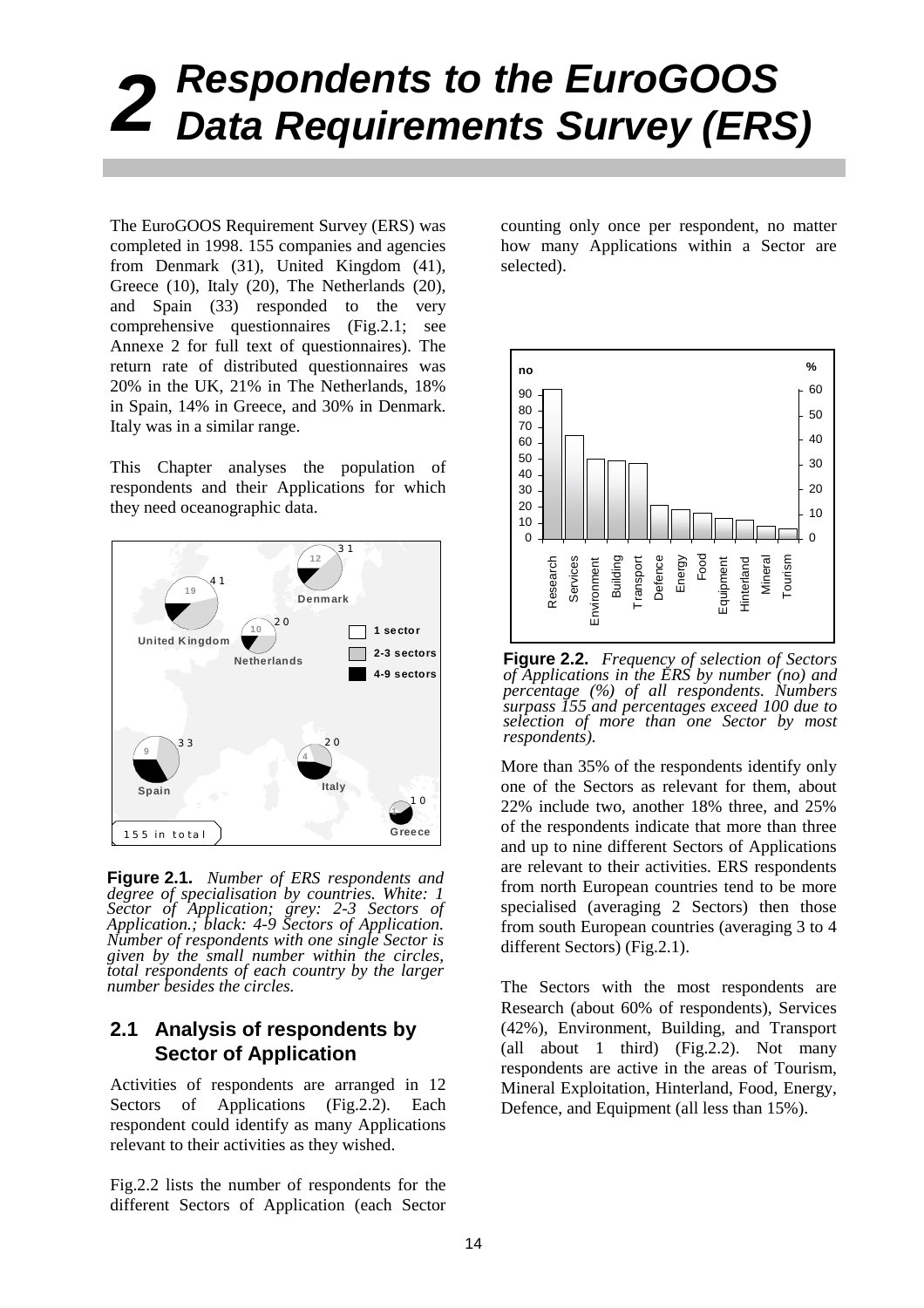# 2 Respondents to the EuroGOOS Data Requirements Survey (ERS)

The EuroGOOS Requirement Survey (ERS) was completed in 1998. 155 companies and agencies from Denmark (31), United Kingdom (41), Greece (10), Italy (20), The Netherlands (20), and Spain (33) responded to the very comprehensive questionnaires (Fig.2.1; see Annexe 2 for full text of questionnaires). The return rate of distributed questionnaires was 20% in the UK, 21% in The Netherlands, 18% in Spain, 14% in Greece, and 30% in Denmark. Italy was in a similar range.

This Chapter analyses the population of respondents and their Applications for which they need oceanographic data.

**Figure 2.1.** *Number of ERS respondents and degree of specialisation by countries. White: 1 Sector of Application; grey: 2-3 Sectors of Application.; black: 4-9 Sectors of Application. Number of respondents with one single Sector is given by the small number within the circles, total respondents of each country by the larger number besides the circles.*

## 2.1 Analysis of respondents by Sector of Application

Activities of respondents are arranged in 12 Sectors of Applications (Fig.2.2). Each respondent could identify as many Applications relevant to their activities as they wished.

Fig.2.2 lists the number of respondents for the different Sectors of Application (each Sector counting only once per respondent, no matter how many Applications within a Sector are selected).

**Figure 2.2.** *Frequency of selection of Sectors of Applications in the ERS by number (no) and percentage (%) of all respondents. Numbers surpass 155 and percentages exceed 100 due to selection of more than one Sector by most respondents).*

More than 35% of the respondents identify only one of the Sectors as relevant for them, about 22% include two, another 18% three, and 25% of the respondents indicate that more than three and up to nine different Sectors of Applications are relevant to their activities. ERS respondents from north European countries tend to be more specialised (averaging 2 Sectors) then those from south European countries (averaging 3 to 4 different Sectors) (Fig.2.1).

The Sectors with the most respondents are Research (about 60% of respondents), Services (42%), Environment, Building, and Transport (all about 1 third) (Fig.2.2). Not many respondents are active in the areas of Tourism, Mineral Exploitation, Hinterland, Food, Energy, Defence, and Equipment (all less than 15%).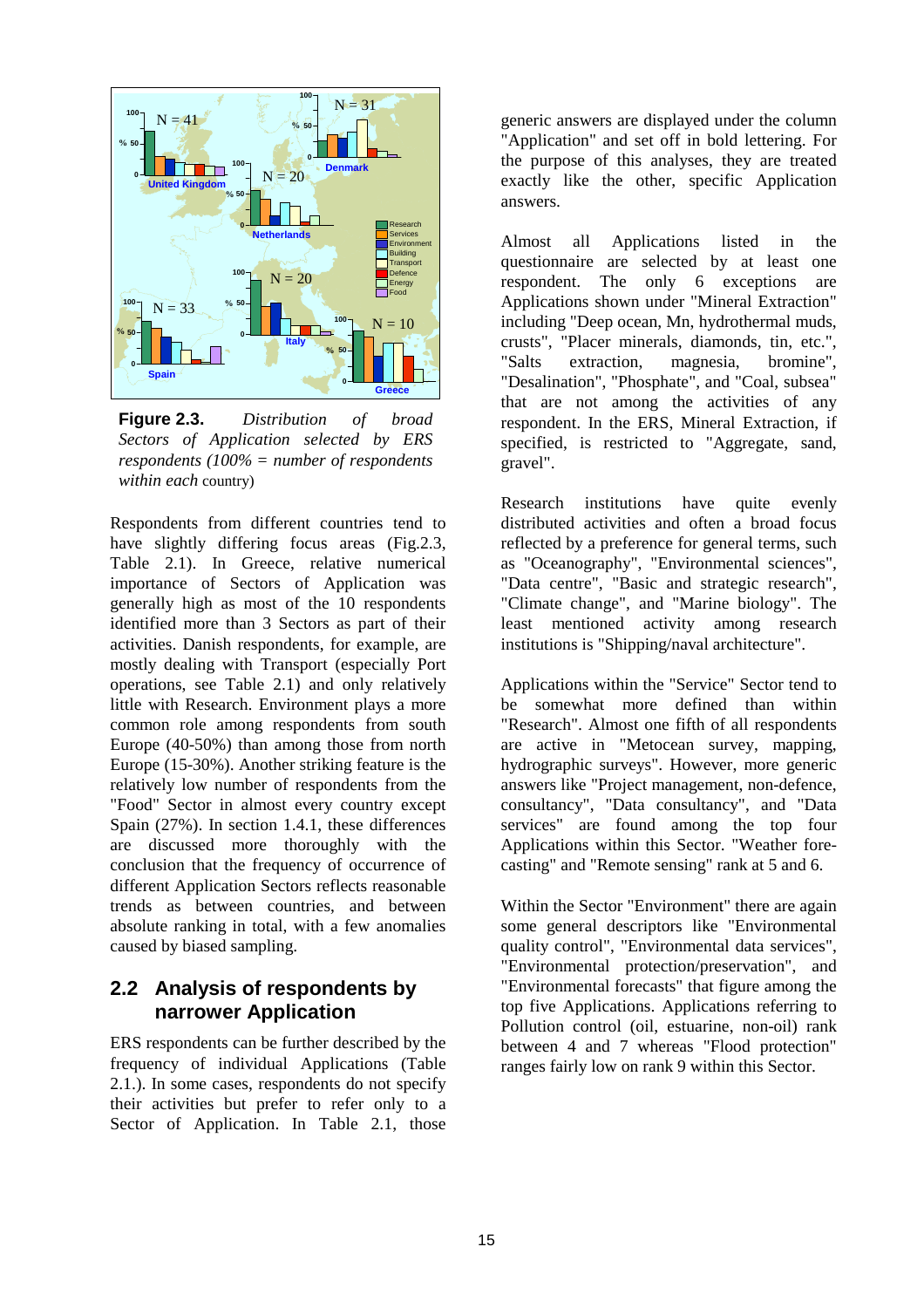**Figure 2.3.** *Distribution of broad Sectors of Application selected by ERS respondents (100% = number of respondents within each* country)

Respondents from different countries tend to have slightly differing focus areas (Fig.2.3, Table 2.1). In Greece, relative numerical importance of Sectors of Application was generally high as most of the 10 respondents identified more than 3 Sectors as part of their activities. Danish respondents, for example, are mostly dealing with Transport (especially Port operations, see Table 2.1) and only relatively little with Research. Environment plays a more common role among respondents from south Europe (40-50%) than among those from north Europe (15-30%). Another striking feature is the relatively low number of respondents from the "Food" Sector in almost every country except Spain (27%). In section 1.4.1, these differences are discussed more thoroughly with the conclusion that the frequency of occurrence of different Application Sectors reflects reasonable trends as between countries, and between absolute ranking in total, with a few anomalies caused by biased sampling.

## 2.2 Analysis of respondents by narrower Application

ERS respondents can be further described by the frequency of individual Applications (Table 2.1.). In some cases, respondents do not specify their activities but prefer to refer only to a Sector of Application. In Table 2.1, those generic answers are displayed under the column "Application" and set off in bold lettering. For the purpose of this analyses, they are treated exactly like the other, specific Application answers.

Almost all Applications listed in the questionnaire are selected by at least one respondent. The only 6 exceptions are Applications shown under "Mineral Extraction" including "Deep ocean, Mn, hydrothermal muds, crusts", "Placer minerals, diamonds, tin, etc.", "Salts extraction, magnesia, bromine", "Desalination", "Phosphate", and "Coal, subsea" that are not among the activities of any respondent. In the ERS, Mineral Extraction, if specified, is restricted to "Aggregate, sand, gravel".

Research institutions have quite evenly distributed activities and often a broad focus reflected by a preference for general terms, such as "Oceanography", "Environmental sciences", "Data centre", "Basic and strategic research", "Climate change", and "Marine biology". The least mentioned activity among research institutions is "Shipping/naval architecture".

Applications within the "Service" Sector tend to be somewhat more defined than within "Research". Almost one fifth of all respondents are active in "Metocean survey, mapping, hydrographic surveys". However, more generic answers like "Project management, non-defence, consultancy", "Data consultancy", and "Data services" are found among the top four Applications within this Sector. "Weather fore-casting" and "Remote sensing" rank at 5 and 6.

Within the Sector "Environment" there are again some general descriptors like "Environmental quality control", "Environmental data services", "Environmental protection/preservation", and "Environmental forecasts" that figure among the top five Applications. Applications referring to Pollution control (oil, estuarine, non-oil) rank between 4 and 7 whereas "Flood protection" ranges fairly low on rank 9 within this Sector.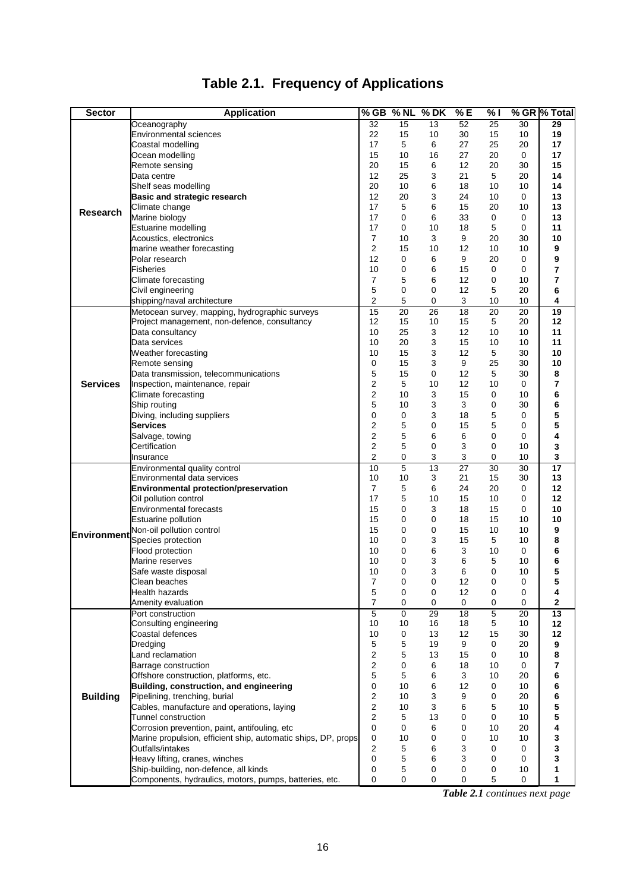# Table 2.1. Frequency of Applications

| Sector | Application | % GB | % NL | % DK | % E | % I | % GR | % Total |
|---|---|---|---|---|---|---|---|---|
| Research | Oceanography | 32 | 15 | 13 | 52 | 25 | 30 | **29** |
| | Environmental sciences | 22 | 15 | 10 | 30 | 15 | 10 | **19** |
| | Coastal modelling | 17 | 5 | 6 | 27 | 25 | 20 | **17** |
| | Ocean modelling | 15 | 10 | 16 | 27 | 20 | 0 | **17** |
| | Remote sensing | 20 | 15 | 6 | 12 | 20 | 30 | **15** |
| | Data centre | 12 | 25 | 3 | 21 | 5 | 20 | **14** |
| | Shelf seas modelling | 20 | 10 | 6 | 18 | 10 | 10 | **14** |
| | **Basic and strategic research** | 12 | 20 | 3 | 24 | 10 | 0 | **13** |
| | Climate change | 17 | 5 | 6 | 15 | 20 | 10 | **13** |
| | Marine biology | 17 | 0 | 6 | 33 | 0 | 0 | **13** |
| | Estuarine modelling | 17 | 0 | 10 | 18 | 5 | 0 | **11** |
| | Acoustics, electronics | 7 | 10 | 3 | 9 | 20 | 30 | **10** |
| | marine weather forecasting | 2 | 15 | 10 | 12 | 10 | 10 | **9** |
| | Polar research | 12 | 0 | 6 | 9 | 20 | 0 | **9** |
| | Fisheries | 10 | 0 | 6 | 15 | 0 | 0 | **7** |
| | Climate forecasting | 7 | 5 | 6 | 12 | 0 | 10 | **7** |
| | Civil engineering | 5 | 0 | 0 | 12 | 5 | 20 | **6** |
| | shipping/naval architecture | 2 | 5 | 0 | 3 | 10 | 10 | **4** |
| Services | Metocean survey, mapping, hydrographic surveys | 15 | 20 | 26 | 18 | 20 | 20 | **19** |
| | Project management, non-defence, consultancy | 12 | 15 | 10 | 15 | 5 | 20 | **12** |
| | Data consultancy | 10 | 25 | 3 | 12 | 10 | 10 | **11** |
| | Data services | 10 | 20 | 3 | 15 | 10 | 10 | **11** |
| | Weather forecasting | 10 | 15 | 3 | 12 | 5 | 30 | **10** |
| | Remote sensing | 0 | 15 | 3 | 9 | 25 | 30 | **10** |
| | Data transmission, telecommunications | 5 | 15 | 0 | 12 | 5 | 30 | **8** |
| | Inspection, maintenance, repair | 2 | 5 | 10 | 12 | 10 | 0 | **7** |
| | Climate forecasting | 2 | 10 | 3 | 15 | 0 | 10 | **6** |
| | Ship routing | 5 | 10 | 3 | 3 | 0 | 30 | **6** |
| | Diving, including suppliers | 0 | 0 | 3 | 18 | 5 | 0 | **5** |
| | **Services** | 2 | 5 | 0 | 15 | 5 | 0 | **5** |
| | Salvage, towing | 2 | 5 | 6 | 6 | 0 | 0 | **4** |
| | Certification | 2 | 5 | 0 | 3 | 0 | 10 | **3** |
| | Insurance | 2 | 0 | 3 | 3 | 0 | 10 | **3** |
| Environment | Environmental quality control | 10 | 5 | 13 | 27 | 30 | 30 | **17** |
| | Environmental data services | 10 | 10 | 3 | 21 | 15 | 30 | **13** |
| | **Environmental protection/preservation** | 7 | 5 | 6 | 24 | 20 | 0 | **12** |
| | Oil pollution control | 17 | 5 | 10 | 15 | 10 | 0 | **12** |
| | Environmental forecasts | 15 | 0 | 3 | 18 | 15 | 0 | **10** |
| | Estuarine pollution | 15 | 0 | 0 | 18 | 15 | 10 | **10** |
| | Non-oil pollution control | 15 | 0 | 0 | 15 | 10 | 10 | **9** |
| | Species protection | 10 | 0 | 3 | 15 | 5 | 10 | **8** |
| | Flood protection | 10 | 0 | 6 | 3 | 10 | 0 | **6** |
| | Marine reserves | 10 | 0 | 3 | 6 | 5 | 10 | **6** |
| | Safe waste disposal | 10 | 0 | 3 | 6 | 0 | 10 | **5** |
| | Clean beaches | 7 | 0 | 0 | 12 | 0 | 0 | **5** |
| | Health hazards | 5 | 0 | 0 | 12 | 0 | 0 | **4** |
| | Amenity evaluation | 7 | 0 | 0 | 0 | 0 | 0 | **2** |
| Building | Port construction | 5 | 0 | 29 | 18 | 5 | 20 | **13** |
| | Consulting engineering | 10 | 10 | 16 | 18 | 5 | 10 | **12** |
| | Coastal defences | 10 | 0 | 13 | 12 | 15 | 30 | **12** |
| | Dredging | 5 | 5 | 19 | 9 | 0 | 20 | **9** |
| | Land reclamation | 2 | 5 | 13 | 15 | 0 | 10 | **8** |
| | Barrage construction | 2 | 0 | 6 | 18 | 10 | 0 | **7** |
| | Offshore construction, platforms, etc. | 5 | 5 | 6 | 3 | 10 | 20 | **6** |
| | **Building, construction, and engineering** | 0 | 10 | 6 | 12 | 0 | 10 | **6** |
| | Pipelining, trenching, burial | 2 | 10 | 3 | 9 | 0 | 20 | **6** |
| | Cables, manufacture and operations, laying | 2 | 10 | 3 | 6 | 5 | 10 | **5** |
| | Tunnel construction | 2 | 5 | 13 | 0 | 0 | 10 | **5** |
| | Corrosion prevention, paint, antifouling, etc | 0 | 0 | 6 | 0 | 10 | 20 | **4** |
| | Marine propulsion, efficient ship, automatic ships, DP, props | 0 | 10 | 0 | 0 | 10 | 10 | **3** |
| | Outfalls/intakes | 2 | 5 | 6 | 3 | 0 | 0 | **3** |
| | Heavy lifting, cranes, winches | 0 | 5 | 6 | 3 | 0 | 0 | **3** |
| | Ship-building, non-defence, all kinds | 0 | 5 | 0 | 0 | 0 | 10 | **1** |
| | Components, hydraulics, motors, pumps, batteries, etc. | 0 | 0 | 0 | 0 | 5 | 0 | **1** |

***Table 2.1** continues next page*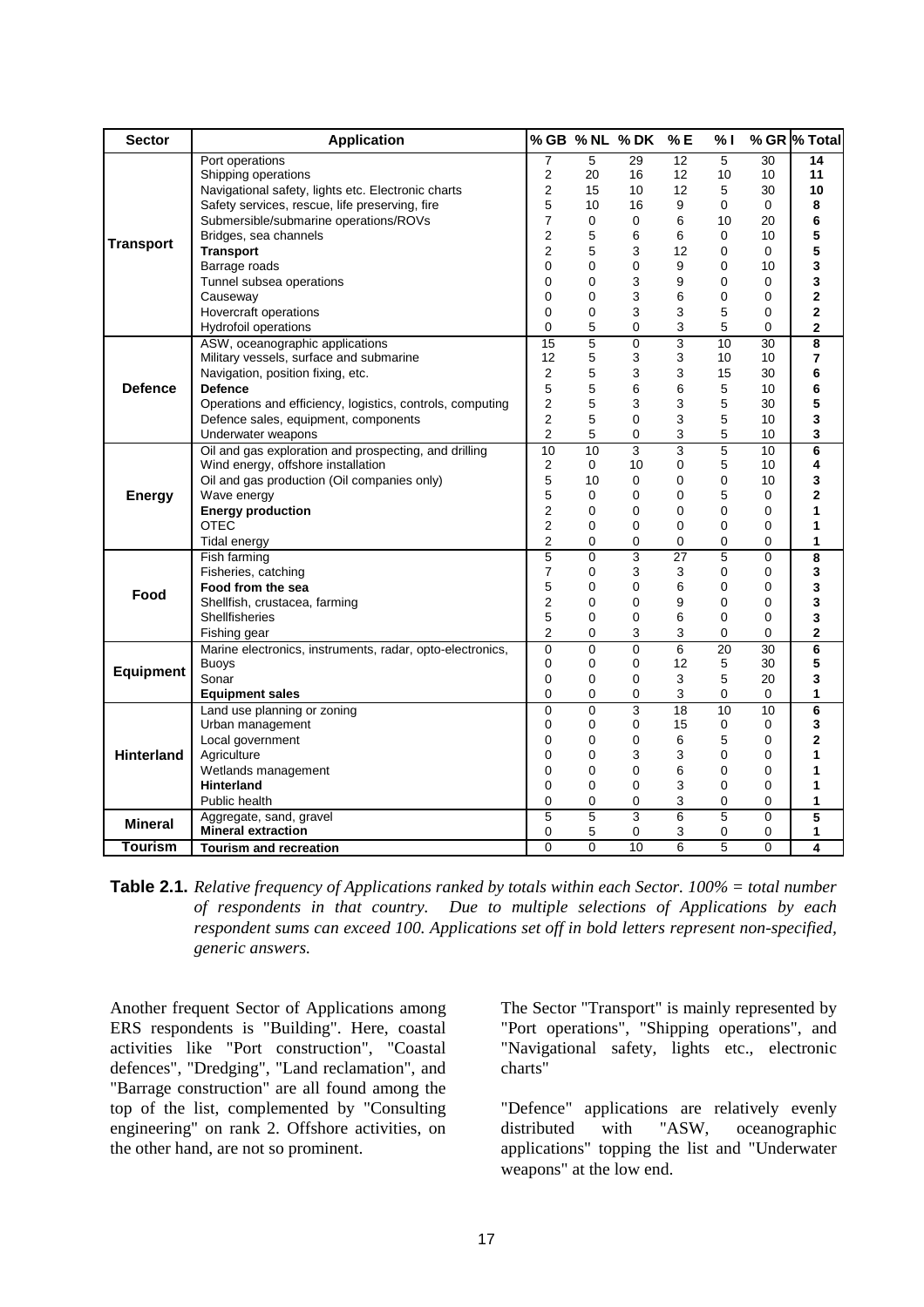| Sector | Application | % GB | % NL | % DK | % E | % I | % GR | % Total |
|---|---|---|---|---|---|---|---|---|
| Transport | Port operations | 7 | 5 | 29 | 12 | 5 | 30 | **14** |
| | Shipping operations | 2 | 20 | 16 | 12 | 10 | 10 | **11** |
| | Navigational safety, lights etc. Electronic charts | 2 | 15 | 10 | 12 | 5 | 30 | **10** |
| | Safety services, rescue, life preserving, fire | 5 | 10 | 16 | 9 | 0 | 0 | **8** |
| | Submersible/submarine operations/ROVs | 7 | 0 | 0 | 6 | 10 | 20 | **6** |
| | Bridges, sea channels | 2 | 5 | 6 | 6 | 0 | 10 | **5** |
| | **Transport** | 2 | 5 | 3 | 12 | 0 | 0 | **5** |
| | Barrage roads | 0 | 0 | 0 | 9 | 0 | 10 | **3** |
| | Tunnel subsea operations | 0 | 0 | 3 | 9 | 0 | 0 | **3** |
| | Causeway | 0 | 0 | 3 | 6 | 0 | 0 | **2** |
| | Hovercraft operations | 0 | 0 | 3 | 3 | 5 | 0 | **2** |
| | Hydrofoil operations | 0 | 5 | 0 | 3 | 5 | 0 | **2** |
| Defence | ASW, oceanographic applications | 15 | 5 | 0 | 3 | 10 | 30 | **8** |
| | Military vessels, surface and submarine | 12 | 5 | 3 | 3 | 10 | 10 | **7** |
| | Navigation, position fixing, etc. | 2 | 5 | 3 | 3 | 15 | 30 | **6** |
| | **Defence** | 5 | 5 | 6 | 6 | 5 | 10 | **6** |
| | Operations and efficiency, logistics, controls, computing | 2 | 5 | 3 | 3 | 5 | 30 | **5** |
| | Defence sales, equipment, components | 2 | 5 | 0 | 3 | 5 | 10 | **3** |
| | Underwater weapons | 2 | 5 | 0 | 3 | 5 | 10 | **3** |
| Energy | Oil and gas exploration and prospecting, and drilling | 10 | 10 | 3 | 3 | 5 | 10 | **6** |
| | Wind energy, offshore installation | 2 | 0 | 10 | 0 | 5 | 10 | **4** |
| | Oil and gas production (Oil companies only) | 5 | 10 | 0 | 0 | 0 | 10 | **3** |
| | Wave energy | 5 | 0 | 0 | 0 | 5 | 0 | **2** |
| | **Energy production** | 2 | 0 | 0 | 0 | 0 | 0 | **1** |
| | OTEC | 2 | 0 | 0 | 0 | 0 | 0 | **1** |
| | Tidal energy | 2 | 0 | 0 | 0 | 0 | 0 | **1** |
| Food | Fish farming | 5 | 0 | 3 | 27 | 5 | 0 | **8** |
| | Fisheries, catching | 7 | 0 | 3 | 3 | 0 | 0 | **3** |
| | **Food from the sea** | 5 | 0 | 0 | 6 | 0 | 0 | **3** |
| | Shellfish, crustacea, farming | 2 | 0 | 0 | 9 | 0 | 0 | **3** |
| | Shellfisheries | 5 | 0 | 0 | 6 | 0 | 0 | **3** |
| | Fishing gear | 2 | 0 | 3 | 3 | 0 | 0 | **2** |
| Equipment | Marine electronics, instruments, radar, opto-electronics, | 0 | 0 | 0 | 6 | 20 | 30 | **6** |
| | Buoys | 0 | 0 | 0 | 12 | 5 | 30 | **5** |
| | Sonar | 0 | 0 | 0 | 3 | 5 | 20 | **3** |
| | **Equipment sales** | 0 | 0 | 0 | 3 | 0 | 0 | **1** |
| Hinterland | Land use planning or zoning | 0 | 0 | 3 | 18 | 10 | 10 | **6** |
| | Urban management | 0 | 0 | 0 | 15 | 0 | 0 | **3** |
| | Local government | 0 | 0 | 0 | 6 | 5 | 0 | **2** |
| | Agriculture | 0 | 0 | 3 | 3 | 0 | 0 | **1** |
| | Wetlands management | 0 | 0 | 0 | 6 | 0 | 0 | **1** |
| | **Hinterland** | 0 | 0 | 0 | 3 | 0 | 0 | **1** |
| | Public health | 0 | 0 | 0 | 3 | 0 | 0 | **1** |
| Mineral | Aggregate, sand, gravel | 5 | 5 | 3 | 6 | 5 | 0 | **5** |
| | **Mineral extraction** | 0 | 5 | 0 | 3 | 0 | 0 | **1** |
| Tourism | **Tourism and recreation** | 0 | 0 | 10 | 6 | 5 | 0 | **4** |

**Table 2.1.** *Relative frequency of Applications ranked by totals within each Sector. 100% = total number of respondents in that country. Due to multiple selections of Applications by each respondent sums can exceed 100. Applications set off in bold letters represent non-specified, generic answers.*

Another frequent Sector of Applications among ERS respondents is "Building". Here, coastal activities like "Port construction", "Coastal defences", "Dredging", "Land reclamation", and "Barrage construction" are all found among the top of the list, complemented by "Consulting engineering" on rank 2. Offshore activities, on the other hand, are not so prominent.

The Sector "Transport" is mainly represented by "Port operations", "Shipping operations", and "Navigational safety, lights etc., electronic charts"

"Defence" applications are relatively evenly distributed with "ASW, oceanographic applications" topping the list and "Underwater weapons" at the low end.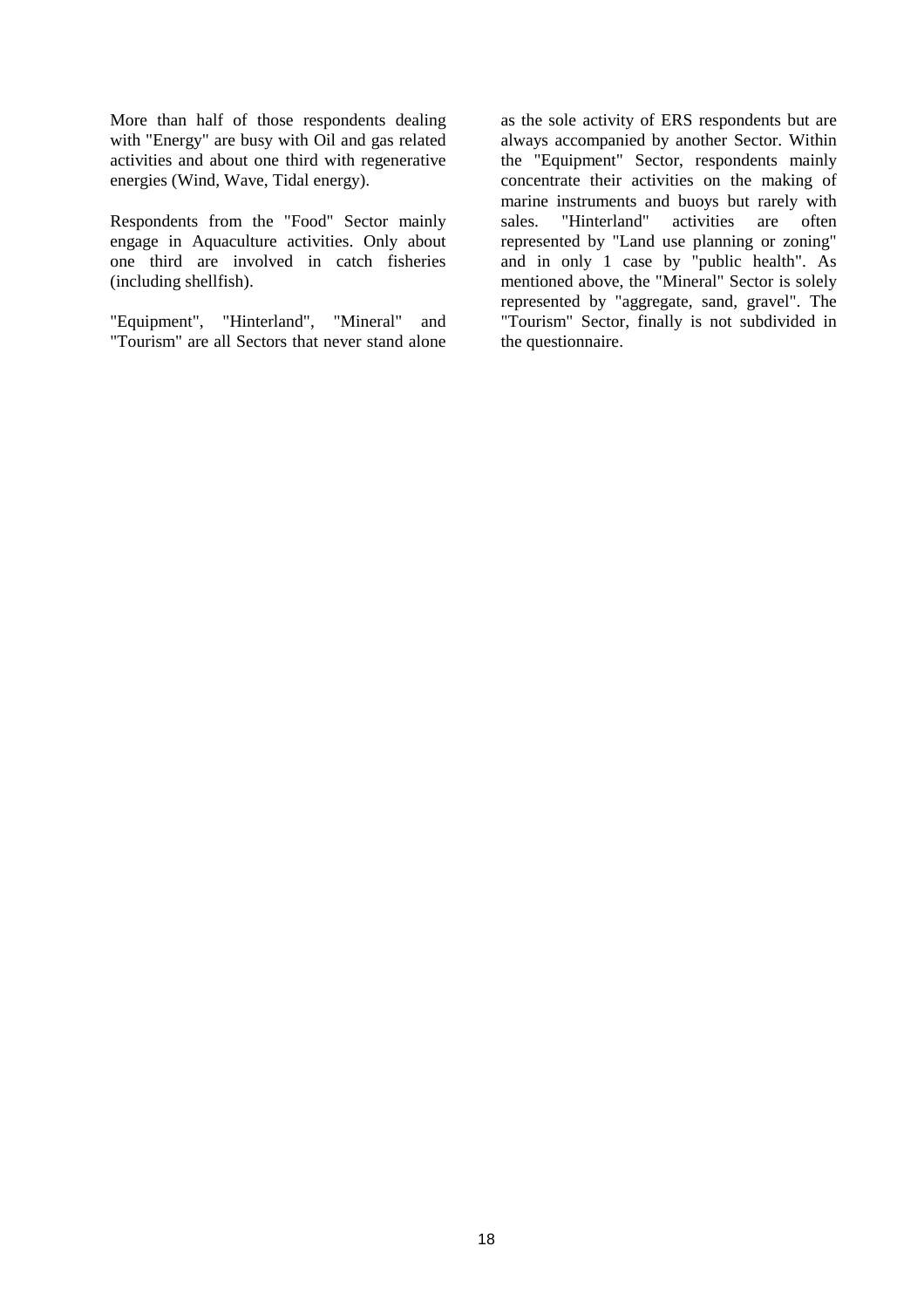More than half of those respondents dealing with "Energy" are busy with Oil and gas related activities and about one third with regenerative energies (Wind, Wave, Tidal energy).

Respondents from the "Food" Sector mainly engage in Aquaculture activities. Only about one third are involved in catch fisheries (including shellfish).

"Equipment", "Hinterland", "Mineral" and "Tourism" are all Sectors that never stand alone as the sole activity of ERS respondents but are always accompanied by another Sector. Within the "Equipment" Sector, respondents mainly concentrate their activities on the making of marine instruments and buoys but rarely with sales. "Hinterland" activities are often represented by "Land use planning or zoning" and in only 1 case by "public health". As mentioned above, the "Mineral" Sector is solely represented by "aggregate, sand, gravel". The "Tourism" Sector, finally is not subdivided in the questionnaire.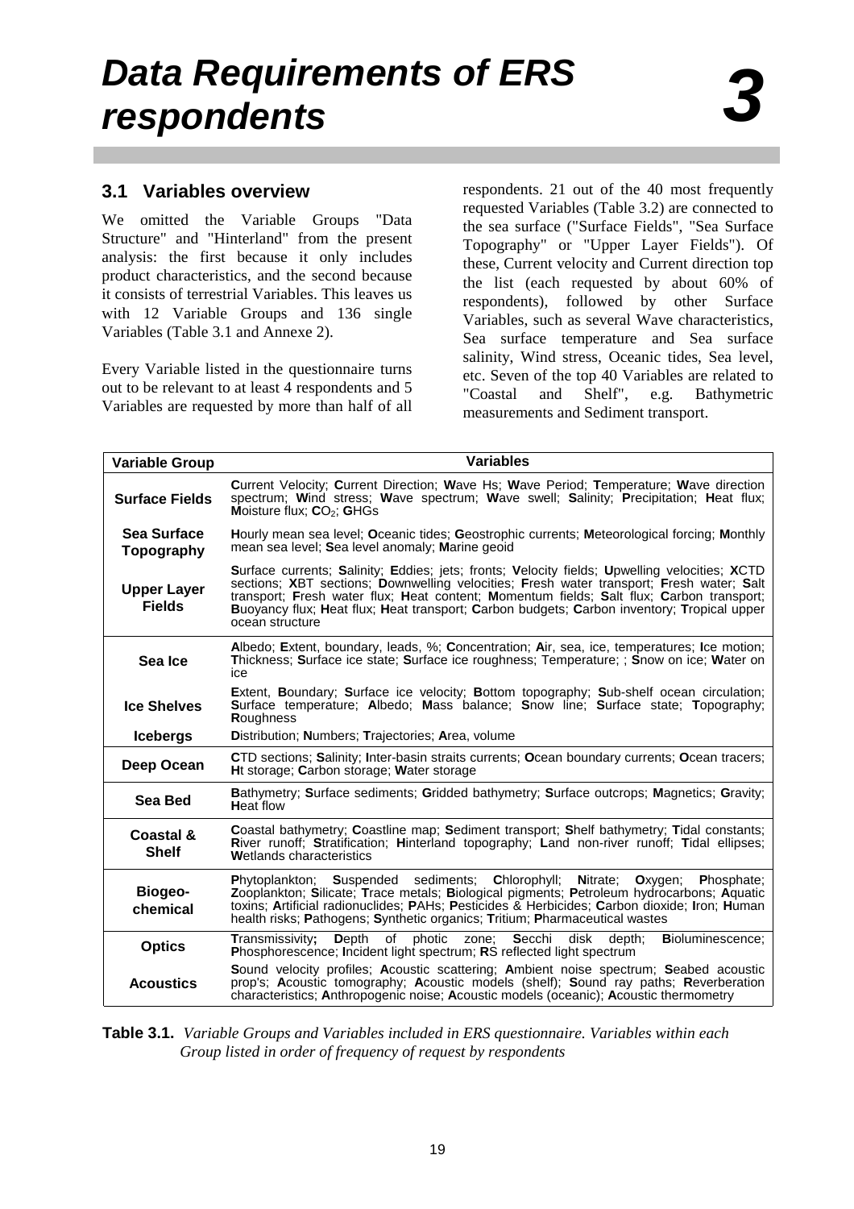# Data Requirements of ERS respondents

# 3

## 3.1 Variables overview

We omitted the Variable Groups "Data Structure" and "Hinterland" from the present analysis: the first because it only includes product characteristics, and the second because it consists of terrestrial Variables. This leaves us with 12 Variable Groups and 136 single Variables (Table 3.1 and Annexe 2).

Every Variable listed in the questionnaire turns out to be relevant to at least 4 respondents and 5 Variables are requested by more than half of all respondents. 21 out of the 40 most frequently requested Variables (Table 3.2) are connected to the sea surface ("Surface Fields", "Sea Surface Topography" or "Upper Layer Fields"). Of these, Current velocity and Current direction top the list (each requested by about 60% of respondents), followed by other Surface Variables, such as several Wave characteristics, Sea surface temperature and Sea surface salinity, Wind stress, Oceanic tides, Sea level, etc. Seven of the top 40 Variables are related to "Coastal and Shelf", e.g. Bathymetric measurements and Sediment transport.

| Variable Group | Variables |
|---|---|
| **Surface Fields** | **C**urrent Velocity; **C**urrent Direction; **W**ave Hs; **W**ave Period; **T**emperature; **W**ave direction spectrum; **W**ind stress; **W**ave spectrum; **W**ave swell; **S**alinity; **P**recipitation; **H**eat flux; **M**oisture flux; **$CO_2$**; **G**HGs |
| **Sea Surface Topography** | **H**ourly mean sea level; **O**ceanic tides; **G**eostrophic currents; **M**eteorological forcing; **M**onthly mean sea level; **S**ea level anomaly; **M**arine geoid |
| **Upper Layer Fields** | **S**urface currents; **S**alinity; **E**ddies; jets; fronts; **V**elocity fields; **U**pwelling velocities; **X**CTD sections; **X**BT sections; **D**ownwelling velocities; **F**resh water transport; **F**resh water; **S**alt transport; **F**resh water flux; **H**eat content; **M**omentum fields; **S**alt flux; **C**arbon transport; **B**uoyancy flux; **H**eat flux; **H**eat transport; **C**arbon budgets; **C**arbon inventory; **T**ropical upper ocean structure |
| **Sea Ice** | **A**lbedo; **E**xtent, boundary, leads, %; **C**oncentration; **A**ir, sea, ice, temperatures; **I**ce motion; **T**hickness; **S**urface ice state; **S**urface ice roughness; Temperature; ; **S**now on ice; **W**ater on ice |
| **Ice Shelves** | **E**xtent, **B**oundary; **S**urface ice velocity; **B**ottom topography; **S**ub-shelf ocean circulation; **S**urface temperature; **A**lbedo; **M**ass balance; **S**now line; **S**urface state; **T**opography; **R**oughness |
| **Icebergs** | **D**istribution; **N**umbers; **T**rajectories; **A**rea, volume |
| **Deep Ocean** | **C**TD sections; **S**alinity; **I**nter-basin straits currents; **O**cean boundary currents; **O**cean tracers; **H**t storage; **C**arbon storage; **W**ater storage |
| **Sea Bed** | **B**athymetry; **S**urface sediments; **G**ridded bathymetry; **S**urface outcrops; **M**agnetics; **G**ravity; **H**eat flow |
| **Coastal & Shelf** | **C**oastal bathymetry; **C**oastline map; **S**ediment transport; **S**helf bathymetry; **T**idal constants; **R**iver runoff; **S**tratification; **H**interland topography; **L**and non-river runoff; **T**idal ellipses; **W**etlands characteristics |
| **Biogeo-chemical** | **P**hytoplankton; **S**uspended sediments; **C**hlorophyll; **N**itrate; **O**xygen; **P**hosphate; **Z**ooplankton; **S**ilicate; **T**race metals; **B**iological pigments; **P**etroleum hydrocarbons; **A**quatic toxins; **A**rtificial radionuclides; **P**AHs; **P**esticides & Herbicides; **C**arbon dioxide; **I**ron; **H**uman health risks; **P**athogens; **S**ynthetic organics; **T**ritium; **P**harmaceutical wastes |
| **Optics** | **T**ransmissivity**;** **D**epth of photic zone; **S**ecchi disk depth; **B**ioluminescence; **P**hosphorescence; **I**ncident light spectrum; **R**S reflected light spectrum |
| **Acoustics** | **S**ound velocity profiles; **A**coustic scattering; **A**mbient noise spectrum; **S**eabed acoustic prop's; **A**coustic tomography; **A**coustic models (shelf); **S**ound ray paths; **R**everberation characteristics; **A**nthropogenic noise; **A**coustic models (oceanic); **A**coustic thermometry |

**Table 3.1.** *Variable Groups and Variables included in ERS questionnaire. Variables within each Group listed in order of frequency of request by respondents*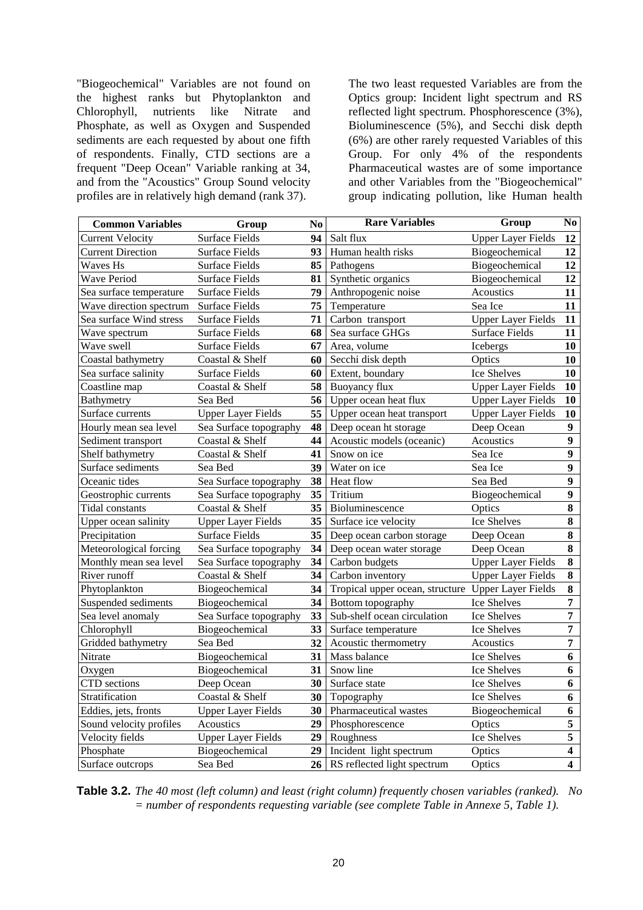"Biogeochemical" Variables are not found on the highest ranks but Phytoplankton and Chlorophyll, nutrients like Nitrate and Phosphate, as well as Oxygen and Suspended sediments are each requested by about one fifth of respondents. Finally, CTD sections are a frequent "Deep Ocean" Variable ranking at 34, and from the "Acoustics" Group Sound velocity profiles are in relatively high demand (rank 37).

The two least requested Variables are from the Optics group: Incident light spectrum and RS reflected light spectrum. Phosphorescence (3%), Bioluminescence (5%), and Secchi disk depth (6%) are other rarely requested Variables of this Group. For only 4% of the respondents Pharmaceutical wastes are of some importance and other Variables from the "Biogeochemical" group indicating pollution, like Human health

| Common Variables | Group | No | Rare Variables | Group | No |
|---|---|---|---|---|---|
| Current Velocity | Surface Fields | **94** | Salt flux | Upper Layer Fields | **12** |
| Current Direction | Surface Fields | **93** | Human health risks | Biogeochemical | **12** |
| Waves Hs | Surface Fields | **85** | Pathogens | Biogeochemical | **12** |
| Wave Period | Surface Fields | **81** | Synthetic organics | Biogeochemical | **12** |
| Sea surface temperature | Surface Fields | **79** | Anthropogenic noise | Acoustics | **11** |
| Wave direction spectrum | Surface Fields | **75** | Temperature | Sea Ice | **11** |
| Sea surface Wind stress | Surface Fields | **71** | Carbon transport | Upper Layer Fields | **11** |
| Wave spectrum | Surface Fields | **68** | Sea surface GHGs | Surface Fields | **11** |
| Wave swell | Surface Fields | **67** | Area, volume | Icebergs | **10** |
| Coastal bathymetry | Coastal & Shelf | **60** | Secchi disk depth | Optics | **10** |
| Sea surface salinity | Surface Fields | **60** | Extent, boundary | Ice Shelves | **10** |
| Coastline map | Coastal & Shelf | **58** | Buoyancy flux | Upper Layer Fields | **10** |
| Bathymetry | Sea Bed | **56** | Upper ocean heat flux | Upper Layer Fields | **10** |
| Surface currents | Upper Layer Fields | **55** | Upper ocean heat transport | Upper Layer Fields | **10** |
| Hourly mean sea level | Sea Surface topography | **48** | Deep ocean ht storage | Deep Ocean | **9** |
| Sediment transport | Coastal & Shelf | **44** | Acoustic models (oceanic) | Acoustics | **9** |
| Shelf bathymetry | Coastal & Shelf | **41** | Snow on ice | Sea Ice | **9** |
| Surface sediments | Sea Bed | **39** | Water on ice | Sea Ice | **9** |
| Oceanic tides | Sea Surface topography | **38** | Heat flow | Sea Bed | **9** |
| Geostrophic currents | Sea Surface topography | **35** | Tritium | Biogeochemical | **9** |
| Tidal constants | Coastal & Shelf | **35** | Bioluminescence | Optics | **8** |
| Upper ocean salinity | Upper Layer Fields | **35** | Surface ice velocity | Ice Shelves | **8** |
| Precipitation | Surface Fields | **35** | Deep ocean carbon storage | Deep Ocean | **8** |
| Meteorological forcing | Sea Surface topography | **34** | Deep ocean water storage | Deep Ocean | **8** |
| Monthly mean sea level | Sea Surface topography | **34** | Carbon budgets | Upper Layer Fields | **8** |
| River runoff | Coastal & Shelf | **34** | Carbon inventory | Upper Layer Fields | **8** |
| Phytoplankton | Biogeochemical | **34** | Tropical upper ocean, structure | Upper Layer Fields | **8** |
| Suspended sediments | Biogeochemical | **34** | Bottom topography | Ice Shelves | **7** |
| Sea level anomaly | Sea Surface topography | **33** | Sub-shelf ocean circulation | Ice Shelves | **7** |
| Chlorophyll | Biogeochemical | **33** | Surface temperature | Ice Shelves | **7** |
| Gridded bathymetry | Sea Bed | **32** | Acoustic thermometry | Acoustics | **7** |
| Nitrate | Biogeochemical | **31** | Mass balance | Ice Shelves | **6** |
| Oxygen | Biogeochemical | **31** | Snow line | Ice Shelves | **6** |
| CTD sections | Deep Ocean | **30** | Surface state | Ice Shelves | **6** |
| Stratification | Coastal & Shelf | **30** | Topography | Ice Shelves | **6** |
| Eddies, jets, fronts | Upper Layer Fields | **30** | Pharmaceutical wastes | Biogeochemical | **6** |
| Sound velocity profiles | Acoustics | **29** | Phosphorescence | Optics | **5** |
| Velocity fields | Upper Layer Fields | **29** | Roughness | Ice Shelves | **5** |
| Phosphate | Biogeochemical | **29** | Incident light spectrum | Optics | **4** |
| Surface outcrops | Sea Bed | **26** | RS reflected light spectrum | Optics | **4** |

**Table 3.2.** *The 40 most (left column) and least (right column) frequently chosen variables (ranked). No = number of respondents requesting variable (see complete Table in Annexe 5, Table 1).*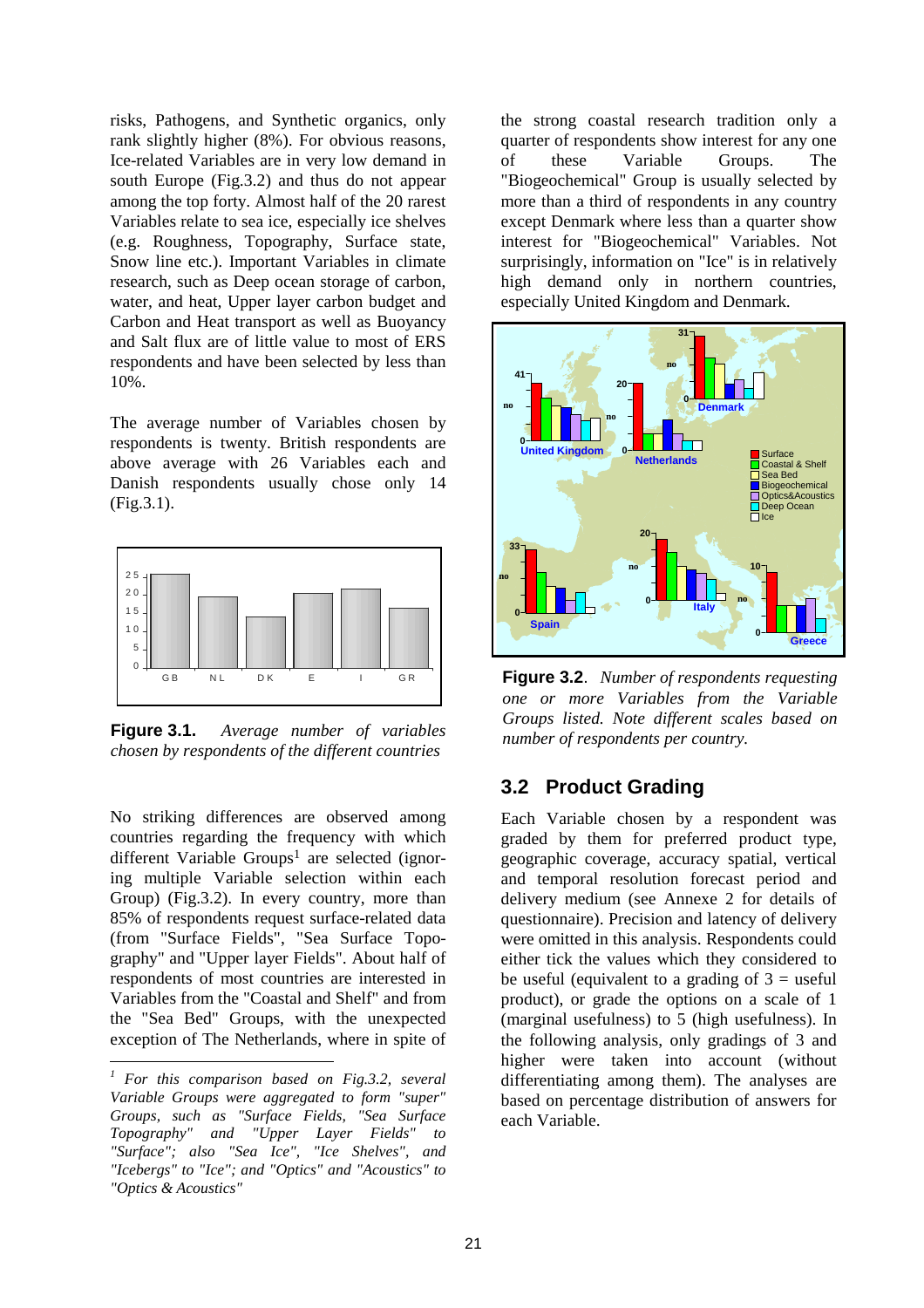risks, Pathogens, and Synthetic organics, only rank slightly higher (8%). For obvious reasons, Ice-related Variables are in very low demand in south Europe (Fig.3.2) and thus do not appear among the top forty. Almost half of the 20 rarest Variables relate to sea ice, especially ice shelves (e.g. Roughness, Topography, Surface state, Snow line etc.). Important Variables in climate research, such as Deep ocean storage of carbon, water, and heat, Upper layer carbon budget and Carbon and Heat transport as well as Buoyancy and Salt flux are of little value to most of ERS respondents and have been selected by less than 10%.

The average number of Variables chosen by respondents is twenty. British respondents are above average with 26 Variables each and Danish respondents usually chose only 14 (Fig.3.1).

**Figure 3.1.** *Average number of variables chosen by respondents of the different countries*

No striking differences are observed among countries regarding the frequency with which different Variable Groups[1] are selected (ignoring multiple Variable selection within each Group) (Fig.3.2). In every country, more than 85% of respondents request surface-related data (from "Surface Fields", "Sea Surface Topography" and "Upper layer Fields"). About half of respondents of most countries are interested in Variables from the "Coastal and Shelf" and from the "Sea Bed" Groups, with the unexpected exception of The Netherlands, where in spite of the strong coastal research tradition only a quarter of respondents show interest for any one of these Variable Groups. The "Biogeochemical" Group is usually selected by more than a third of respondents in any country except Denmark where less than a quarter show interest for "Biogeochemical" Variables. Not surprisingly, information on "Ice" is in relatively high demand only in northern countries, especially United Kingdom and Denmark.

**Figure 3.2**. *Number of respondents requesting one or more Variables from the Variable Groups listed. Note different scales based on number of respondents per country.*

## 3.2 Product Grading

Each Variable chosen by a respondent was graded by them for preferred product type, geographic coverage, accuracy spatial, vertical and temporal resolution forecast period and delivery medium (see Annexe 2 for details of questionnaire). Precision and latency of delivery were omitted in this analysis. Respondents could either tick the values which they considered to be useful (equivalent to a grading of 3 = useful product), or grade the options on a scale of 1 (marginal usefulness) to 5 (high usefulness). In the following analysis, only gradings of 3 and higher were taken into account (without differentiating among them). The analyses are based on percentage distribution of answers for each Variable.

---

[1] *For this comparison based on Fig.3.2, several Variable Groups were aggregated to form "super" Groups, such as "Surface Fields, "Sea Surface Topography" and "Upper Layer Fields" to "Surface"; also "Sea Ice", "Ice Shelves", and "Icebergs" to "Ice"; and "Optics" and "Acoustics" to "Optics & Acoustics"*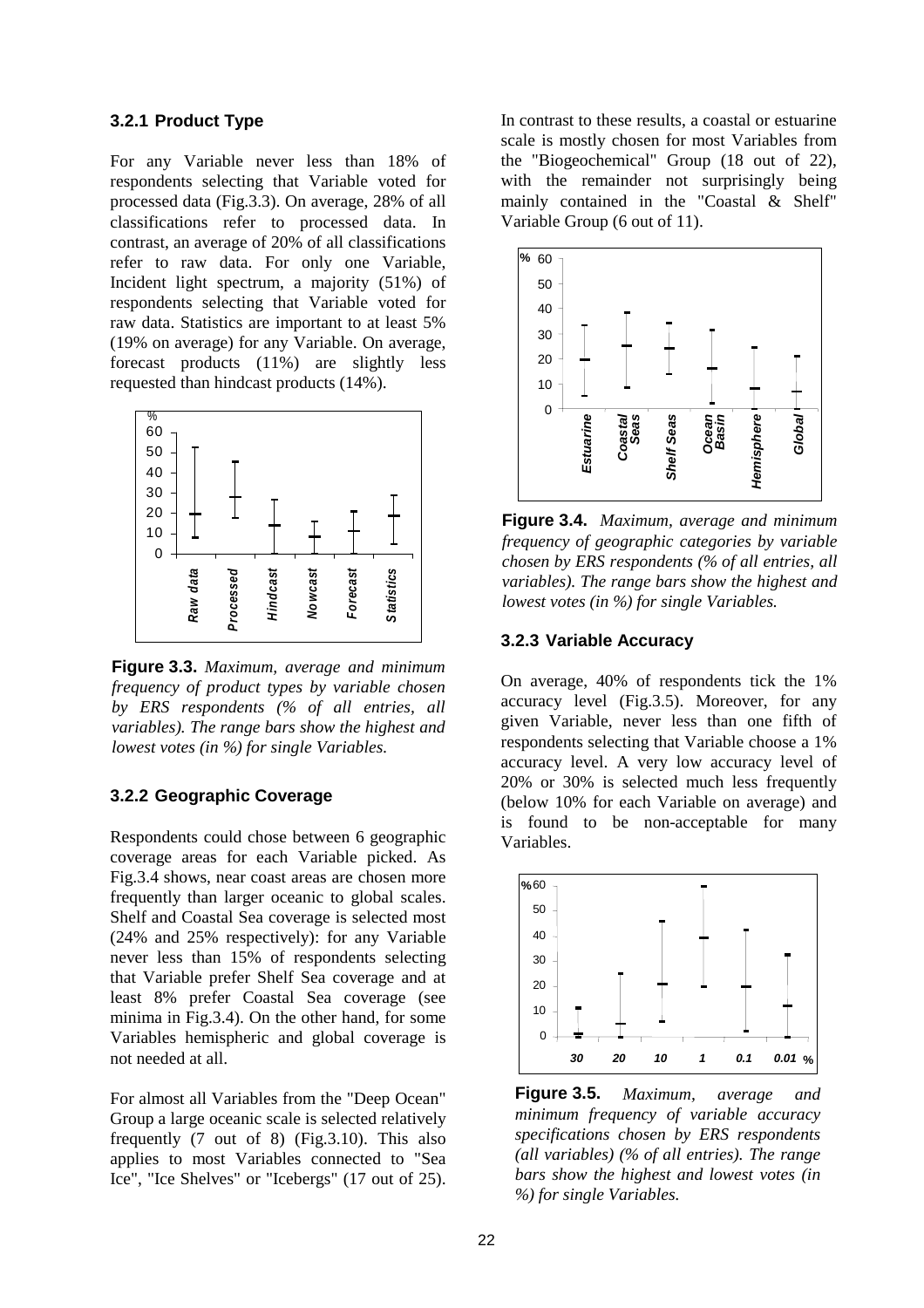### 3.2.1 Product Type

For any Variable never less than 18% of respondents selecting that Variable voted for processed data (Fig.3.3). On average, 28% of all classifications refer to processed data. In contrast, an average of 20% of all classifications refer to raw data. For only one Variable, Incident light spectrum, a majority (51%) of respondents selecting that Variable voted for raw data. Statistics are important to at least 5% (19% on average) for any Variable. On average, forecast products (11%) are slightly less requested than hindcast products (14%).

**Figure 3.3.** *Maximum, average and minimum frequency of product types by variable chosen by ERS respondents (% of all entries, all variables). The range bars show the highest and lowest votes (in %) for single Variables.*

### 3.2.2 Geographic Coverage

Respondents could chose between 6 geographic coverage areas for each Variable picked. As Fig.3.4 shows, near coast areas are chosen more frequently than larger oceanic to global scales. Shelf and Coastal Sea coverage is selected most (24% and 25% respectively): for any Variable never less than 15% of respondents selecting that Variable prefer Shelf Sea coverage and at least 8% prefer Coastal Sea coverage (see minima in Fig.3.4). On the other hand, for some Variables hemispheric and global coverage is not needed at all.

For almost all Variables from the "Deep Ocean" Group a large oceanic scale is selected relatively frequently (7 out of 8) (Fig.3.10). This also applies to most Variables connected to "Sea Ice", "Ice Shelves" or "Icebergs" (17 out of 25).

In contrast to these results, a coastal or estuarine scale is mostly chosen for most Variables from the "Biogeochemical" Group (18 out of 22), with the remainder not surprisingly being mainly contained in the "Coastal & Shelf" Variable Group (6 out of 11).

**Figure 3.4.** *Maximum, average and minimum frequency of geographic categories by variable chosen by ERS respondents (% of all entries, all variables). The range bars show the highest and lowest votes (in %) for single Variables.*

### 3.2.3 Variable Accuracy

On average, 40% of respondents tick the 1% accuracy level (Fig.3.5). Moreover, for any given Variable, never less than one fifth of respondents selecting that Variable choose a 1% accuracy level. A very low accuracy level of 20% or 30% is selected much less frequently (below 10% for each Variable on average) and is found to be non-acceptable for many Variables.

**Figure 3.5.** *Maximum, average and minimum frequency of variable accuracy specifications chosen by ERS respondents (all variables) (% of all entries). The range bars show the highest and lowest votes (in %) for single Variables.*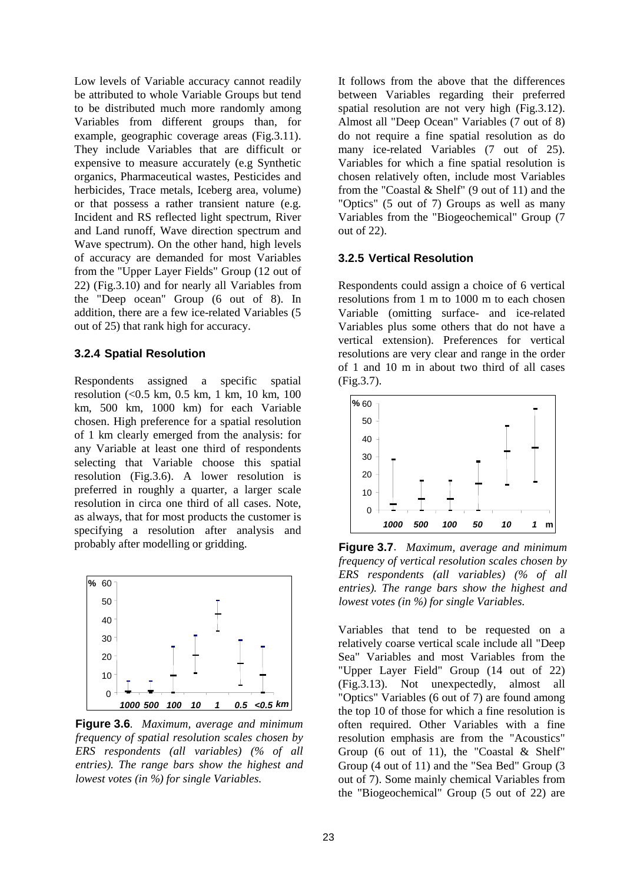Low levels of Variable accuracy cannot readily be attributed to whole Variable Groups but tend to be distributed much more randomly among Variables from different groups than, for example, geographic coverage areas (Fig.3.11). They include Variables that are difficult or expensive to measure accurately (e.g Synthetic organics, Pharmaceutical wastes, Pesticides and herbicides, Trace metals, Iceberg area, volume) or that possess a rather transient nature (e.g. Incident and RS reflected light spectrum, River and Land runoff, Wave direction spectrum and Wave spectrum). On the other hand, high levels of accuracy are demanded for most Variables from the "Upper Layer Fields" Group (12 out of 22) (Fig.3.10) and for nearly all Variables from the "Deep ocean" Group (6 out of 8). In addition, there are a few ice-related Variables (5 out of 25) that rank high for accuracy.

### 3.2.4 Spatial Resolution

Respondents assigned a specific spatial resolution (<0.5 km, 0.5 km, 1 km, 10 km, 100 km, 500 km, 1000 km) for each Variable chosen. High preference for a spatial resolution of 1 km clearly emerged from the analysis: for any Variable at least one third of respondents selecting that Variable choose this spatial resolution (Fig.3.6). A lower resolution is preferred in roughly a quarter, a larger scale resolution in circa one third of all cases. Note, as always, that for most products the customer is specifying a resolution after analysis and probably after modelling or gridding.

**Figure 3.6**. *Maximum, average and minimum frequency of spatial resolution scales chosen by ERS respondents (all variables) (% of all entries). The range bars show the highest and lowest votes (in %) for single Variables.*

It follows from the above that the differences between Variables regarding their preferred spatial resolution are not very high (Fig.3.12). Almost all "Deep Ocean" Variables (7 out of 8) do not require a fine spatial resolution as do many ice-related Variables (7 out of 25). Variables for which a fine spatial resolution is chosen relatively often, include most Variables from the "Coastal & Shelf" (9 out of 11) and the "Optics" (5 out of 7) Groups as well as many Variables from the "Biogeochemical" Group (7 out of 22).

### 3.2.5 Vertical Resolution

Respondents could assign a choice of 6 vertical resolutions from 1 m to 1000 m to each chosen Variable (omitting surface- and ice-related Variables plus some others that do not have a vertical extension). Preferences for vertical resolutions are very clear and range in the order of 1 and 10 m in about two third of all cases (Fig.3.7).

**Figure 3.7**. *Maximum, average and minimum frequency of vertical resolution scales chosen by ERS respondents (all variables) (% of all entries). The range bars show the highest and lowest votes (in %) for single Variables.*

Variables that tend to be requested on a relatively coarse vertical scale include all "Deep Sea" Variables and most Variables from the "Upper Layer Field" Group (14 out of 22) (Fig.3.13). Not unexpectedly, almost all "Optics" Variables (6 out of 7) are found among the top 10 of those for which a fine resolution is often required. Other Variables with a fine resolution emphasis are from the "Acoustics" Group (6 out of 11), the "Coastal & Shelf" Group (4 out of 11) and the "Sea Bed" Group (3 out of 7). Some mainly chemical Variables from the "Biogeochemical" Group (5 out of 22) are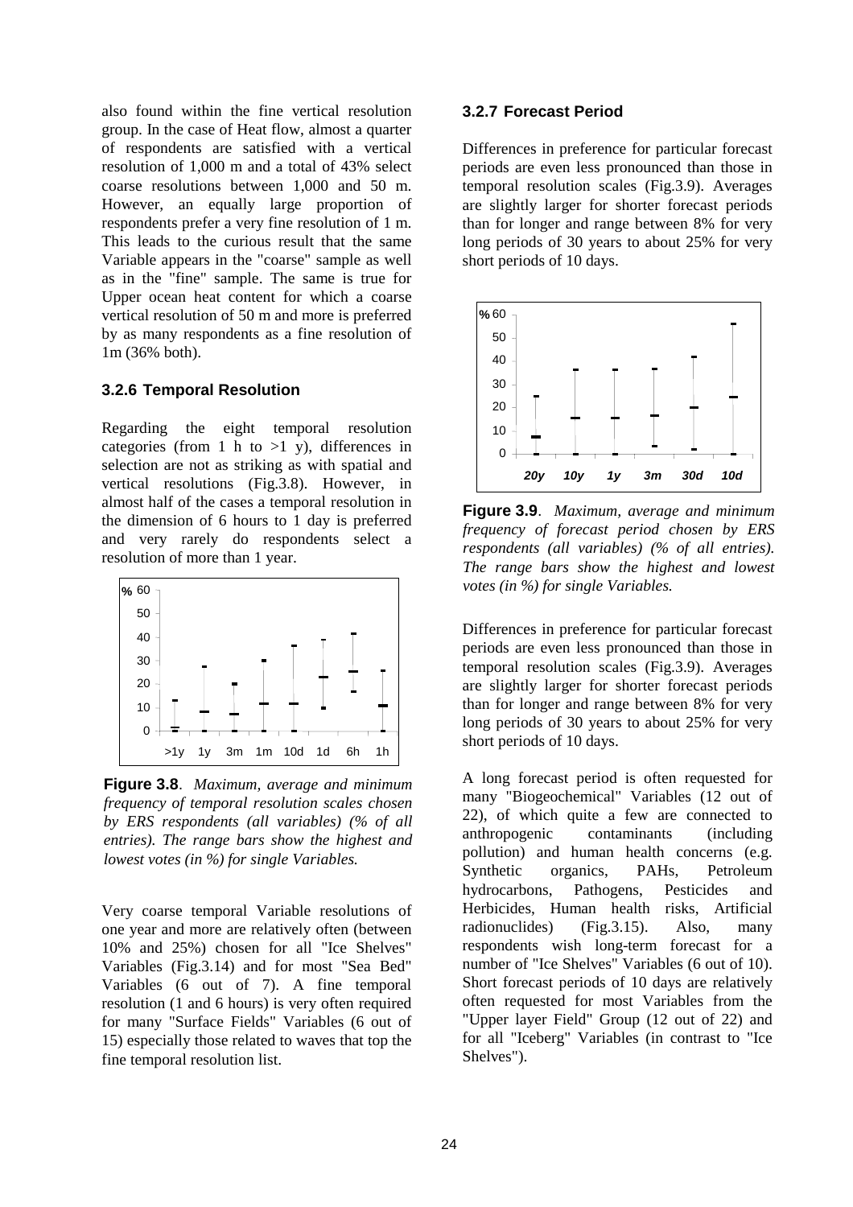also found within the fine vertical resolution group. In the case of Heat flow, almost a quarter of respondents are satisfied with a vertical resolution of 1,000 m and a total of 43% select coarse resolutions between 1,000 and 50 m. However, an equally large proportion of respondents prefer a very fine resolution of 1 m. This leads to the curious result that the same Variable appears in the "coarse" sample as well as in the "fine" sample. The same is true for Upper ocean heat content for which a coarse vertical resolution of 50 m and more is preferred by as many respondents as a fine resolution of 1m (36% both).

### 3.2.6 Temporal Resolution

Regarding the eight temporal resolution categories (from 1 h to >1 y), differences in selection are not as striking as with spatial and vertical resolutions (Fig.3.8). However, in almost half of the cases a temporal resolution in the dimension of 6 hours to 1 day is preferred and very rarely do respondents select a resolution of more than 1 year.

**Figure 3.8**. *Maximum, average and minimum frequency of temporal resolution scales chosen by ERS respondents (all variables) (% of all entries). The range bars show the highest and lowest votes (in %) for single Variables.*

Very coarse temporal Variable resolutions of one year and more are relatively often (between 10% and 25%) chosen for all "Ice Shelves" Variables (Fig.3.14) and for most "Sea Bed" Variables (6 out of 7). A fine temporal resolution (1 and 6 hours) is very often required for many "Surface Fields" Variables (6 out of 15) especially those related to waves that top the fine temporal resolution list.

### 3.2.7 Forecast Period

Differences in preference for particular forecast periods are even less pronounced than those in temporal resolution scales (Fig.3.9). Averages are slightly larger for shorter forecast periods than for longer and range between 8% for very long periods of 30 years to about 25% for very short periods of 10 days.

**Figure 3.9**. *Maximum, average and minimum frequency of forecast period chosen by ERS respondents (all variables) (% of all entries). The range bars show the highest and lowest votes (in %) for single Variables.*

Differences in preference for particular forecast periods are even less pronounced than those in temporal resolution scales (Fig.3.9). Averages are slightly larger for shorter forecast periods than for longer and range between 8% for very long periods of 30 years to about 25% for very short periods of 10 days.

A long forecast period is often requested for many "Biogeochemical" Variables (12 out of 22), of which quite a few are connected to anthropogenic contaminants (including pollution) and human health concerns (e.g. Synthetic organics, PAHs, Petroleum hydrocarbons, Pathogens, Pesticides and Herbicides, Human health risks, Artificial radionuclides) (Fig.3.15). Also, many respondents wish long-term forecast for a number of "Ice Shelves" Variables (6 out of 10). Short forecast periods of 10 days are relatively often requested for most Variables from the "Upper layer Field" Group (12 out of 22) and for all "Iceberg" Variables (in contrast to "Ice Shelves").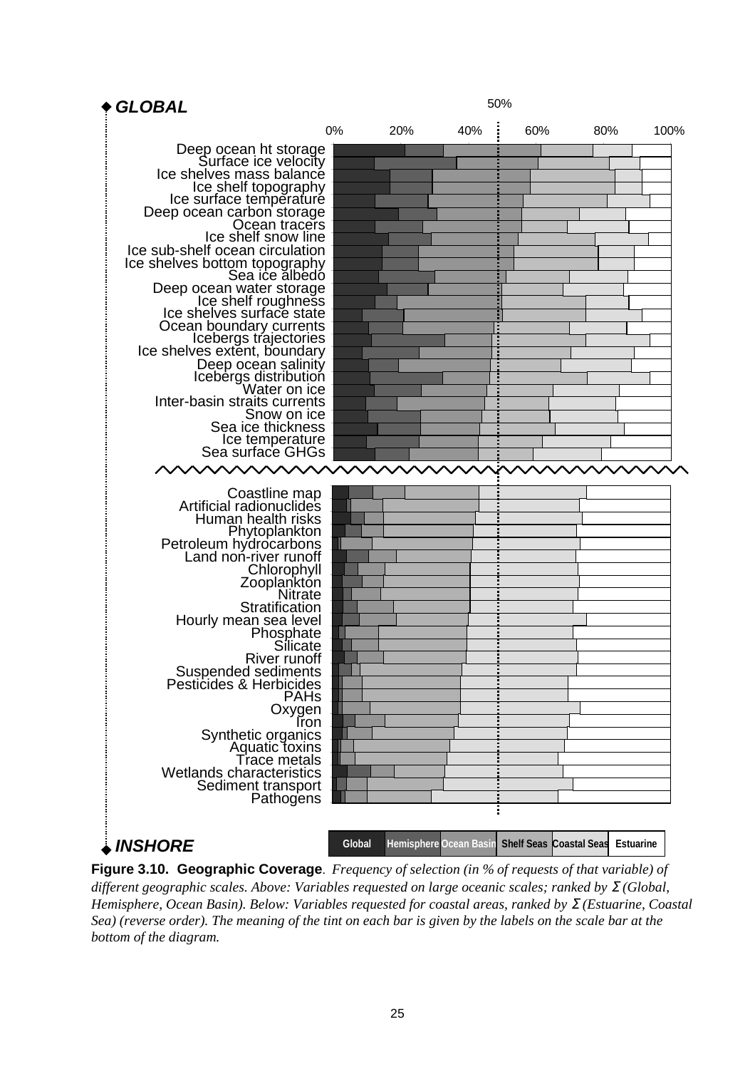◆ *GLOBAL*

50%

0% 20% 40% 60% 80% 100%

Deep ocean ht storage
Surface ice velocity
Ice shelves mass balance
Ice shelf topography
Ice surface temperature
Deep ocean carbon storage
Ocean tracers
Ice shelf snow line
Ice sub-shelf ocean circulation
Ice shelves bottom topography
Sea ice albedo
Deep ocean water storage
Ice shelf roughness
Ice shelves surface state
Ocean boundary currents
Icebergs trajectories
Ice shelves extent, boundary
Deep ocean salinity
Icebergs distribution
Water on ice
Inter-basin straits currents
Snow on ice
Sea ice thickness
Ice temperature
Sea surface GHGs

Coastline map
Artificial radionuclides
Human health risks
Phytoplankton
Petroleum hydrocarbons
Land non-river runoff
Chlorophyll
Zooplankton
Nitrate
Stratification
Hourly mean sea level
Phosphate
Silicate
River runoff
Suspended sediments
Pesticides & Herbicides
PAHs
Oxygen
Iron
Synthetic organics
Aquatic toxins
Trace metals
Wetlands characteristics
Sediment transport
Pathogens

◆ *INSHORE*

Global | Hemisphere | Ocean Basin | Shelf Seas | Coastal Seas | Estuarine

**Figure 3.10. Geographic Coverage**. *Frequency of selection (in % of requests of that variable) of different geographic scales. Above: Variables requested on large oceanic scales; ranked by Σ (Global, Hemisphere, Ocean Basin). Below: Variables requested for coastal areas, ranked by Σ (Estuarine, Coastal Sea) (reverse order). The meaning of the tint on each bar is given by the labels on the scale bar at the bottom of the diagram.*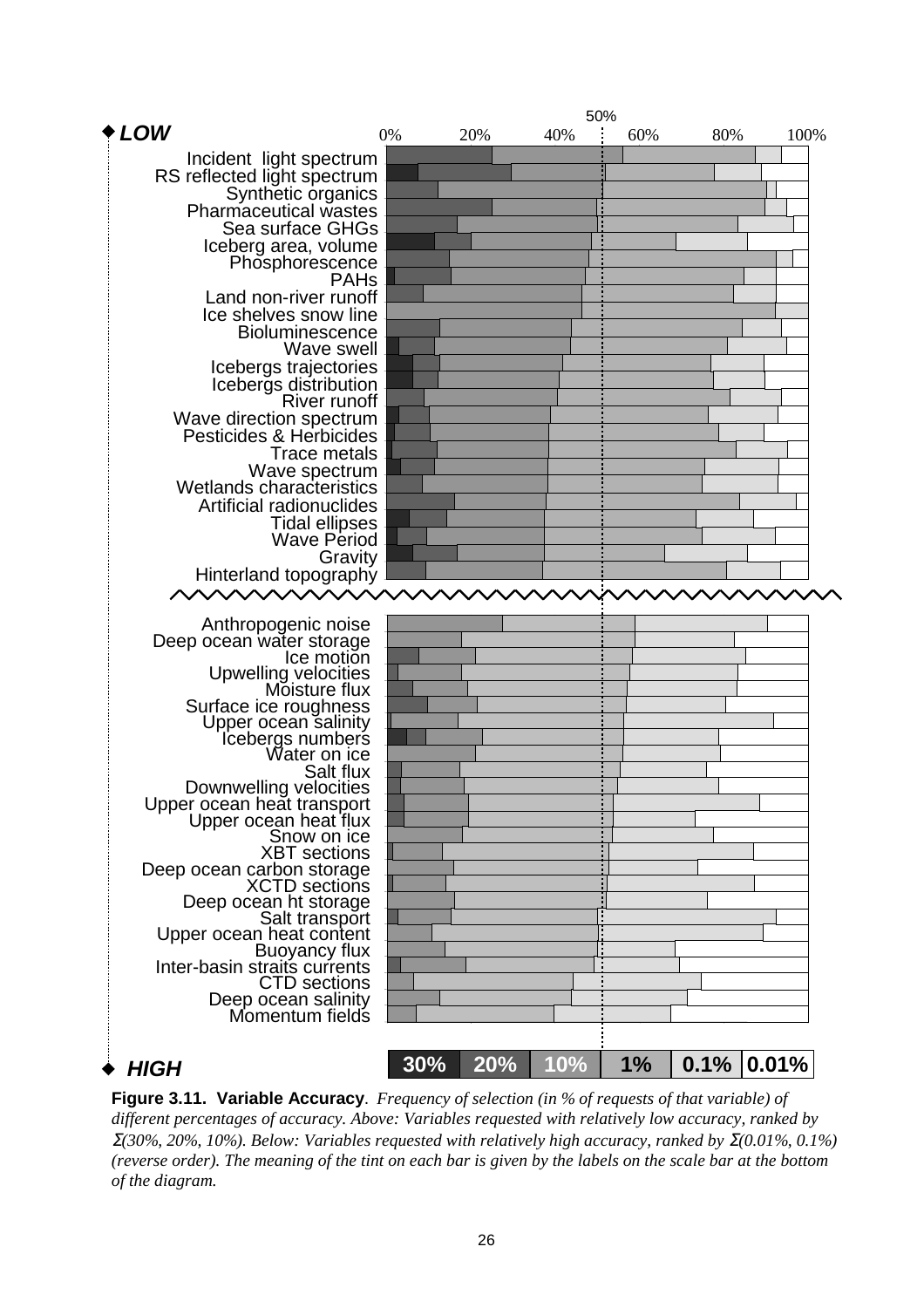◆ **LOW**

0% 20% 40% 50% 60% 80% 100%

Incident light spectrum
RS reflected light spectrum
Synthetic organics
Pharmaceutical wastes
Sea surface GHGs
Iceberg area, volume
Phosphorescence
PAHs
Land non-river runoff
Ice shelves snow line
Bioluminescence
Wave swell
Icebergs trajectories
Icebergs distribution
River runoff
Wave direction spectrum
Pesticides & Herbicides
Trace metals
Wave spectrum
Wetlands characteristics
Artificial radionuclides
Tidal ellipses
Wave Period
Gravity
Hinterland topography

Anthropogenic noise
Deep ocean water storage
Ice motion
Upwelling velocities
Moisture flux
Surface ice roughness
Upper ocean salinity
Icebergs numbers
Water on ice
Salt flux
Downwelling velocities
Upper ocean heat transport
Upper ocean heat flux
Snow on ice
XBT sections
Deep ocean carbon storage
XCTD sections
Deep ocean ht storage
Salt transport
Upper ocean heat content
Buoyancy flux
Inter-basin straits currents
CTD sections
Deep ocean salinity
Momentum fields

◆ ***HIGH***

| 30% | 20% | 10% | 1% | 0.1% | 0.01% |
|---|---|---|---|---|---|

**Figure 3.11. Variable Accuracy**. *Frequency of selection (in % of requests of that variable) of different percentages of accuracy. Above: Variables requested with relatively low accuracy, ranked by Σ(30%, 20%, 10%). Below: Variables requested with relatively high accuracy, ranked by Σ(0.01%, 0.1%) (reverse order). The meaning of the tint on each bar is given by the labels on the scale bar at the bottom of the diagram.*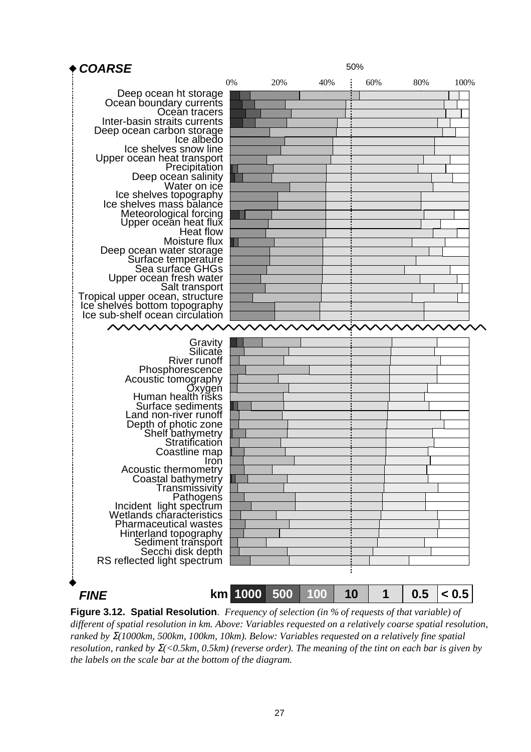◆ ***COARSE***

50%

0% 20% 40% 60% 80% 100%

Deep ocean ht storage
Ocean boundary currents
Ocean tracers
Inter-basin straits currents
Deep ocean carbon storage
Ice albedo
Ice shelves snow line
Upper ocean heat transport
Precipitation
Deep ocean salinity
Water on ice
Ice shelves topography
Ice shelves mass balance
Meteorological forcing
Upper ocean heat flux
Heat flow
Moisture flux
Deep ocean water storage
Surface temperature
Sea surface GHGs
Upper ocean fresh water
Salt transport
Tropical upper ocean, structure
Ice shelves bottom topography
Ice sub-shelf ocean circulation

Gravity
Silicate
River runoff
Phosphorescence
Acoustic tomography
Oxygen
Human health risks
Surface sediments
Land non-river runoff
Depth of photic zone
Shelf bathymetry
Stratification
Coastline map
Iron
Acoustic thermometry
Coastal bathymetry
Transmissivity
Pathogens
Incident light spectrum
Wetlands characteristics
Pharmaceutical wastes
Hinterland topography
Sediment transport
Secchi disk depth
RS reflected light spectrum

◆ ***FINE***

km 1000 | 500 | 100 | 10 | 1 | 0.5 | < 0.5

**Figure 3.12. Spatial Resolution**. *Frequency of selection (in % of requests of that variable) of different of spatial resolution in km. Above: Variables requested on a relatively coarse spatial resolution, ranked by Σ(1000km, 500km, 100km, 10km). Below: Variables requested on a relatively fine spatial resolution, ranked by Σ(<0.5km, 0.5km) (reverse order). The meaning of the tint on each bar is given by the labels on the scale bar at the bottom of the diagram.*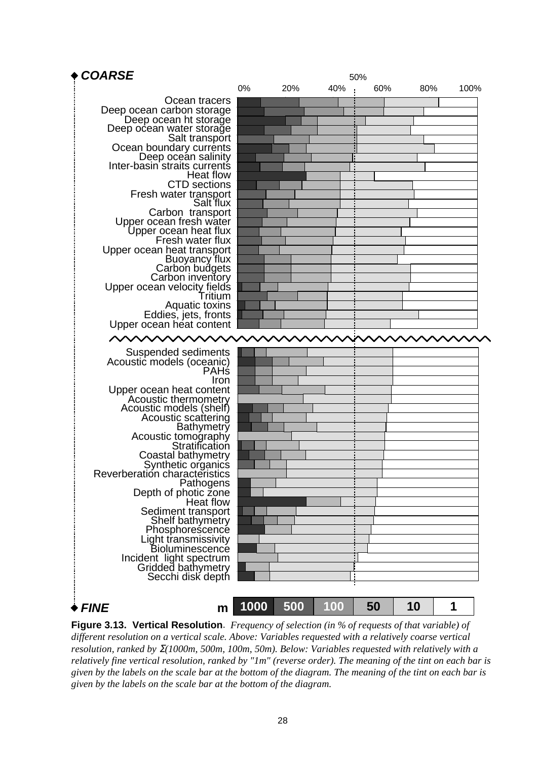◆ ***COARSE***

| | 0% | 20% | 40% | 50% | 60% | 80% | 100% |
|---|---|---|---|---|---|---|---|

Ocean tracers
Deep ocean carbon storage
Deep ocean ht storage
Deep ocean water storage
Salt transport
Ocean boundary currents
Deep ocean salinity
Inter-basin straits currents
Heat flow
CTD sections
Fresh water transport
Salt flux
Carbon transport
Upper ocean fresh water
Upper ocean heat flux
Fresh water flux
Upper ocean heat transport
Buoyancy flux
Carbon budgets
Carbon inventory
Upper ocean velocity fields
Tritium
Aquatic toxins
Eddies, jets, fronts
Upper ocean heat content

Suspended sediments
Acoustic models (oceanic)
PAHs
Iron
Upper ocean heat content
Acoustic thermometry
Acoustic models (shelf)
Acoustic scattering
Bathymetry
Acoustic tomography
Stratification
Coastal bathymetry
Synthetic organics
Reverberation characteristics
Pathogens
Depth of photic zone
Heat flow
Sediment transport
Shelf bathymetry
Phosphorescence
Light transmissivity
Bioluminescence
Incident light spectrum
Gridded bathymetry
Secchi disk depth

◆ ***FINE***

| m | 1000 | 500 | 100 | 50 | 10 | 1 |
|---|---|---|---|---|---|---|

**Figure 3.13. Vertical Resolution**. *Frequency of selection (in % of requests of that variable) of different resolution on a vertical scale. Above: Variables requested with a relatively coarse vertical resolution, ranked by Σ(1000m, 500m, 100m, 50m). Below: Variables requested with relatively with a relatively fine vertical resolution, ranked by "1m" (reverse order). The meaning of the tint on each bar is given by the labels on the scale bar at the bottom of the diagram. The meaning of the tint on each bar is given by the labels on the scale bar at the bottom of the diagram.*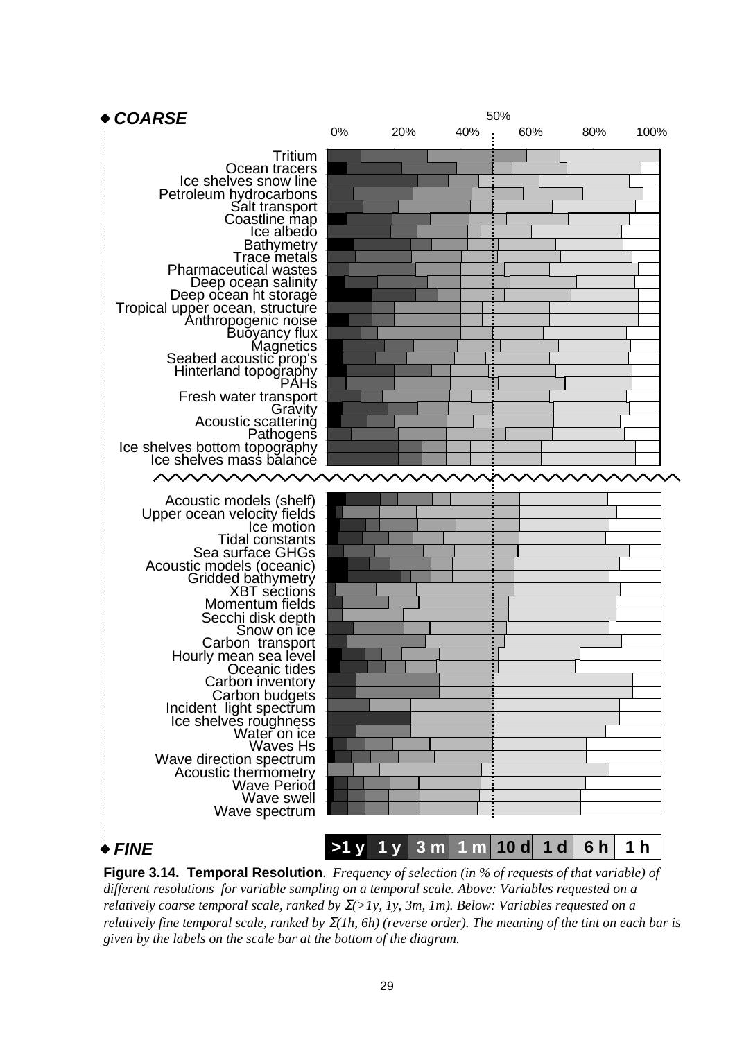◆ ***COARSE***

50%

0% 20% 40% 60% 80% 100%

Tritium
Ocean tracers
Ice shelves snow line
Petroleum hydrocarbons
Salt transport
Coastline map
Ice albedo
Bathymetry
Trace metals
Pharmaceutical wastes
Deep ocean salinity
Deep ocean ht storage
Tropical upper ocean, structure
Anthropogenic noise
Buoyancy flux
Magnetics
Seabed acoustic prop's
Hinterland topography
PAHs
Fresh water transport
Gravity
Acoustic scattering
Pathogens
Ice shelves bottom topography
Ice shelves mass balance

Acoustic models (shelf)
Upper ocean velocity fields
Ice motion
Tidal constants
Sea surface GHGs
Acoustic models (oceanic)
Gridded bathymetry
XBT sections
Momentum fields
Secchi disk depth
Snow on ice
Carbon transport
Hourly mean sea level
Oceanic tides
Carbon inventory
Carbon budgets
Incident light spectrum
Ice shelves roughness
Water on ice
Waves Hs
Wave direction spectrum
Acoustic thermometry
Wave Period
Wave swell
Wave spectrum

◆ ***FINE***

>1 y | 1 y | 3 m | 1 m | 10 d | 1 d | 6 h | 1 h

**Figure 3.14. Temporal Resolution**. *Frequency of selection (in % of requests of that variable) of different resolutions for variable sampling on a temporal scale. Above: Variables requested on a relatively coarse temporal scale, ranked by Σ(>1y, 1y, 3m, 1m). Below: Variables requested on a relatively fine temporal scale, ranked by Σ(1h, 6h) (reverse order). The meaning of the tint on each bar is given by the labels on the scale bar at the bottom of the diagram.*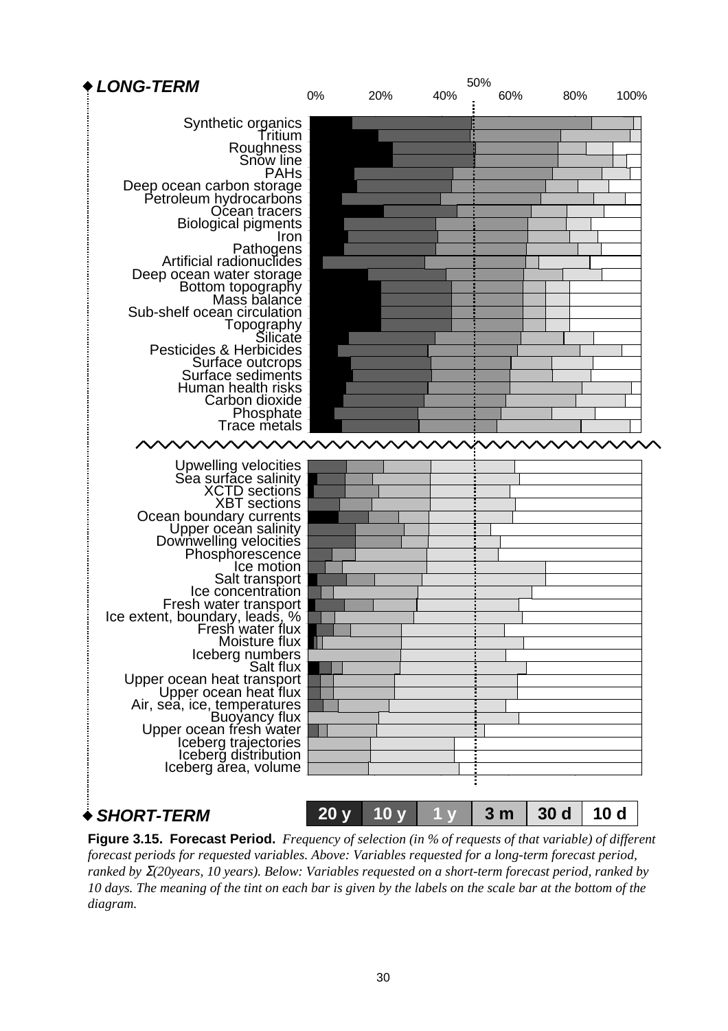◆ ***LONG-TERM***

| | 0% | 20% | 40% | 50% | 60% | 80% | 100% |
|---|---|---|---|---|---|---|---|

Synthetic organics
Tritium
Roughness
Snow line
PAHs
Deep ocean carbon storage
Petroleum hydrocarbons
Ocean tracers
Biological pigments
Iron
Pathogens
Artificial radionuclides
Deep ocean water storage
Bottom topography
Mass balance
Sub-shelf ocean circulation
Topography
Silicate
Pesticides & Herbicides
Surface outcrops
Surface sediments
Human health risks
Carbon dioxide
Phosphate
Trace metals

Upwelling velocities
Sea surface salinity
XCTD sections
XBT sections
Ocean boundary currents
Upper ocean salinity
Downwelling velocities
Phosphorescence
Ice motion
Salt transport
Ice concentration
Fresh water transport
Ice extent, boundary, leads, %
Fresh water flux
Moisture flux
Iceberg numbers
Salt flux
Upper ocean heat transport
Upper ocean heat flux
Air, sea, ice, temperatures
Buoyancy flux
Upper ocean fresh water
Iceberg trajectories
Iceberg distribution
Iceberg area, volume

◆ ***SHORT-TERM***

| 20 y | 10 y | 1 y | 3 m | 30 d | 10 d |
|---|---|---|---|---|---|

**Figure 3.15. Forecast Period.** *Frequency of selection (in % of requests of that variable) of different forecast periods for requested variables. Above: Variables requested for a long-term forecast period, ranked by Σ(20years, 10 years). Below: Variables requested on a short-term forecast period, ranked by 10 days. The meaning of the tint on each bar is given by the labels on the scale bar at the bottom of the diagram.*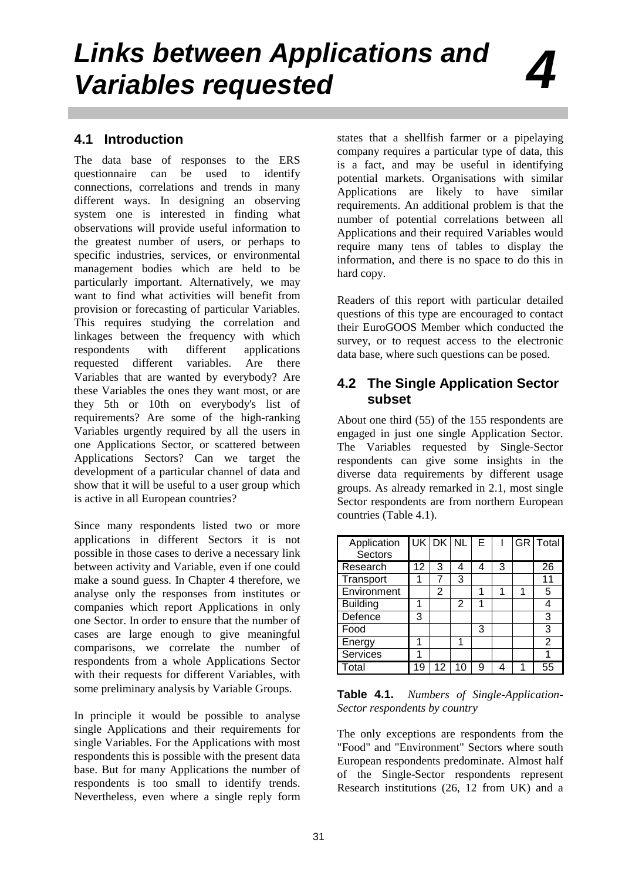# Links between Applications and Variables requested 4

## 4.1 Introduction

The data base of responses to the ERS questionnaire can be used to identify connections, correlations and trends in many different ways. In designing an observing system one is interested in finding what observations will provide useful information to the greatest number of users, or perhaps to specific industries, services, or environmental management bodies which are held to be particularly important. Alternatively, we may want to find what activities will benefit from provision or forecasting of particular Variables. This requires studying the correlation and linkages between the frequency with which respondents with different applications requested different variables. Are there Variables that are wanted by everybody? Are these Variables the ones they want most, or are they 5th or 10th on everybody's list of requirements? Are some of the high-ranking Variables urgently required by all the users in one Applications Sector, or scattered between Applications Sectors? Can we target the development of a particular channel of data and show that it will be useful to a user group which is active in all European countries?

Since many respondents listed two or more applications in different Sectors it is not possible in those cases to derive a necessary link between activity and Variable, even if one could make a sound guess. In Chapter 4 therefore, we analyse only the responses from institutes or companies which report Applications in only one Sector. In order to ensure that the number of cases are large enough to give meaningful comparisons, we correlate the number of respondents from a whole Applications Sector with their requests for different Variables, with some preliminary analysis by Variable Groups.

In principle it would be possible to analyse single Applications and their requirements for single Variables. For the Applications with most respondents this is possible with the present data base. But for many Applications the number of respondents is too small to identify trends. Nevertheless, even where a single reply form states that a shellfish farmer or a pipelaying company requires a particular type of data, this is a fact, and may be useful in identifying potential markets. Organisations with similar Applications are likely to have similar requirements. An additional problem is that the number of potential correlations between all Applications and their required Variables would require many tens of tables to display the information, and there is no space to do this in hard copy.

Readers of this report with particular detailed questions of this type are encouraged to contact their EuroGOOS Member which conducted the survey, or to request access to the electronic data base, where such questions can be posed.

## 4.2 The Single Application Sector subset

About one third (55) of the 155 respondents are engaged in just one single Application Sector. The Variables requested by Single-Sector respondents can give some insights in the diverse data requirements by different usage groups. As already remarked in 2.1, most single Sector respondents are from northern European countries (Table 4.1).

| Application Sectors | UK | DK | NL | E | I | GR | Total |
|---|---|---|---|---|---|---|---|
| Research | 12 | 3 | 4 | 4 | 3 | | 26 |
| Transport | 1 | 7 | 3 | | | | 11 |
| Environment | | 2 | | 1 | 1 | 1 | 5 |
| Building | 1 | | 2 | 1 | | | 4 |
| Defence | 3 | | | | | | 3 |
| Food | | | | 3 | | | 3 |
| Energy | 1 | | 1 | | | | 2 |
| Services | 1 | | | | | | 1 |
| Total | 19 | 12 | 10 | 9 | 4 | 1 | 55 |

**Table 4.1.** *Numbers of Single-Application-Sector respondents by country*

The only exceptions are respondents from the "Food" and "Environment" Sectors where south European respondents predominate. Almost half of the Single-Sector respondents represent Research institutions (26, 12 from UK) and a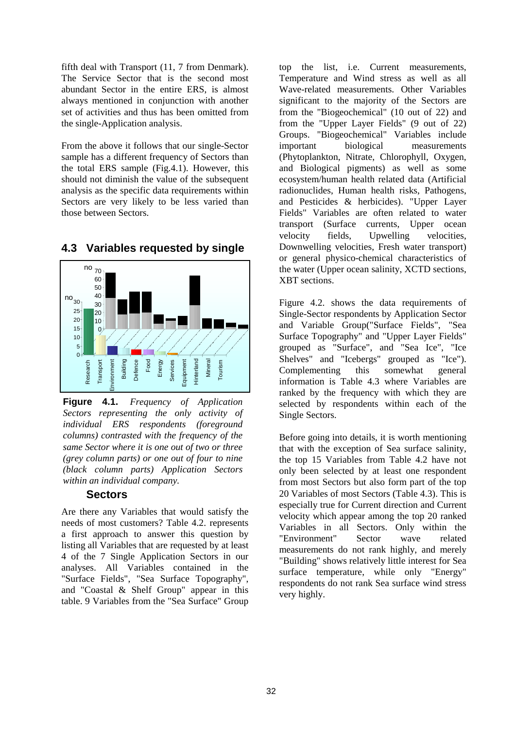fifth deal with Transport (11, 7 from Denmark). The Service Sector that is the second most abundant Sector in the entire ERS, is almost always mentioned in conjunction with another set of activities and thus has been omitted from the single-Application analysis.

From the above it follows that our single-Sector sample has a different frequency of Sectors than the total ERS sample (Fig.4.1). However, this should not diminish the value of the subsequent analysis as the specific data requirements within Sectors are very likely to be less varied than those between Sectors.

## 4.3 Variables requested by single Sectors

**Figure 4.1.** *Frequency of Application Sectors representing the only activity of individual ERS respondents (foreground columns) contrasted with the frequency of the same Sector where it is one out of two or three (grey column parts) or one out of four to nine (black column parts) Application Sectors within an individual company.*

Are there any Variables that would satisfy the needs of most customers? Table 4.2. represents a first approach to answer this question by listing all Variables that are requested by at least 4 of the 7 Single Application Sectors in our analyses. All Variables contained in the "Surface Fields", "Sea Surface Topography", and "Coastal & Shelf Group" appear in this table. 9 Variables from the "Sea Surface" Group top the list, i.e. Current measurements, Temperature and Wind stress as well as all Wave-related measurements. Other Variables significant to the majority of the Sectors are from the "Biogeochemical" (10 out of 22) and from the "Upper Layer Fields" (9 out of 22) Groups. "Biogeochemical" Variables include important biological measurements (Phytoplankton, Nitrate, Chlorophyll, Oxygen, and Biological pigments) as well as some ecosystem/human health related data (Artificial radionuclides, Human health risks, Pathogens, and Pesticides & herbicides). "Upper Layer Fields" Variables are often related to water transport (Surface currents, Upper ocean velocity fields, Upwelling velocities, Downwelling velocities, Fresh water transport) or general physico-chemical characteristics of the water (Upper ocean salinity, XCTD sections, XBT sections.

Figure 4.2. shows the data requirements of Single-Sector respondents by Application Sector and Variable Group("Surface Fields", "Sea Surface Topography" and "Upper Layer Fields" grouped as "Surface", and "Sea Ice", "Ice Shelves" and "Icebergs" grouped as "Ice"). Complementing this somewhat general information is Table 4.3 where Variables are ranked by the frequency with which they are selected by respondents within each of the Single Sectors.

Before going into details, it is worth mentioning that with the exception of Sea surface salinity, the top 15 Variables from Table 4.2 have not only been selected by at least one respondent from most Sectors but also form part of the top 20 Variables of most Sectors (Table 4.3). This is especially true for Current direction and Current velocity which appear among the top 20 ranked Variables in all Sectors. Only within the "Environment" Sector wave related measurements do not rank highly, and merely "Building" shows relatively little interest for Sea surface temperature, while only "Energy" respondents do not rank Sea surface wind stress very highly.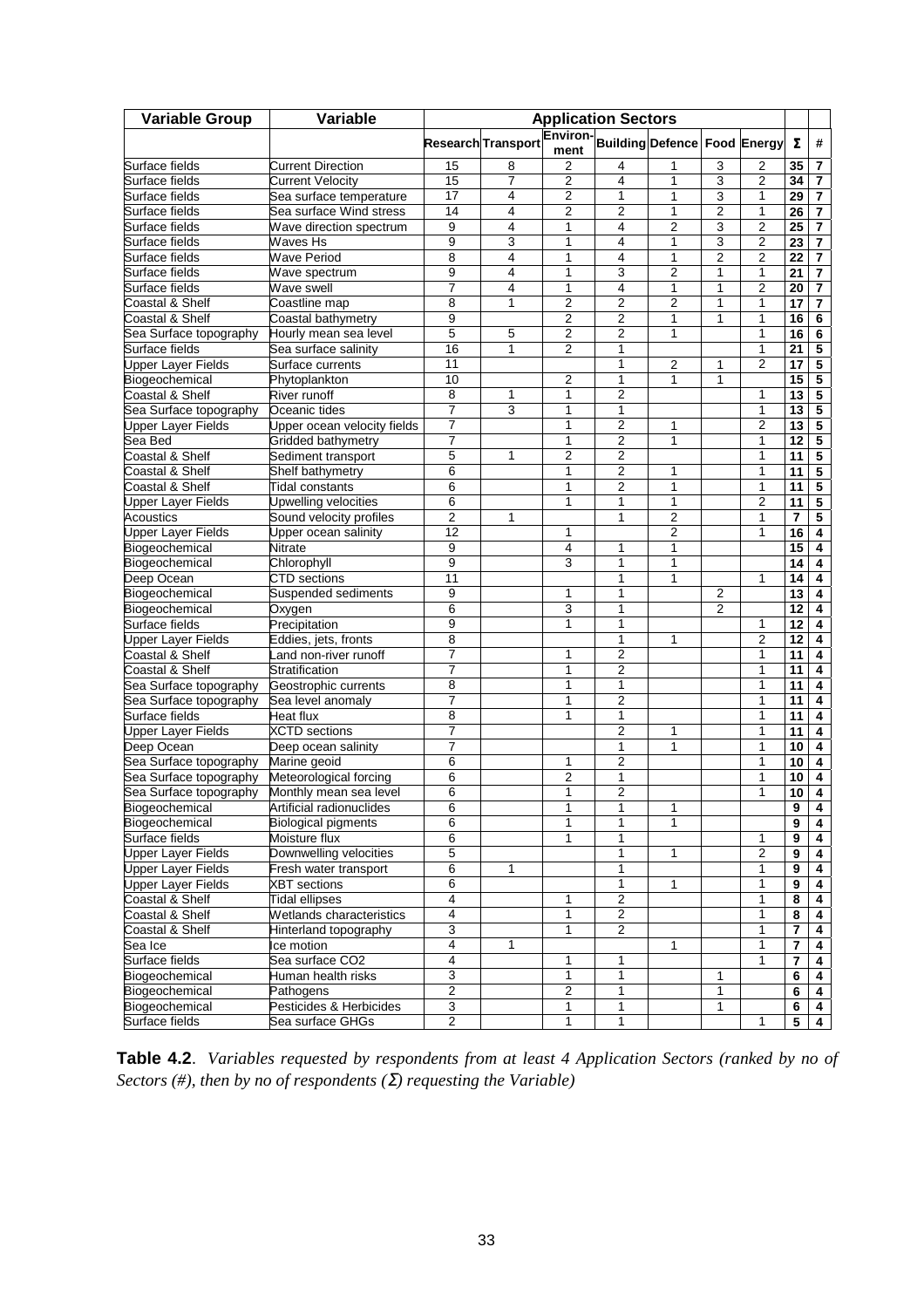| Variable Group | Variable | Application Sectors | | | | | | | | |
|---|---|---|---|---|---|---|---|---|---|---|
| | | Research | Transport | Environ-ment | Building | Defence | Food | Energy | **Σ** | **#** |
| Surface fields | Current Direction | 15 | 8 | 2 | 4 | 1 | 3 | 2 | **35** | **7** |
| Surface fields | Current Velocity | 15 | 7 | 2 | 4 | 1 | 3 | 2 | **34** | **7** |
| Surface fields | Sea surface temperature | 17 | 4 | 2 | 1 | 1 | 3 | 1 | **29** | **7** |
| Surface fields | Sea surface Wind stress | 14 | 4 | 2 | 2 | 1 | 2 | 1 | **26** | **7** |
| Surface fields | Wave direction spectrum | 9 | 4 | 1 | 4 | 2 | 3 | 2 | **25** | **7** |
| Surface fields | Waves Hs | 9 | 3 | 1 | 4 | 1 | 3 | 2 | **23** | **7** |
| Surface fields | Wave Period | 8 | 4 | 1 | 4 | 1 | 2 | 2 | **22** | **7** |
| Surface fields | Wave spectrum | 9 | 4 | 1 | 3 | 2 | 1 | 1 | **21** | **7** |
| Surface fields | Wave swell | 7 | 4 | 1 | 4 | 1 | 1 | 2 | **20** | **7** |
| Coastal & Shelf | Coastline map | 8 | 1 | 2 | 2 | 2 | 1 | 1 | **17** | **7** |
| Coastal & Shelf | Coastal bathymetry | 9 | | 2 | 2 | 1 | 1 | 1 | **16** | **6** |
| Sea Surface topography | Hourly mean sea level | 5 | 5 | 2 | 2 | 1 | | 1 | **16** | **6** |
| Surface fields | Sea surface salinity | 16 | 1 | 2 | 1 | | | 1 | **21** | **5** |
| Upper Layer Fields | Surface currents | 11 | | | 1 | 2 | 1 | 2 | **17** | **5** |
| Biogeochemical | Phytoplankton | 10 | | 2 | 1 | 1 | 1 | | **15** | **5** |
| Coastal & Shelf | River runoff | 8 | 1 | 1 | 2 | | | 1 | **13** | **5** |
| Sea Surface topography | Oceanic tides | 7 | 3 | 1 | 1 | | | 1 | **13** | **5** |
| Upper Layer Fields | Upper ocean velocity fields | 7 | | 1 | 2 | 1 | | 2 | **13** | **5** |
| Sea Bed | Gridded bathymetry | 7 | | 1 | 2 | 1 | | 1 | **12** | **5** |
| Coastal & Shelf | Sediment transport | 5 | 1 | 2 | 2 | | | 1 | **11** | **5** |
| Coastal & Shelf | Shelf bathymetry | 6 | | 1 | 2 | 1 | | 1 | **11** | **5** |
| Coastal & Shelf | Tidal constants | 6 | | 1 | 2 | 1 | | 1 | **11** | **5** |
| Upper Layer Fields | Upwelling velocities | 6 | | 1 | 1 | 1 | | 2 | **11** | **5** |
| Acoustics | Sound velocity profiles | 2 | 1 | | 1 | 2 | | 1 | **7** | **5** |
| Upper Layer Fields | Upper ocean salinity | 12 | | 1 | | 2 | | 1 | **16** | **4** |
| Biogeochemical | Nitrate | 9 | | 4 | 1 | 1 | | | **15** | **4** |
| Biogeochemical | Chlorophyll | 9 | | 3 | 1 | 1 | | | **14** | **4** |
| Deep Ocean | CTD sections | 11 | | | 1 | 1 | | 1 | **14** | **4** |
| Biogeochemical | Suspended sediments | 9 | | 1 | 1 | | 2 | | **13** | **4** |
| Biogeochemical | Oxygen | 6 | | 3 | 1 | | 2 | | **12** | **4** |
| Surface fields | Precipitation | 9 | | 1 | 1 | | | 1 | **12** | **4** |
| Upper Layer Fields | Eddies, jets, fronts | 8 | | | 1 | 1 | | 2 | **12** | **4** |
| Coastal & Shelf | Land non-river runoff | 7 | | 1 | 2 | | | 1 | **11** | **4** |
| Coastal & Shelf | Stratification | 7 | | 1 | 2 | | | 1 | **11** | **4** |
| Sea Surface topography | Geostrophic currents | 8 | | 1 | 1 | | | 1 | **11** | **4** |
| Sea Surface topography | Sea level anomaly | 7 | | 1 | 2 | | | 1 | **11** | **4** |
| Surface fields | Heat flux | 8 | | 1 | 1 | | | 1 | **11** | **4** |
| Upper Layer Fields | XCTD sections | 7 | | | 2 | 1 | | 1 | **11** | **4** |
| Deep Ocean | Deep ocean salinity | 7 | | | 1 | 1 | | 1 | **10** | **4** |
| Sea Surface topography | Marine geoid | 6 | | 1 | 2 | | | 1 | **10** | **4** |
| Sea Surface topography | Meteorological forcing | 6 | | 2 | 1 | | | 1 | **10** | **4** |
| Sea Surface topography | Monthly mean sea level | 6 | | 1 | 2 | | | 1 | **10** | **4** |
| Biogeochemical | Artificial radionuclides | 6 | | 1 | 1 | 1 | | | **9** | **4** |
| Biogeochemical | Biological pigments | 6 | | 1 | 1 | 1 | | | **9** | **4** |
| Surface fields | Moisture flux | 6 | | 1 | 1 | | | 1 | **9** | **4** |
| Upper Layer Fields | Downwelling velocities | 5 | | | 1 | 1 | | 2 | **9** | **4** |
| Upper Layer Fields | Fresh water transport | 6 | 1 | | 1 | | | 1 | **9** | **4** |
| Upper Layer Fields | XBT sections | 6 | | | 1 | 1 | | 1 | **9** | **4** |
| Coastal & Shelf | Tidal ellipses | 4 | | 1 | 2 | | | 1 | **8** | **4** |
| Coastal & Shelf | Wetlands characteristics | 4 | | 1 | 2 | | | 1 | **8** | **4** |
| Coastal & Shelf | Hinterland topography | 3 | | 1 | 2 | | | 1 | **7** | **4** |
| Sea Ice | Ice motion | 4 | 1 | | | 1 | | 1 | **7** | **4** |
| Surface fields | Sea surface CO2 | 4 | | 1 | 1 | | | 1 | **7** | **4** |
| Biogeochemical | Human health risks | 3 | | 1 | 1 | | 1 | | **6** | **4** |
| Biogeochemical | Pathogens | 2 | | 2 | 1 | | 1 | | **6** | **4** |
| Biogeochemical | Pesticides & Herbicides | 3 | | 1 | 1 | | 1 | | **6** | **4** |
| Surface fields | Sea surface GHGs | 2 | | 1 | 1 | | | 1 | **5** | **4** |

**Table 4.2**. *Variables requested by respondents from at least 4 Application Sectors (ranked by no of Sectors (#), then by no of respondents (Σ) requesting the Variable)*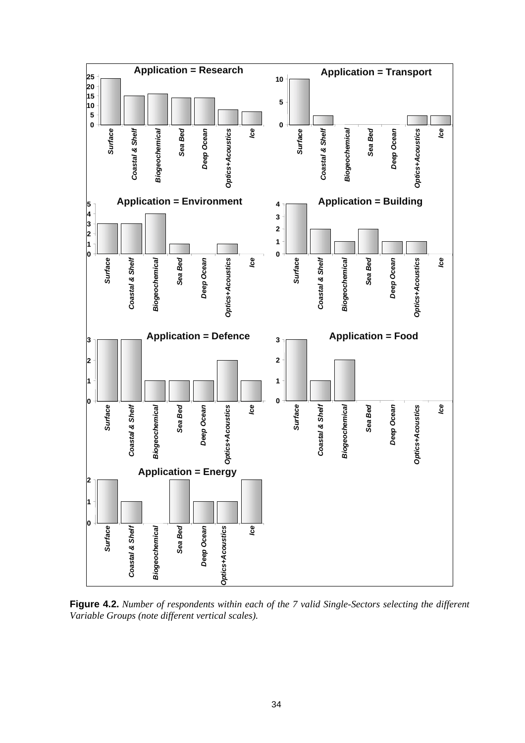**Figure 4.2.** *Number of respondents within each of the 7 valid Single-Sectors selecting the different Variable Groups (note different vertical scales).*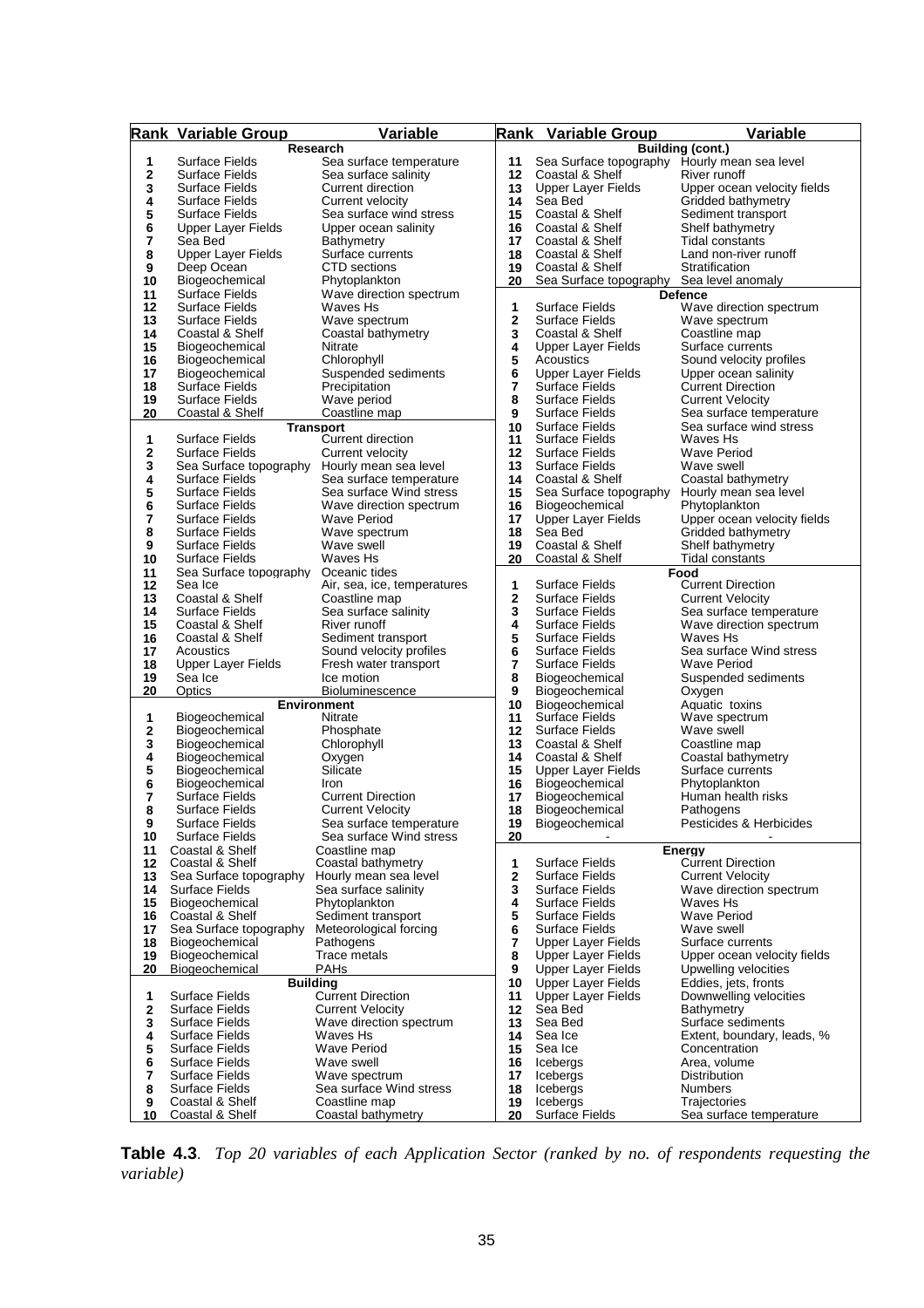| Rank | Variable Group | Variable | Rank | Variable Group | Variable |
|---|---|---|---|---|---|
| | **Research** | | | **Building (cont.)** | |
| 1 | Surface Fields | Sea surface temperature | 11 | Sea Surface topography | Hourly mean sea level |
| 2 | Surface Fields | Sea surface salinity | 12 | Coastal & Shelf | River runoff |
| 3 | Surface Fields | Current direction | 13 | Upper Layer Fields | Upper ocean velocity fields |
| 4 | Surface Fields | Current velocity | 14 | Sea Bed | Gridded bathymetry |
| 5 | Surface Fields | Sea surface wind stress | 15 | Coastal & Shelf | Sediment transport |
| 6 | Upper Layer Fields | Upper ocean salinity | 16 | Coastal & Shelf | Shelf bathymetry |
| 7 | Sea Bed | Bathymetry | 17 | Coastal & Shelf | Tidal constants |
| 8 | Upper Layer Fields | Surface currents | 18 | Coastal & Shelf | Land non-river runoff |
| 9 | Deep Ocean | CTD sections | 19 | Coastal & Shelf | Stratification |
| 10 | Biogeochemical | Phytoplankton | 20 | Sea Surface topography | Sea level anomaly |
| 11 | Surface Fields | Wave direction spectrum | | **Defence** | |
| 12 | Surface Fields | Waves Hs | 1 | Surface Fields | Wave direction spectrum |
| 13 | Surface Fields | Wave spectrum | 2 | Surface Fields | Wave spectrum |
| 14 | Coastal & Shelf | Coastal bathymetry | 3 | Coastal & Shelf | Coastline map |
| 15 | Biogeochemical | Nitrate | 4 | Upper Layer Fields | Surface currents |
| 16 | Biogeochemical | Chlorophyll | 5 | Acoustics | Sound velocity profiles |
| 17 | Biogeochemical | Suspended sediments | 6 | Upper Layer Fields | Upper ocean salinity |
| 18 | Surface Fields | Precipitation | 7 | Surface Fields | Current Direction |
| 19 | Surface Fields | Wave period | 8 | Surface Fields | Current Velocity |
| 20 | Coastal & Shelf | Coastline map | 9 | Surface Fields | Sea surface temperature |
| | **Transport** | | 10 | Surface Fields | Sea surface wind stress |
| 1 | Surface Fields | Current direction | 11 | Surface Fields | Waves Hs |
| 2 | Surface Fields | Current velocity | 12 | Surface Fields | Wave Period |
| 3 | Sea Surface topography | Hourly mean sea level | 13 | Surface Fields | Wave swell |
| 4 | Surface Fields | Sea surface temperature | 14 | Coastal & Shelf | Coastal bathymetry |
| 5 | Surface Fields | Sea surface Wind stress | 15 | Sea Surface topography | Hourly mean sea level |
| 6 | Surface Fields | Wave direction spectrum | 16 | Biogeochemical | Phytoplankton |
| 7 | Surface Fields | Wave Period | 17 | Upper Layer Fields | Upper ocean velocity fields |
| 8 | Surface Fields | Wave spectrum | 18 | Sea Bed | Gridded bathymetry |
| 9 | Surface Fields | Wave swell | 19 | Coastal & Shelf | Shelf bathymetry |
| 10 | Surface Fields | Waves Hs | 20 | Coastal & Shelf | Tidal constants |
| 11 | Sea Surface topography | Oceanic tides | | **Food** | |
| 12 | Sea Ice | Air, sea, ice, temperatures | 1 | Surface Fields | Current Direction |
| 13 | Coastal & Shelf | Coastline map | 2 | Surface Fields | Current Velocity |
| 14 | Surface Fields | Sea surface salinity | 3 | Surface Fields | Sea surface temperature |
| 15 | Coastal & Shelf | River runoff | 4 | Surface Fields | Wave direction spectrum |
| 16 | Coastal & Shelf | Sediment transport | 5 | Surface Fields | Waves Hs |
| 17 | Acoustics | Sound velocity profiles | 6 | Surface Fields | Sea surface Wind stress |
| 18 | Upper Layer Fields | Fresh water transport | 7 | Surface Fields | Wave Period |
| 19 | Sea Ice | Ice motion | 8 | Biogeochemical | Suspended sediments |
| 20 | Optics | Bioluminescence | 9 | Biogeochemical | Oxygen |
| | **Environment** | | 10 | Biogeochemical | Aquatic toxins |
| 1 | Biogeochemical | Nitrate | 11 | Surface Fields | Wave spectrum |
| 2 | Biogeochemical | Phosphate | 12 | Surface Fields | Wave swell |
| 3 | Biogeochemical | Chlorophyll | 13 | Coastal & Shelf | Coastline map |
| 4 | Biogeochemical | Oxygen | 14 | Coastal & Shelf | Coastal bathymetry |
| 5 | Biogeochemical | Silicate | 15 | Upper Layer Fields | Surface currents |
| 6 | Biogeochemical | Iron | 16 | Biogeochemical | Phytoplankton |
| 7 | Surface Fields | Current Direction | 17 | Biogeochemical | Human health risks |
| 8 | Surface Fields | Current Velocity | 18 | Biogeochemical | Pathogens |
| 9 | Surface Fields | Sea surface temperature | 19 | Biogeochemical | Pesticides & Herbicides |
| 10 | Surface Fields | Sea surface Wind stress | 20 | - | - |
| 11 | Coastal & Shelf | Coastline map | | **Energy** | |
| 12 | Coastal & Shelf | Coastal bathymetry | 1 | Surface Fields | Current Direction |
| 13 | Sea Surface topography | Hourly mean sea level | 2 | Surface Fields | Current Velocity |
| 14 | Surface Fields | Sea surface salinity | 3 | Surface Fields | Wave direction spectrum |
| 15 | Biogeochemical | Phytoplankton | 4 | Surface Fields | Waves Hs |
| 16 | Coastal & Shelf | Sediment transport | 5 | Surface Fields | Wave Period |
| 17 | Sea Surface topography | Meteorological forcing | 6 | Surface Fields | Wave swell |
| 18 | Biogeochemical | Pathogens | 7 | Upper Layer Fields | Surface currents |
| 19 | Biogeochemical | Trace metals | 8 | Upper Layer Fields | Upper ocean velocity fields |
| 20 | Biogeochemical | PAHs | 9 | Upper Layer Fields | Upwelling velocities |
| | **Building** | | 10 | Upper Layer Fields | Eddies, jets, fronts |
| 1 | Surface Fields | Current Direction | 11 | Upper Layer Fields | Downwelling velocities |
| 2 | Surface Fields | Current Velocity | 12 | Sea Bed | Bathymetry |
| 3 | Surface Fields | Wave direction spectrum | 13 | Sea Bed | Surface sediments |
| 4 | Surface Fields | Waves Hs | 14 | Sea Ice | Extent, boundary, leads, % |
| 5 | Surface Fields | Wave Period | 15 | Sea Ice | Concentration |
| 6 | Surface Fields | Wave swell | 16 | Icebergs | Area, volume |
| 7 | Surface Fields | Wave spectrum | 17 | Icebergs | Distribution |
| 8 | Surface Fields | Sea surface Wind stress | 18 | Icebergs | Numbers |
| 9 | Coastal & Shelf | Coastline map | 19 | Icebergs | Trajectories |
| 10 | Coastal & Shelf | Coastal bathymetry | 20 | Surface Fields | Sea surface temperature |

**Table 4.3**. *Top 20 variables of each Application Sector (ranked by no. of respondents requesting the variable)*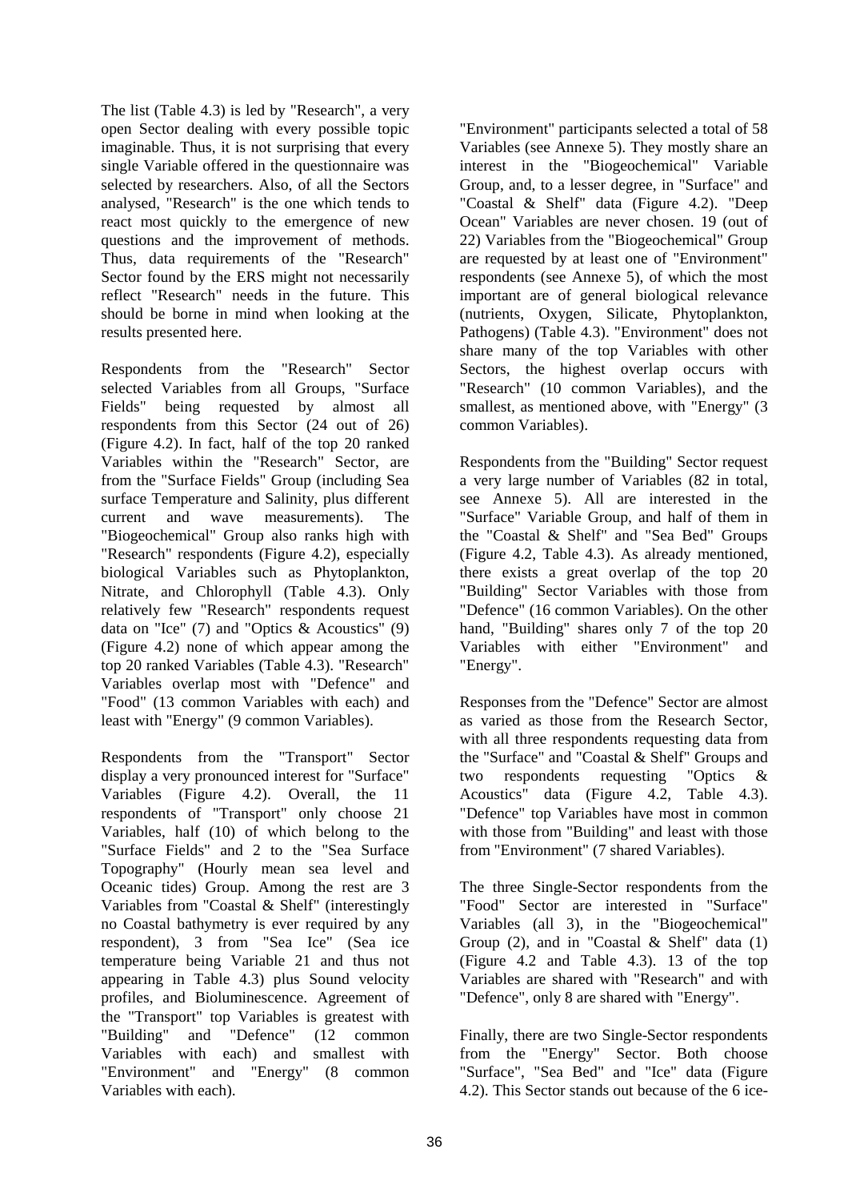The list (Table 4.3) is led by "Research", a very open Sector dealing with every possible topic imaginable. Thus, it is not surprising that every single Variable offered in the questionnaire was selected by researchers. Also, of all the Sectors analysed, "Research" is the one which tends to react most quickly to the emergence of new questions and the improvement of methods. Thus, data requirements of the "Research" Sector found by the ERS might not necessarily reflect "Research" needs in the future. This should be borne in mind when looking at the results presented here.

Respondents from the "Research" Sector selected Variables from all Groups, "Surface Fields" being requested by almost all respondents from this Sector (24 out of 26) (Figure 4.2). In fact, half of the top 20 ranked Variables within the "Research" Sector, are from the "Surface Fields" Group (including Sea surface Temperature and Salinity, plus different current and wave measurements). The "Biogeochemical" Group also ranks high with "Research" respondents (Figure 4.2), especially biological Variables such as Phytoplankton, Nitrate, and Chlorophyll (Table 4.3). Only relatively few "Research" respondents request data on "Ice" (7) and "Optics & Acoustics" (9) (Figure 4.2) none of which appear among the top 20 ranked Variables (Table 4.3). "Research" Variables overlap most with "Defence" and "Food" (13 common Variables with each) and least with "Energy" (9 common Variables).

Respondents from the "Transport" Sector display a very pronounced interest for "Surface" Variables (Figure 4.2). Overall, the 11 respondents of "Transport" only choose 21 Variables, half (10) of which belong to the "Surface Fields" and 2 to the "Sea Surface Topography" (Hourly mean sea level and Oceanic tides) Group. Among the rest are 3 Variables from "Coastal & Shelf" (interestingly no Coastal bathymetry is ever required by any respondent), 3 from "Sea Ice" (Sea ice temperature being Variable 21 and thus not appearing in Table 4.3) plus Sound velocity profiles, and Bioluminescence. Agreement of the "Transport" top Variables is greatest with "Building" and "Defence" (12 common Variables with each) and smallest with "Environment" and "Energy" (8 common Variables with each).

"Environment" participants selected a total of 58 Variables (see Annexe 5). They mostly share an interest in the "Biogeochemical" Variable Group, and, to a lesser degree, in "Surface" and "Coastal & Shelf" data (Figure 4.2). "Deep Ocean" Variables are never chosen. 19 (out of 22) Variables from the "Biogeochemical" Group are requested by at least one of "Environment" respondents (see Annexe 5), of which the most important are of general biological relevance (nutrients, Oxygen, Silicate, Phytoplankton, Pathogens) (Table 4.3). "Environment" does not share many of the top Variables with other Sectors, the highest overlap occurs with "Research" (10 common Variables), and the smallest, as mentioned above, with "Energy" (3 common Variables).

Respondents from the "Building" Sector request a very large number of Variables (82 in total, see Annexe 5). All are interested in the "Surface" Variable Group, and half of them in the "Coastal & Shelf" and "Sea Bed" Groups (Figure 4.2, Table 4.3). As already mentioned, there exists a great overlap of the top 20 "Building" Sector Variables with those from "Defence" (16 common Variables). On the other hand, "Building" shares only 7 of the top 20 Variables with either "Environment" and "Energy".

Responses from the "Defence" Sector are almost as varied as those from the Research Sector, with all three respondents requesting data from the "Surface" and "Coastal & Shelf" Groups and two respondents requesting "Optics & Acoustics" data (Figure 4.2, Table 4.3). "Defence" top Variables have most in common with those from "Building" and least with those from "Environment" (7 shared Variables).

The three Single-Sector respondents from the "Food" Sector are interested in "Surface" Variables (all 3), in the "Biogeochemical" Group (2), and in "Coastal & Shelf" data (1) (Figure 4.2 and Table 4.3). 13 of the top Variables are shared with "Research" and with "Defence", only 8 are shared with "Energy".

Finally, there are two Single-Sector respondents from the "Energy" Sector. Both choose "Surface", "Sea Bed" and "Ice" data (Figure 4.2). This Sector stands out because of the 6 ice-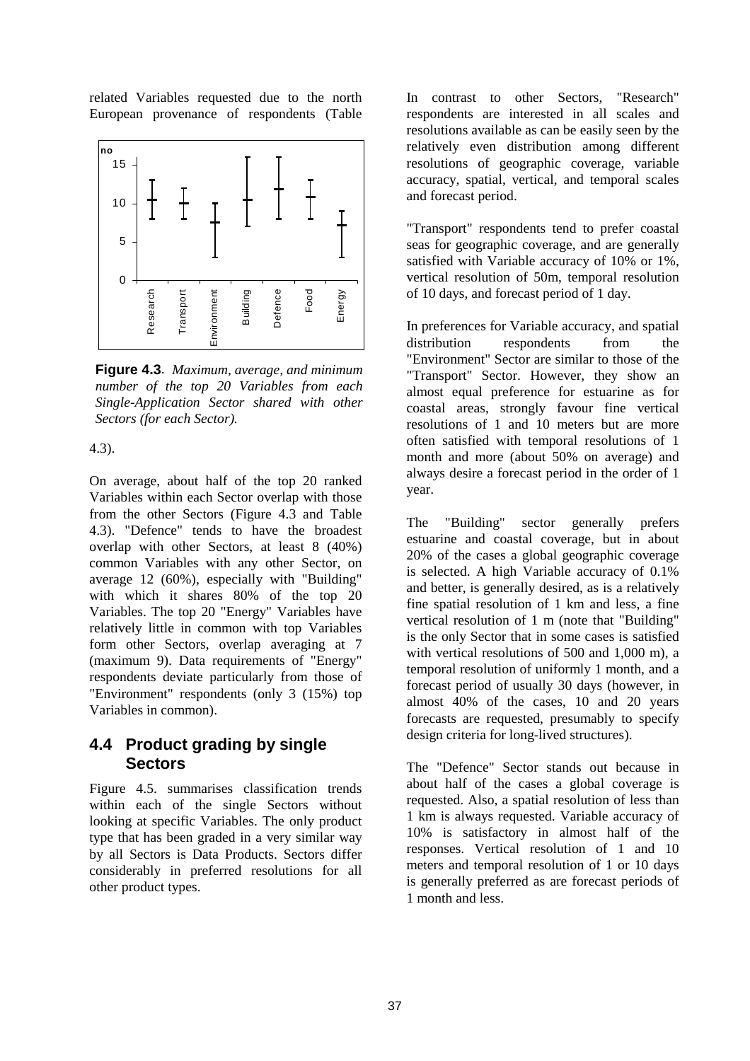related Variables requested due to the north European provenance of respondents (Table 4.3).

**Figure 4.3**. *Maximum, average, and minimum number of the top 20 Variables from each Single-Application Sector shared with other Sectors (for each Sector).*

On average, about half of the top 20 ranked Variables within each Sector overlap with those from the other Sectors (Figure 4.3 and Table 4.3). "Defence" tends to have the broadest overlap with other Sectors, at least 8 (40%) common Variables with any other Sector, on average 12 (60%), especially with "Building" with which it shares 80% of the top 20 Variables. The top 20 "Energy" Variables have relatively little in common with top Variables form other Sectors, overlap averaging at 7 (maximum 9). Data requirements of "Energy" respondents deviate particularly from those of "Environment" respondents (only 3 (15%) top Variables in common).

## 4.4 Product grading by single Sectors

Figure 4.5. summarises classification trends within each of the single Sectors without looking at specific Variables. The only product type that has been graded in a very similar way by all Sectors is Data Products. Sectors differ considerably in preferred resolutions for all other product types.

In contrast to other Sectors, "Research" respondents are interested in all scales and resolutions available as can be easily seen by the relatively even distribution among different resolutions of geographic coverage, variable accuracy, spatial, vertical, and temporal scales and forecast period.

"Transport" respondents tend to prefer coastal seas for geographic coverage, and are generally satisfied with Variable accuracy of 10% or 1%, vertical resolution of 50m, temporal resolution of 10 days, and forecast period of 1 day.

In preferences for Variable accuracy, and spatial distribution respondents from the "Environment" Sector are similar to those of the "Transport" Sector. However, they show an almost equal preference for estuarine as for coastal areas, strongly favour fine vertical resolutions of 1 and 10 meters but are more often satisfied with temporal resolutions of 1 month and more (about 50% on average) and always desire a forecast period in the order of 1 year.

The "Building" sector generally prefers estuarine and coastal coverage, but in about 20% of the cases a global geographic coverage is selected. A high Variable accuracy of 0.1% and better, is generally desired, as is a relatively fine spatial resolution of 1 km and less, a fine vertical resolution of 1 m (note that "Building" is the only Sector that in some cases is satisfied with vertical resolutions of 500 and 1,000 m), a temporal resolution of uniformly 1 month, and a forecast period of usually 30 days (however, in almost 40% of the cases, 10 and 20 years forecasts are requested, presumably to specify design criteria for long-lived structures).

The "Defence" Sector stands out because in about half of the cases a global coverage is requested. Also, a spatial resolution of less than 1 km is always requested. Variable accuracy of 10% is satisfactory in almost half of the responses. Vertical resolution of 1 and 10 meters and temporal resolution of 1 or 10 days is generally preferred as are forecast periods of 1 month and less.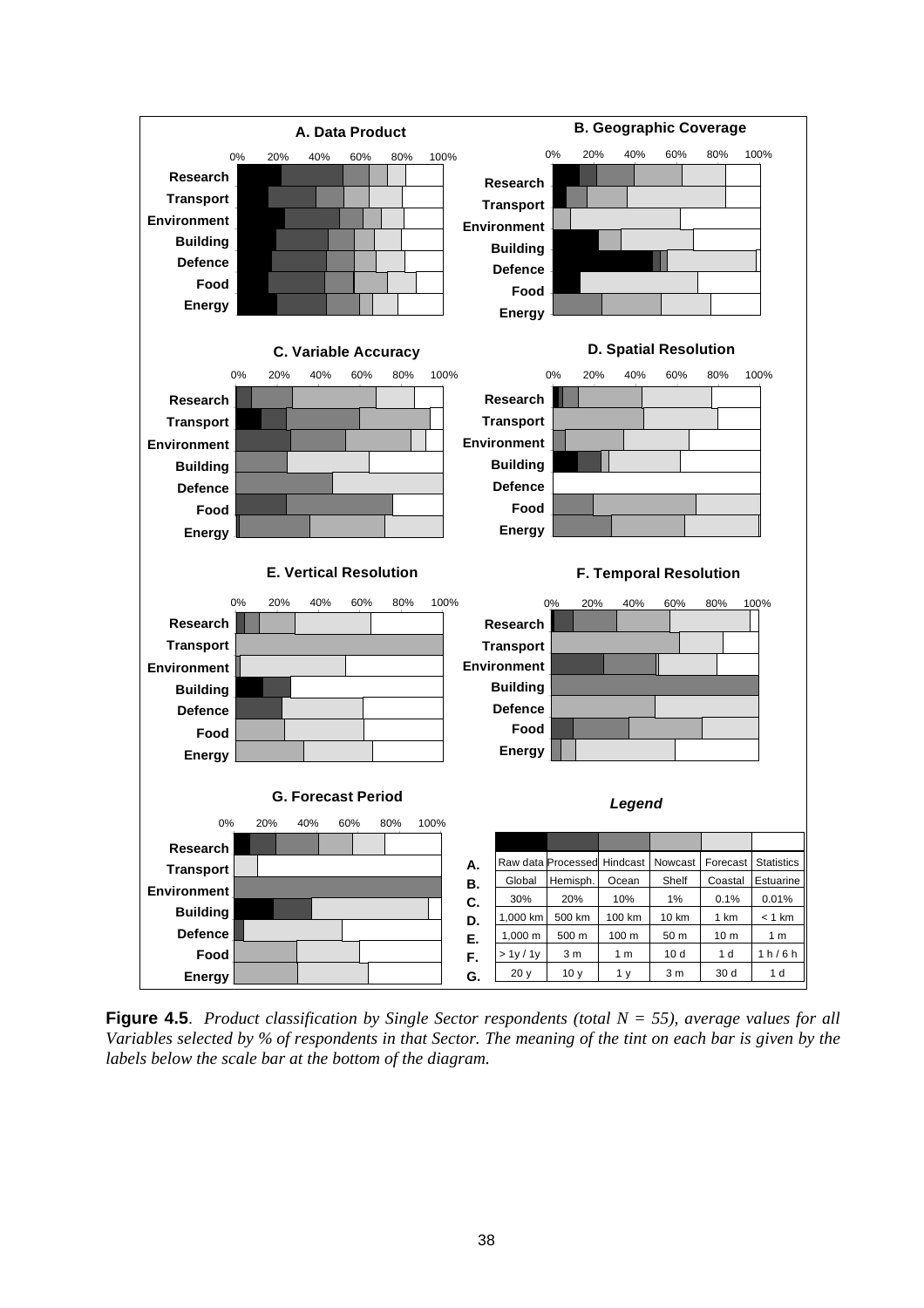**A. Data Product**

**B. Geographic Coverage**

**C. Variable Accuracy**

**D. Spatial Resolution**

**E. Vertical Resolution**

**F. Temporal Resolution**

**G. Forecast Period**

*Legend*

| | | | | | | |
|---|---|---|---|---|---|---|
| **A.** | Raw data | Processed | Hindcast | Nowcast | Forecast | Statistics |
| **B.** | Global | Hemisph. | Ocean | Shelf | Coastal | Estuarine |
| **C.** | 30% | 20% | 10% | 1% | 0.1% | 0.01% |
| **D.** | 1,000 km | 500 km | 100 km | 10 km | 1 km | < 1 km |
| **E.** | 1,000 m | 500 m | 100 m | 50 m | 10 m | 1 m |
| **F.** | > 1y / 1y | 3 m | 1 m | 10 d | 1 d | 1 h / 6 h |
| **G.** | 20 y | 10 y | 1 y | 3 m | 30 d | 1 d |

**Figure 4.5**. *Product classification by Single Sector respondents (total N = 55), average values for all Variables selected by % of respondents in that Sector. The meaning of the tint on each bar is given by the labels below the scale bar at the bottom of the diagram.*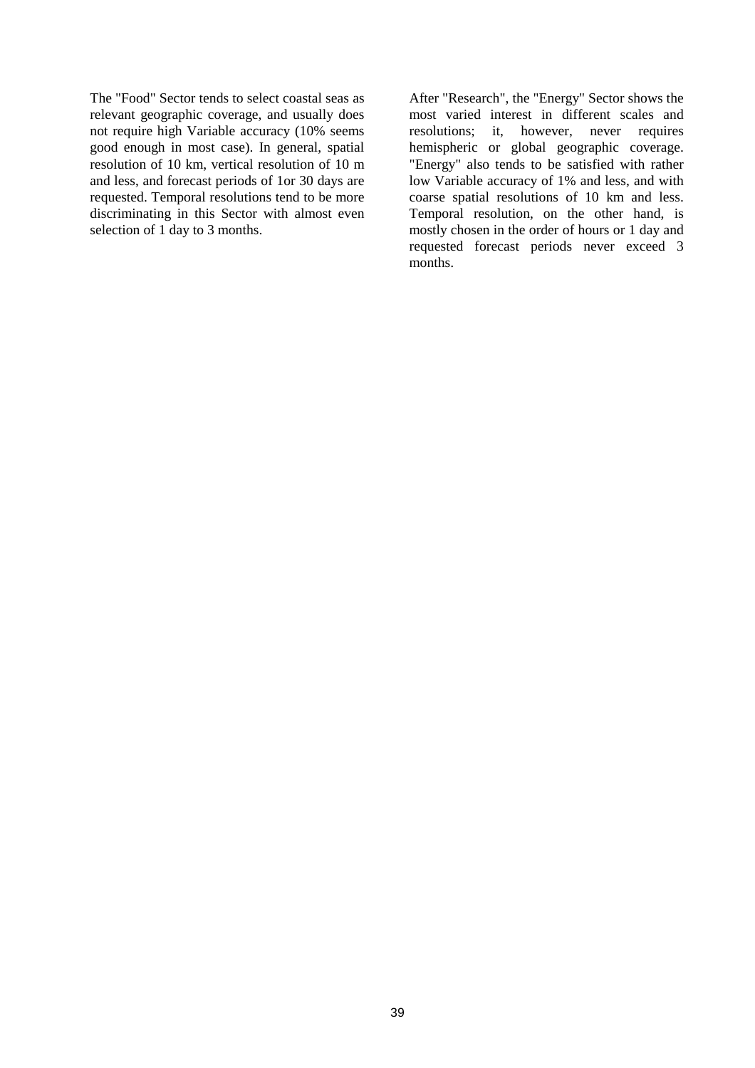The "Food" Sector tends to select coastal seas as relevant geographic coverage, and usually does not require high Variable accuracy (10% seems good enough in most case). In general, spatial resolution of 10 km, vertical resolution of 10 m and less, and forecast periods of 1or 30 days are requested. Temporal resolutions tend to be more discriminating in this Sector with almost even selection of 1 day to 3 months.

After "Research", the "Energy" Sector shows the most varied interest in different scales and resolutions; it, however, never requires hemispheric or global geographic coverage. "Energy" also tends to be satisfied with rather low Variable accuracy of 1% and less, and with coarse spatial resolutions of 10 km and less. Temporal resolution, on the other hand, is mostly chosen in the order of hours or 1 day and requested forecast periods never exceed 3 months.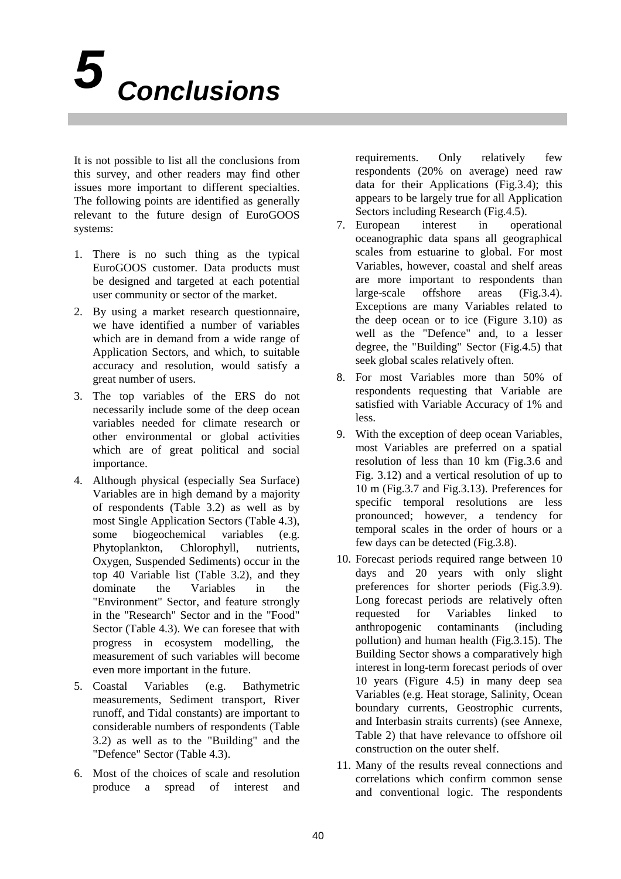# 5 Conclusions

It is not possible to list all the conclusions from this survey, and other readers may find other issues more important to different specialties. The following points are identified as generally relevant to the future design of EuroGOOS systems:

1. There is no such thing as the typical EuroGOOS customer. Data products must be designed and targeted at each potential user community or sector of the market.
2. By using a market research questionnaire, we have identified a number of variables which are in demand from a wide range of Application Sectors, and which, to suitable accuracy and resolution, would satisfy a great number of users.
3. The top variables of the ERS do not necessarily include some of the deep ocean variables needed for climate research or other environmental or global activities which are of great political and social importance.
4. Although physical (especially Sea Surface) Variables are in high demand by a majority of respondents (Table 3.2) as well as by most Single Application Sectors (Table 4.3), some biogeochemical variables (e.g. Phytoplankton, Chlorophyll, nutrients, Oxygen, Suspended Sediments) occur in the top 40 Variable list (Table 3.2), and they dominate the Variables in the "Environment" Sector, and feature strongly in the "Research" Sector and in the "Food" Sector (Table 4.3). We can foresee that with progress in ecosystem modelling, the measurement of such variables will become even more important in the future.
5. Coastal Variables (e.g. Bathymetric measurements, Sediment transport, River runoff, and Tidal constants) are important to considerable numbers of respondents (Table 3.2) as well as to the "Building" and the "Defence" Sector (Table 4.3).
6. Most of the choices of scale and resolution produce a spread of interest and requirements. Only relatively few respondents (20% on average) need raw data for their Applications (Fig.3.4); this appears to be largely true for all Application Sectors including Research (Fig.4.5).
7. European interest in operational oceanographic data spans all geographical scales from estuarine to global. For most Variables, however, coastal and shelf areas are more important to respondents than large-scale offshore areas (Fig.3.4). Exceptions are many Variables related to the deep ocean or to ice (Figure 3.10) as well as the "Defence" and, to a lesser degree, the "Building" Sector (Fig.4.5) that seek global scales relatively often.
8. For most Variables more than 50% of respondents requesting that Variable are satisfied with Variable Accuracy of 1% and less.
9. With the exception of deep ocean Variables, most Variables are preferred on a spatial resolution of less than 10 km (Fig.3.6 and Fig. 3.12) and a vertical resolution of up to 10 m (Fig.3.7 and Fig.3.13). Preferences for specific temporal resolutions are less pronounced; however, a tendency for temporal scales in the order of hours or a few days can be detected (Fig.3.8).
10. Forecast periods required range between 10 days and 20 years with only slight preferences for shorter periods (Fig.3.9). Long forecast periods are relatively often requested for Variables linked to anthropogenic contaminants (including pollution) and human health (Fig.3.15). The Building Sector shows a comparatively high interest in long-term forecast periods of over 10 years (Figure 4.5) in many deep sea Variables (e.g. Heat storage, Salinity, Ocean boundary currents, Geostrophic currents, and Interbasin straits currents) (see Annexe, Table 2) that have relevance to offshore oil construction on the outer shelf.
11. Many of the results reveal connections and correlations which confirm common sense and conventional logic. The respondents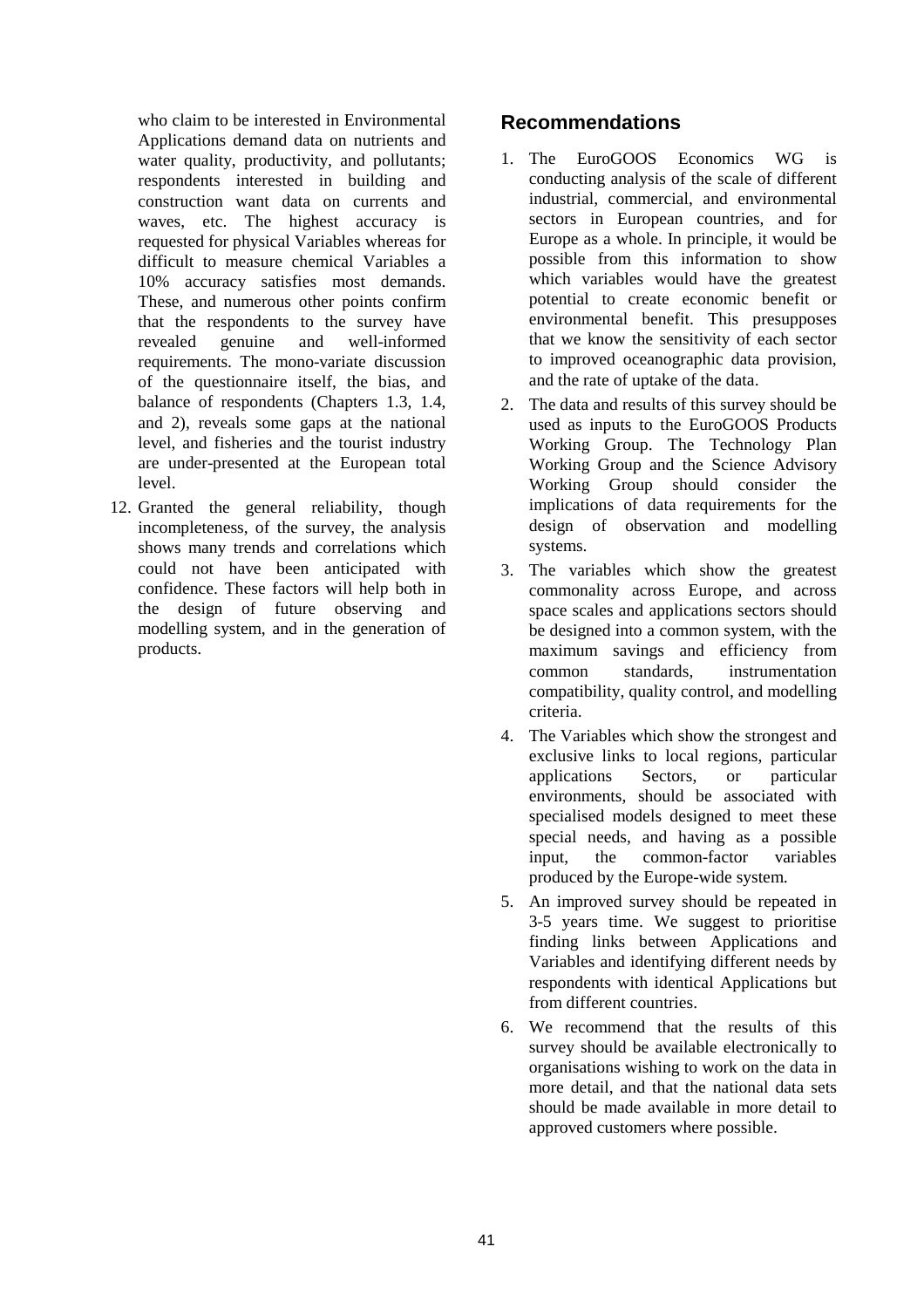who claim to be interested in Environmental Applications demand data on nutrients and water quality, productivity, and pollutants; respondents interested in building and construction want data on currents and waves, etc. The highest accuracy is requested for physical Variables whereas for difficult to measure chemical Variables a 10% accuracy satisfies most demands. These, and numerous other points confirm that the respondents to the survey have revealed genuine and well-informed requirements. The mono-variate discussion of the questionnaire itself, the bias, and balance of respondents (Chapters 1.3, 1.4, and 2), reveals some gaps at the national level, and fisheries and the tourist industry are under-presented at the European total level.

12. Granted the general reliability, though incompleteness, of the survey, the analysis shows many trends and correlations which could not have been anticipated with confidence. These factors will help both in the design of future observing and modelling system, and in the generation of products.

## Recommendations

1. The EuroGOOS Economics WG is conducting analysis of the scale of different industrial, commercial, and environmental sectors in European countries, and for Europe as a whole. In principle, it would be possible from this information to show which variables would have the greatest potential to create economic benefit or environmental benefit. This presupposes that we know the sensitivity of each sector to improved oceanographic data provision, and the rate of uptake of the data.
2. The data and results of this survey should be used as inputs to the EuroGOOS Products Working Group. The Technology Plan Working Group and the Science Advisory Working Group should consider the implications of data requirements for the design of observation and modelling systems.
3. The variables which show the greatest commonality across Europe, and across space scales and applications sectors should be designed into a common system, with the maximum savings and efficiency from common standards, instrumentation compatibility, quality control, and modelling criteria.
4. The Variables which show the strongest and exclusive links to local regions, particular applications Sectors, or particular environments, should be associated with specialised models designed to meet these special needs, and having as a possible input, the common-factor variables produced by the Europe-wide system.
5. An improved survey should be repeated in 3-5 years time. We suggest to prioritise finding links between Applications and Variables and identifying different needs by respondents with identical Applications but from different countries.
6. We recommend that the results of this survey should be available electronically to organisations wishing to work on the data in more detail, and that the national data sets should be made available in more detail to approved customers where possible.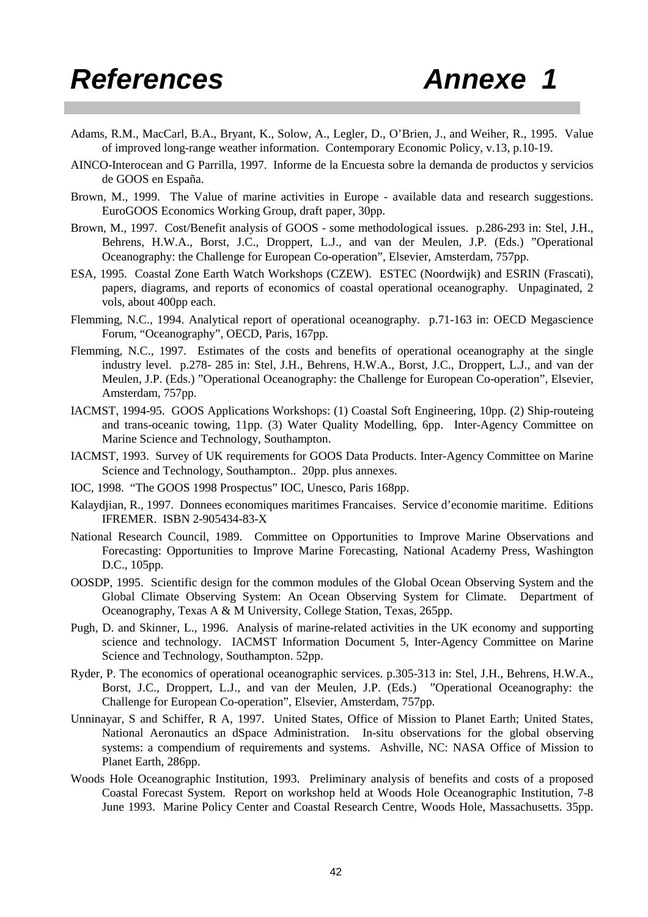# References Annexe 1

Adams, R.M., MacCarl, B.A., Bryant, K., Solow, A., Legler, D., O'Brien, J., and Weiher, R., 1995. Value of improved long-range weather information. Contemporary Economic Policy, v.13, p.10-19.

AINCO-Interocean and G Parrilla, 1997. Informe de la Encuesta sobre la demanda de productos y servicios de GOOS en España.

Brown, M., 1999. The Value of marine activities in Europe - available data and research suggestions. EuroGOOS Economics Working Group, draft paper, 30pp.

Brown, M., 1997. Cost/Benefit analysis of GOOS - some methodological issues. p.286-293 in: Stel, J.H., Behrens, H.W.A., Borst, J.C., Droppert, L.J., and van der Meulen, J.P. (Eds.) "Operational Oceanography: the Challenge for European Co-operation", Elsevier, Amsterdam, 757pp.

ESA, 1995. Coastal Zone Earth Watch Workshops (CZEW). ESTEC (Noordwijk) and ESRIN (Frascati), papers, diagrams, and reports of economics of coastal operational oceanography. Unpaginated, 2 vols, about 400pp each.

Flemming, N.C., 1994. Analytical report of operational oceanography. p.71-163 in: OECD Megascience Forum, "Oceanography", OECD, Paris, 167pp.

Flemming, N.C., 1997. Estimates of the costs and benefits of operational oceanography at the single industry level. p.278- 285 in: Stel, J.H., Behrens, H.W.A., Borst, J.C., Droppert, L.J., and van der Meulen, J.P. (Eds.) "Operational Oceanography: the Challenge for European Co-operation", Elsevier, Amsterdam, 757pp.

IACMST, 1994-95. GOOS Applications Workshops: (1) Coastal Soft Engineering, 10pp. (2) Ship-routeing and trans-oceanic towing, 11pp. (3) Water Quality Modelling, 6pp. Inter-Agency Committee on Marine Science and Technology, Southampton.

IACMST, 1993. Survey of UK requirements for GOOS Data Products. Inter-Agency Committee on Marine Science and Technology, Southampton.. 20pp. plus annexes.

IOC, 1998. "The GOOS 1998 Prospectus" IOC, Unesco, Paris 168pp.

Kalaydjian, R., 1997. Donnees economiques maritimes Francaises. Service d'economie maritime. Editions IFREMER. ISBN 2-905434-83-X

National Research Council, 1989. Committee on Opportunities to Improve Marine Observations and Forecasting: Opportunities to Improve Marine Forecasting, National Academy Press, Washington D.C., 105pp.

OOSDP, 1995. Scientific design for the common modules of the Global Ocean Observing System and the Global Climate Observing System: An Ocean Observing System for Climate. Department of Oceanography, Texas A & M University, College Station, Texas, 265pp.

Pugh, D. and Skinner, L., 1996. Analysis of marine-related activities in the UK economy and supporting science and technology. IACMST Information Document 5, Inter-Agency Committee on Marine Science and Technology, Southampton. 52pp.

Ryder, P. The economics of operational oceanographic services. p.305-313 in: Stel, J.H., Behrens, H.W.A., Borst, J.C., Droppert, L.J., and van der Meulen, J.P. (Eds.) "Operational Oceanography: the Challenge for European Co-operation", Elsevier, Amsterdam, 757pp.

Unninayar, S and Schiffer, R A, 1997. United States, Office of Mission to Planet Earth; United States, National Aeronautics an dSpace Administration. In-situ observations for the global observing systems: a compendium of requirements and systems. Ashville, NC: NASA Office of Mission to Planet Earth, 286pp.

Woods Hole Oceanographic Institution, 1993. Preliminary analysis of benefits and costs of a proposed Coastal Forecast System. Report on workshop held at Woods Hole Oceanographic Institution, 7-8 June 1993. Marine Policy Center and Coastal Research Centre, Woods Hole, Massachusetts. 35pp.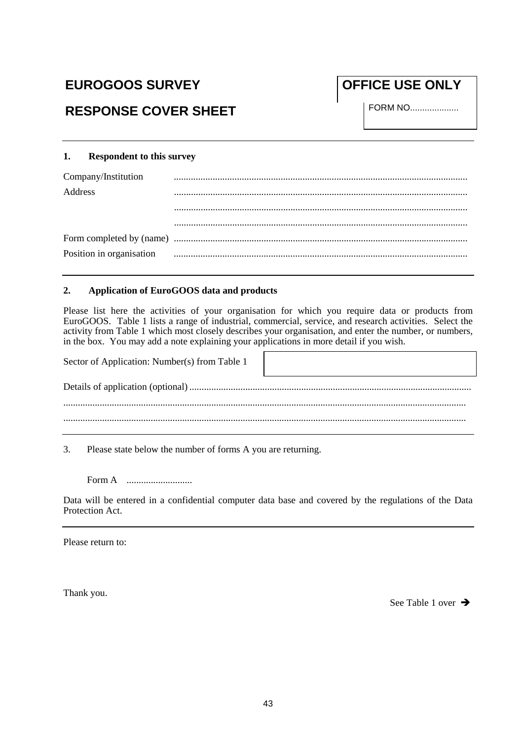# EUROGOOS SURVEY

# RESPONSE COVER SHEET

**OFFICE USE ONLY**

FORM NO....................

---

**1. Respondent to this survey**

Company/Institution .......................................................................................................................

Address .......................................................................................................................

.......................................................................................................................

.......................................................................................................................

Form completed by (name) .......................................................................................................................

Position in organisation .......................................................................................................................

---

**2. Application of EuroGOOS data and products**

Please list here the activities of your organisation for which you require data or products from EuroGOOS. Table 1 lists a range of industrial, commercial, service, and research activities. Select the activity from Table 1 which most closely describes your organisation, and enter the number, or numbers, in the box. You may add a note explaining your applications in more detail if you wish.

Sector of Application: Number(s) from Table 1

Details of application (optional) .................................................................................................................

.................................................................................................................................................................

.................................................................................................................................................................

---

3. Please state below the number of forms A you are returning.

Form A ...........................

Data will be entered in a confidential computer data base and covered by the regulations of the Data Protection Act.

---

Please return to:

Thank you.

See Table 1 over ➔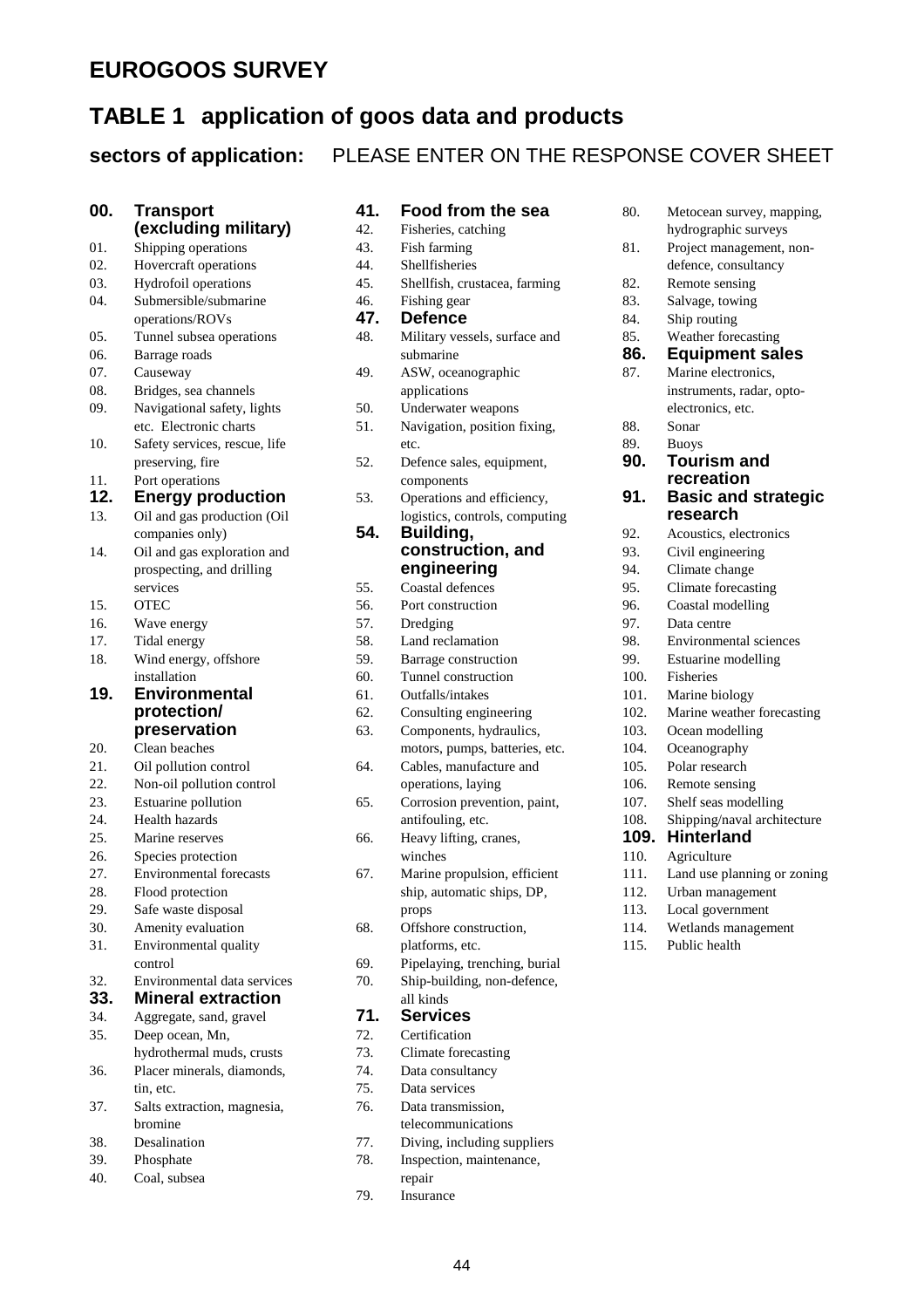# EUROGOOS SURVEY

## TABLE 1 application of goos data and products

### sectors of application: PLEASE ENTER ON THE RESPONSE COVER SHEET

**00. Transport (excluding military)**

01. Shipping operations
02. Hovercraft operations
03. Hydrofoil operations
04. Submersible/submarine operations/ROVs
05. Tunnel subsea operations
06. Barrage roads
07. Causeway
08. Bridges, sea channels
09. Navigational safety, lights etc. Electronic charts
10. Safety services, rescue, life preserving, fire
11. Port operations

**12. Energy production**

13. Oil and gas production (Oil companies only)
14. Oil and gas exploration and prospecting, and drilling services
15. OTEC
16. Wave energy
17. Tidal energy
18. Wind energy, offshore installation

**19. Environmental protection/ preservation**

20. Clean beaches
21. Oil pollution control
22. Non-oil pollution control
23. Estuarine pollution
24. Health hazards
25. Marine reserves
26. Species protection
27. Environmental forecasts
28. Flood protection
29. Safe waste disposal
30. Amenity evaluation
31. Environmental quality control
32. Environmental data services

**33. Mineral extraction**

34. Aggregate, sand, gravel
35. Deep ocean, Mn, hydrothermal muds, crusts
36. Placer minerals, diamonds, tin, etc.
37. Salts extraction, magnesia, bromine
38. Desalination
39. Phosphate
40. Coal, subsea

**41. Food from the sea**

42. Fisheries, catching
43. Fish farming
44. Shellfisheries
45. Shellfish, crustacea, farming
46. Fishing gear

**47. Defence**

48. Military vessels, surface and submarine
49. ASW, oceanographic applications
50. Underwater weapons
51. Navigation, position fixing, etc.
52. Defence sales, equipment, components
53. Operations and efficiency, logistics, controls, computing

**54. Building, construction, and engineering**

55. Coastal defences
56. Port construction
57. Dredging
58. Land reclamation
59. Barrage construction
60. Tunnel construction
61. Outfalls/intakes
62. Consulting engineering
63. Components, hydraulics, motors, pumps, batteries, etc.
64. Cables, manufacture and operations, laying
65. Corrosion prevention, paint, antifouling, etc.
66. Heavy lifting, cranes, winches
67. Marine propulsion, efficient ship, automatic ships, DP, props
68. Offshore construction, platforms, etc.
69. Pipelaying, trenching, burial
70. Ship-building, non-defence, all kinds

**71. Services**

72. Certification
73. Climate forecasting
74. Data consultancy
75. Data services
76. Data transmission, telecommunications
77. Diving, including suppliers
78. Inspection, maintenance, repair
79. Insurance
80. Metocean survey, mapping, hydrographic surveys
81. Project management, non-defence, consultancy
82. Remote sensing
83. Salvage, towing
84. Ship routing
85. Weather forecasting

**86. Equipment sales**

87. Marine electronics, instruments, radar, opto-electronics, etc.
88. Sonar
89. Buoys

**90. Tourism and recreation**

**91. Basic and strategic research**

92. Acoustics, electronics
93. Civil engineering
94. Climate change
95. Climate forecasting
96. Coastal modelling
97. Data centre
98. Environmental sciences
99. Estuarine modelling
100. Fisheries
101. Marine biology
102. Marine weather forecasting
103. Ocean modelling
104. Oceanography
105. Polar research
106. Remote sensing
107. Shelf seas modelling
108. Shipping/naval architecture

**109. Hinterland**

110. Agriculture
111. Land use planning or zoning
112. Urban management
113. Local government
114. Wetlands management
115. Public health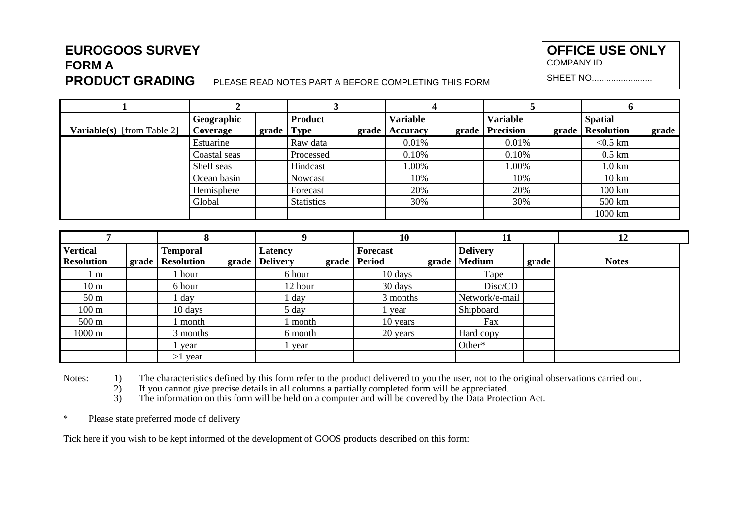# EUROGOOS SURVEY
## FORM A
## PRODUCT GRADING

PLEASE READ NOTES PART A BEFORE COMPLETING THIS FORM

**OFFICE USE ONLY**
COMPANY ID....................
SHEET NO..........................

| 1 | 2 | | 3 | | 4 | | 5 | | 6 | |
|---|---|---|---|---|---|---|---|---|---|---|
| **Variable(s)** [from Table 2] | **Geographic Coverage** | **grade** | **Product Type** | **grade** | **Variable Accuracy** | **grade** | **Variable Precision** | **grade** | **Spatial Resolution** | **grade** |
| | Estuarine | | Raw data | | 0.01% | | 0.01% | | <0.5 km | |
| | Coastal seas | | Processed | | 0.10% | | 0.10% | | 0.5 km | |
| | Shelf seas | | Hindcast | | 1.00% | | 1.00% | | 1.0 km | |
| | Ocean basin | | Nowcast | | 10% | | 10% | | 10 km | |
| | Hemisphere | | Forecast | | 20% | | 20% | | 100 km | |
| | Global | | Statistics | | 30% | | 30% | | 500 km | |
| | | | | | | | | | 1000 km | |

| 7 | | 8 | | 9 | | 10 | | 11 | | 12 |
|---|---|---|---|---|---|---|---|---|---|---|
| **Vertical Resolution** | **grade** | **Temporal Resolution** | **grade** | **Latency Delivery** | **grade** | **Forecast Period** | **grade** | **Delivery Medium** | **grade** | **Notes** |
| 1 m | | 1 hour | | 6 hour | | 10 days | | Tape | | |
| 10 m | | 6 hour | | 12 hour | | 30 days | | Disc/CD | | |
| 50 m | | 1 day | | 1 day | | 3 months | | Network/e-mail | | |
| 100 m | | 10 days | | 5 day | | 1 year | | Shipboard | | |
| 500 m | | 1 month | | 1 month | | 10 years | | Fax | | |
| 1000 m | | 3 months | | 6 month | | 20 years | | Hard copy | | |
| | | 1 year | | 1 year | | | | Other* | | |
| | | >1 year | | | | | | | | |

Notes:
1) The characteristics defined by this form refer to the product delivered to you the user, not to the original observations carried out.
2) If you cannot give precise details in all columns a partially completed form will be appreciated.
3) The information on this form will be held on a computer and will be covered by the Data Protection Act.

\* Please state preferred mode of delivery

Tick here if you wish to be kept informed of the development of GOOS products described on this form: ☐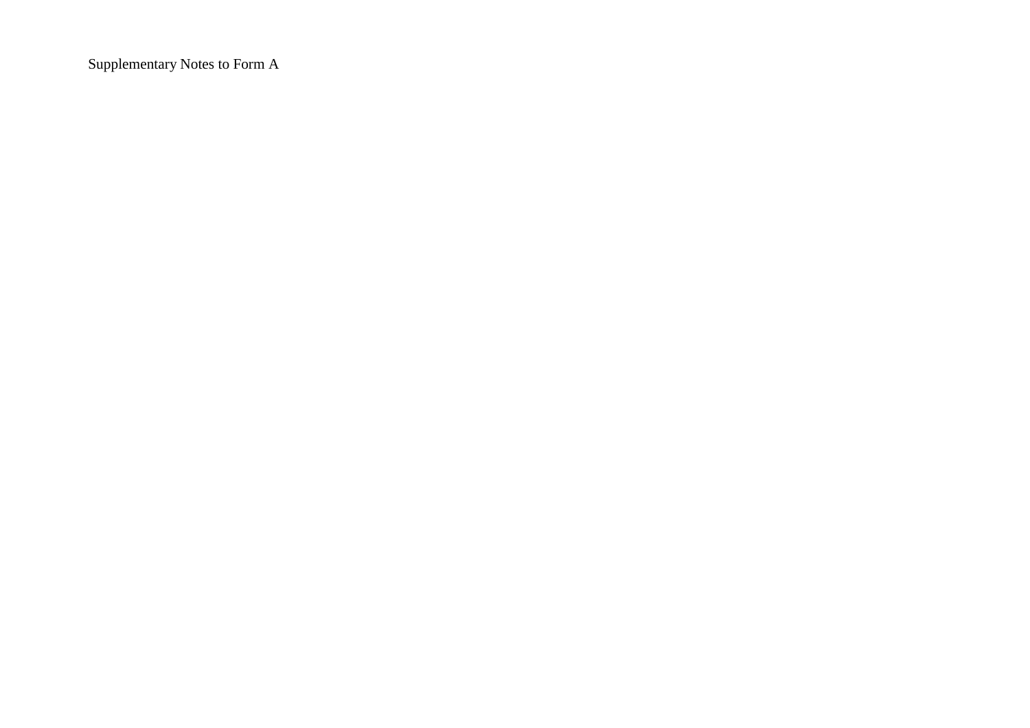Supplementary Notes to Form A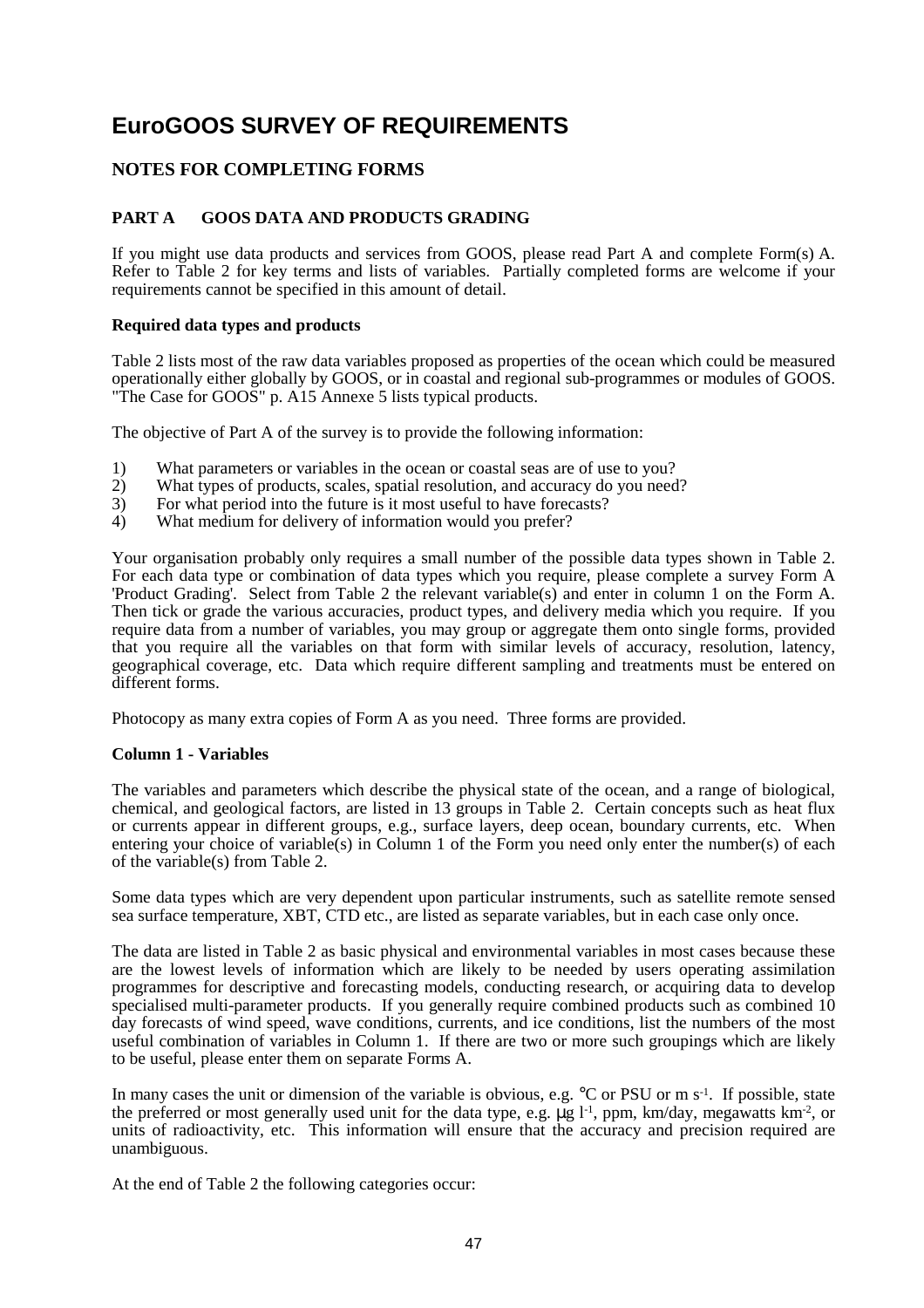# EuroGOOS SURVEY OF REQUIREMENTS

## NOTES FOR COMPLETING FORMS

### PART A GOOS DATA AND PRODUCTS GRADING

If you might use data products and services from GOOS, please read Part A and complete Form(s) A. Refer to Table 2 for key terms and lists of variables. Partially completed forms are welcome if your requirements cannot be specified in this amount of detail.

**Required data types and products**

Table 2 lists most of the raw data variables proposed as properties of the ocean which could be measured operationally either globally by GOOS, or in coastal and regional sub-programmes or modules of GOOS. "The Case for GOOS" p. A15 Annexe 5 lists typical products.

The objective of Part A of the survey is to provide the following information:

1) What parameters or variables in the ocean or coastal seas are of use to you?
2) What types of products, scales, spatial resolution, and accuracy do you need?
3) For what period into the future is it most useful to have forecasts?
4) What medium for delivery of information would you prefer?

Your organisation probably only requires a small number of the possible data types shown in Table 2. For each data type or combination of data types which you require, please complete a survey Form A 'Product Grading'. Select from Table 2 the relevant variable(s) and enter in column 1 on the Form A. Then tick or grade the various accuracies, product types, and delivery media which you require. If you require data from a number of variables, you may group or aggregate them onto single forms, provided that you require all the variables on that form with similar levels of accuracy, resolution, latency, geographical coverage, etc. Data which require different sampling and treatments must be entered on different forms.

Photocopy as many extra copies of Form A as you need. Three forms are provided.

**Column 1 - Variables**

The variables and parameters which describe the physical state of the ocean, and a range of biological, chemical, and geological factors, are listed in 13 groups in Table 2. Certain concepts such as heat flux or currents appear in different groups, e.g., surface layers, deep ocean, boundary currents, etc. When entering your choice of variable(s) in Column 1 of the Form you need only enter the number(s) of each of the variable(s) from Table 2.

Some data types which are very dependent upon particular instruments, such as satellite remote sensed sea surface temperature, XBT, CTD etc., are listed as separate variables, but in each case only once.

The data are listed in Table 2 as basic physical and environmental variables in most cases because these are the lowest levels of information which are likely to be needed by users operating assimilation programmes for descriptive and forecasting models, conducting research, or acquiring data to develop specialised multi-parameter products. If you generally require combined products such as combined 10 day forecasts of wind speed, wave conditions, currents, and ice conditions, list the numbers of the most useful combination of variables in Column 1. If there are two or more such groupings which are likely to be useful, please enter them on separate Forms A.

In many cases the unit or dimension of the variable is obvious, e.g. °C or PSU or m $s^{-1}$. If possible, state the preferred or most generally used unit for the data type, e.g. μg $l^{-1}$, ppm, km/day, megawatts $km^{-2}$, or units of radioactivity, etc. This information will ensure that the accuracy and precision required are unambiguous.

At the end of Table 2 the following categories occur: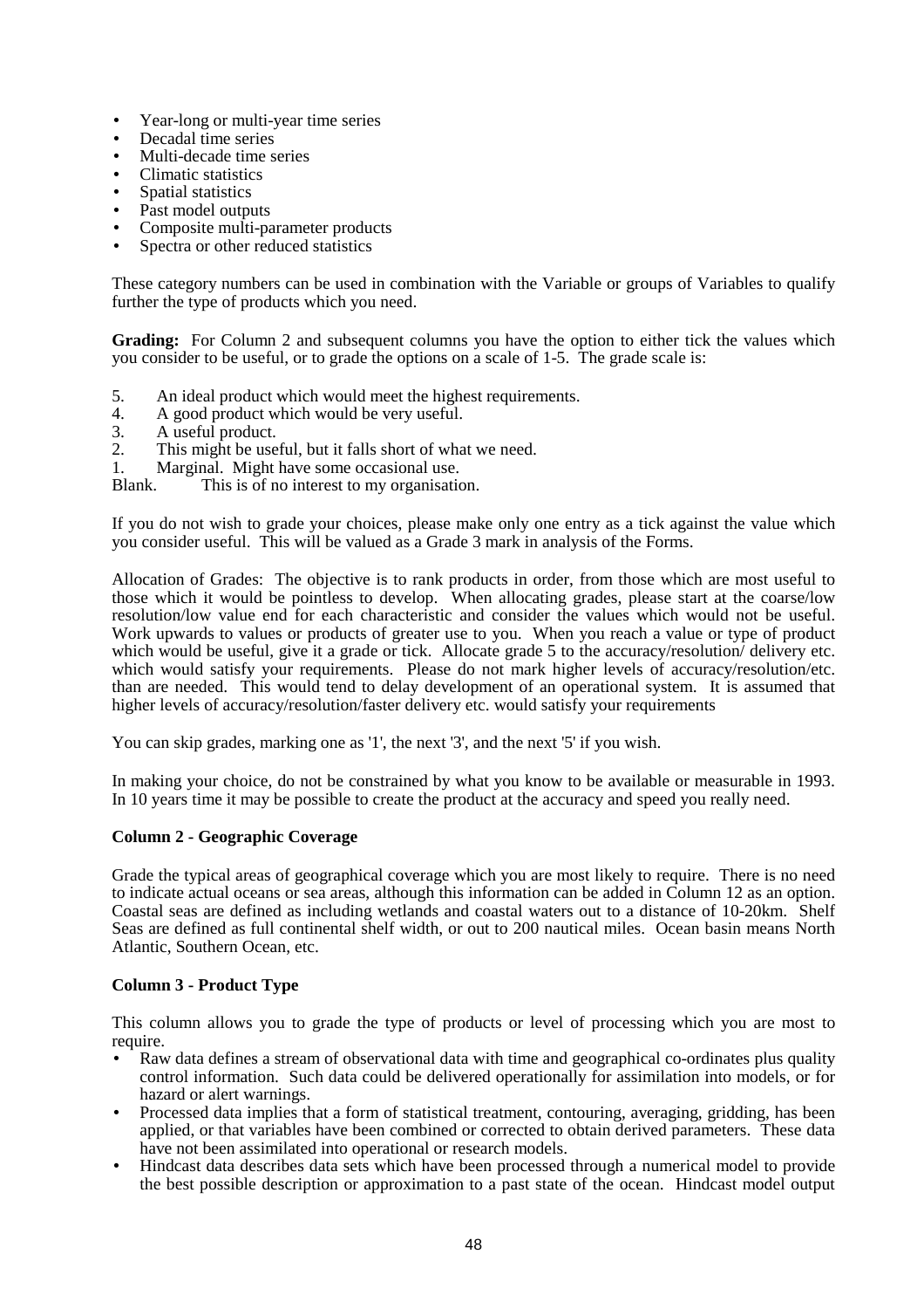- Year-long or multi-year time series
- Decadal time series
- Multi-decade time series
- Climatic statistics
- Spatial statistics
- Past model outputs
- Composite multi-parameter products
- Spectra or other reduced statistics

These category numbers can be used in combination with the Variable or groups of Variables to qualify further the type of products which you need.

**Grading:** For Column 2 and subsequent columns you have the option to either tick the values which you consider to be useful, or to grade the options on a scale of 1-5. The grade scale is:

5. An ideal product which would meet the highest requirements.
4. A good product which would be very useful.
3. A useful product.
2. This might be useful, but it falls short of what we need.
1. Marginal. Might have some occasional use.

Blank. This is of no interest to my organisation.

If you do not wish to grade your choices, please make only one entry as a tick against the value which you consider useful. This will be valued as a Grade 3 mark in analysis of the Forms.

Allocation of Grades: The objective is to rank products in order, from those which are most useful to those which it would be pointless to develop. When allocating grades, please start at the coarse/low resolution/low value end for each characteristic and consider the values which would not be useful. Work upwards to values or products of greater use to you. When you reach a value or type of product which would be useful, give it a grade or tick. Allocate grade 5 to the accuracy/resolution/ delivery etc. which would satisfy your requirements. Please do not mark higher levels of accuracy/resolution/etc. than are needed. This would tend to delay development of an operational system. It is assumed that higher levels of accuracy/resolution/faster delivery etc. would satisfy your requirements

You can skip grades, marking one as '1', the next '3', and the next '5' if you wish.

In making your choice, do not be constrained by what you know to be available or measurable in 1993. In 10 years time it may be possible to create the product at the accuracy and speed you really need.

**Column 2 - Geographic Coverage**

Grade the typical areas of geographical coverage which you are most likely to require. There is no need to indicate actual oceans or sea areas, although this information can be added in Column 12 as an option. Coastal seas are defined as including wetlands and coastal waters out to a distance of 10-20km. Shelf Seas are defined as full continental shelf width, or out to 200 nautical miles. Ocean basin means North Atlantic, Southern Ocean, etc.

**Column 3 - Product Type**

This column allows you to grade the type of products or level of processing which you are most to require.

- Raw data defines a stream of observational data with time and geographical co-ordinates plus quality control information. Such data could be delivered operationally for assimilation into models, or for hazard or alert warnings.
- Processed data implies that a form of statistical treatment, contouring, averaging, gridding, has been applied, or that variables have been combined or corrected to obtain derived parameters. These data have not been assimilated into operational or research models.
- Hindcast data describes data sets which have been processed through a numerical model to provide the best possible description or approximation to a past state of the ocean. Hindcast model output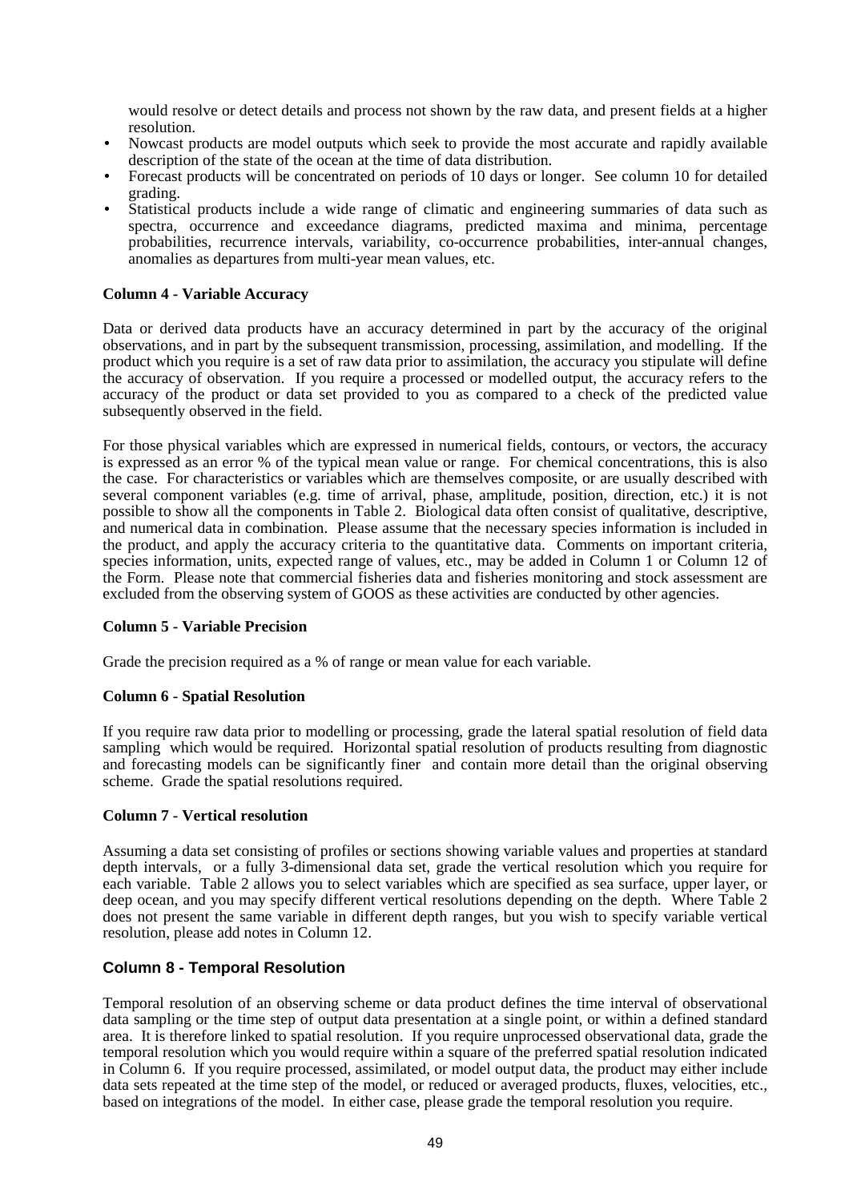would resolve or detect details and process not shown by the raw data, and present fields at a higher resolution.

- Nowcast products are model outputs which seek to provide the most accurate and rapidly available description of the state of the ocean at the time of data distribution.
- Forecast products will be concentrated on periods of 10 days or longer. See column 10 for detailed grading.
- Statistical products include a wide range of climatic and engineering summaries of data such as spectra, occurrence and exceedance diagrams, predicted maxima and minima, percentage probabilities, recurrence intervals, variability, co-occurrence probabilities, inter-annual changes, anomalies as departures from multi-year mean values, etc.

**Column 4 - Variable Accuracy**

Data or derived data products have an accuracy determined in part by the accuracy of the original observations, and in part by the subsequent transmission, processing, assimilation, and modelling. If the product which you require is a set of raw data prior to assimilation, the accuracy you stipulate will define the accuracy of observation. If you require a processed or modelled output, the accuracy refers to the accuracy of the product or data set provided to you as compared to a check of the predicted value subsequently observed in the field.

For those physical variables which are expressed in numerical fields, contours, or vectors, the accuracy is expressed as an error % of the typical mean value or range. For chemical concentrations, this is also the case. For characteristics or variables which are themselves composite, or are usually described with several component variables (e.g. time of arrival, phase, amplitude, position, direction, etc.) it is not possible to show all the components in Table 2. Biological data often consist of qualitative, descriptive, and numerical data in combination. Please assume that the necessary species information is included in the product, and apply the accuracy criteria to the quantitative data. Comments on important criteria, species information, units, expected range of values, etc., may be added in Column 1 or Column 12 of the Form. Please note that commercial fisheries data and fisheries monitoring and stock assessment are excluded from the observing system of GOOS as these activities are conducted by other agencies.

**Column 5 - Variable Precision**

Grade the precision required as a % of range or mean value for each variable.

**Column 6 - Spatial Resolution**

If you require raw data prior to modelling or processing, grade the lateral spatial resolution of field data sampling which would be required. Horizontal spatial resolution of products resulting from diagnostic and forecasting models can be significantly finer and contain more detail than the original observing scheme. Grade the spatial resolutions required.

**Column 7 - Vertical resolution**

Assuming a data set consisting of profiles or sections showing variable values and properties at standard depth intervals, or a fully 3-dimensional data set, grade the vertical resolution which you require for each variable. Table 2 allows you to select variables which are specified as sea surface, upper layer, or deep ocean, and you may specify different vertical resolutions depending on the depth. Where Table 2 does not present the same variable in different depth ranges, but you wish to specify variable vertical resolution, please add notes in Column 12.

**Column 8 - Temporal Resolution**

Temporal resolution of an observing scheme or data product defines the time interval of observational data sampling or the time step of output data presentation at a single point, or within a defined standard area. It is therefore linked to spatial resolution. If you require unprocessed observational data, grade the temporal resolution which you would require within a square of the preferred spatial resolution indicated in Column 6. If you require processed, assimilated, or model output data, the product may either include data sets repeated at the time step of the model, or reduced or averaged products, fluxes, velocities, etc., based on integrations of the model. In either case, please grade the temporal resolution you require.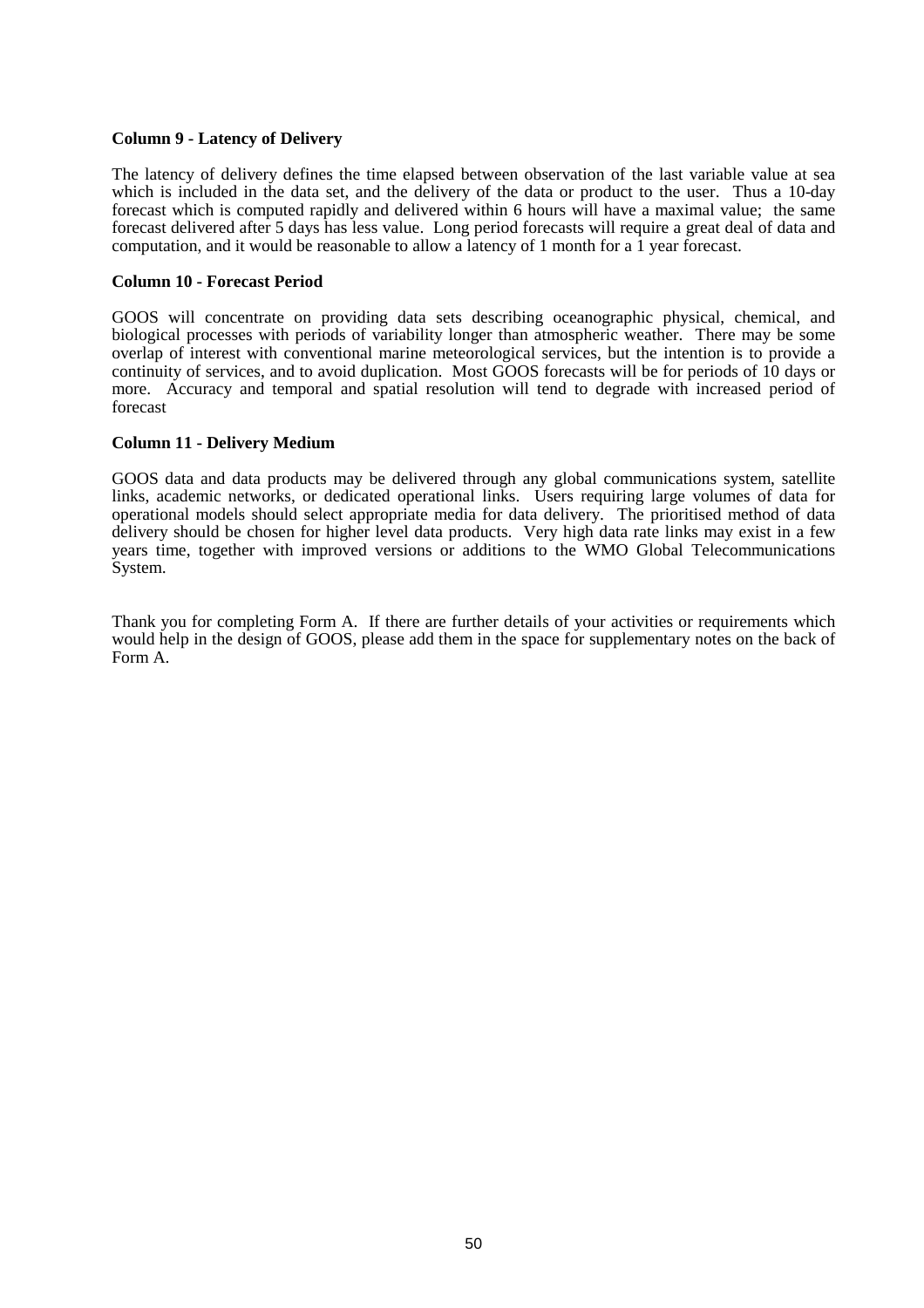**Column 9 - Latency of Delivery**

The latency of delivery defines the time elapsed between observation of the last variable value at sea which is included in the data set, and the delivery of the data or product to the user. Thus a 10-day forecast which is computed rapidly and delivered within 6 hours will have a maximal value; the same forecast delivered after 5 days has less value. Long period forecasts will require a great deal of data and computation, and it would be reasonable to allow a latency of 1 month for a 1 year forecast.

**Column 10 - Forecast Period**

GOOS will concentrate on providing data sets describing oceanographic physical, chemical, and biological processes with periods of variability longer than atmospheric weather. There may be some overlap of interest with conventional marine meteorological services, but the intention is to provide a continuity of services, and to avoid duplication. Most GOOS forecasts will be for periods of 10 days or more. Accuracy and temporal and spatial resolution will tend to degrade with increased period of forecast

**Column 11 - Delivery Medium**

GOOS data and data products may be delivered through any global communications system, satellite links, academic networks, or dedicated operational links. Users requiring large volumes of data for operational models should select appropriate media for data delivery. The prioritised method of data delivery should be chosen for higher level data products. Very high data rate links may exist in a few years time, together with improved versions or additions to the WMO Global Telecommunications System.

Thank you for completing Form A. If there are further details of your activities or requirements which would help in the design of GOOS, please add them in the space for supplementary notes on the back of Form A.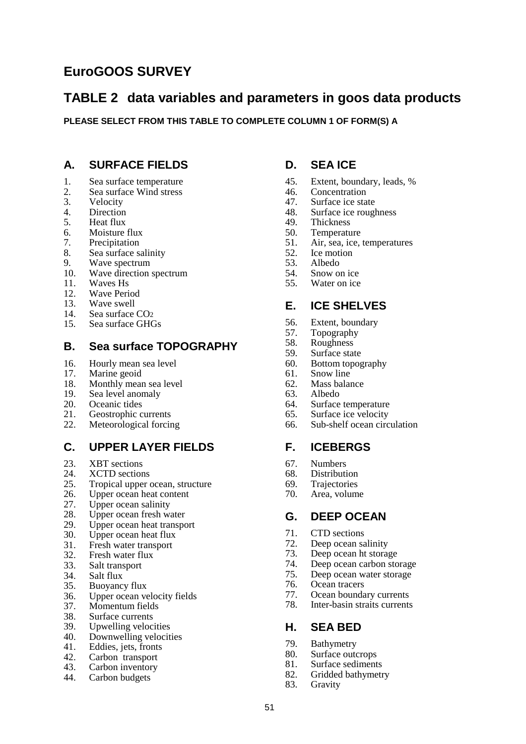## EuroGOOS SURVEY

## TABLE 2 data variables and parameters in goos data products

**PLEASE SELECT FROM THIS TABLE TO COMPLETE COLUMN 1 OF FORM(S) A**

### A. SURFACE FIELDS

1. Sea surface temperature
2. Sea surface Wind stress
3. Velocity
4. Direction
5. Heat flux
6. Moisture flux
7. Precipitation
8. Sea surface salinity
9. Wave spectrum
10. Wave direction spectrum
11. Waves Hs
12. Wave Period
13. Wave swell
14. Sea surface $CO_2$
15. Sea surface GHGs

### B. Sea surface TOPOGRAPHY

16. Hourly mean sea level
17. Marine geoid
18. Monthly mean sea level
19. Sea level anomaly
20. Oceanic tides
21. Geostrophic currents
22. Meteorological forcing

### C. UPPER LAYER FIELDS

23. XBT sections
24. XCTD sections
25. Tropical upper ocean, structure
26. Upper ocean heat content
27. Upper ocean salinity
28. Upper ocean fresh water
29. Upper ocean heat transport
30. Upper ocean heat flux
31. Fresh water transport
32. Fresh water flux
33. Salt transport
34. Salt flux
35. Buoyancy flux
36. Upper ocean velocity fields
37. Momentum fields
38. Surface currents
39. Upwelling velocities
40. Downwelling velocities
41. Eddies, jets, fronts
42. Carbon transport
43. Carbon inventory
44. Carbon budgets

### D. SEA ICE

45. Extent, boundary, leads, %
46. Concentration
47. Surface ice state
48. Surface ice roughness
49. Thickness
50. Temperature
51. Air, sea, ice, temperatures
52. Ice motion
53. Albedo
54. Snow on ice
55. Water on ice

### E. ICE SHELVES

56. Extent, boundary
57. Topography
58. Roughness
59. Surface state
60. Bottom topography
61. Snow line
62. Mass balance
63. Albedo
64. Surface temperature
65. Surface ice velocity
66. Sub-shelf ocean circulation

### F. ICEBERGS

67. Numbers
68. Distribution
69. Trajectories
70. Area, volume

### G. DEEP OCEAN

71. CTD sections
72. Deep ocean salinity
73. Deep ocean ht storage
74. Deep ocean carbon storage
75. Deep ocean water storage
76. Ocean tracers
77. Ocean boundary currents
78. Inter-basin straits currents

### H. SEA BED

79. Bathymetry
80. Surface outcrops
81. Surface sediments
82. Gridded bathymetry
83. Gravity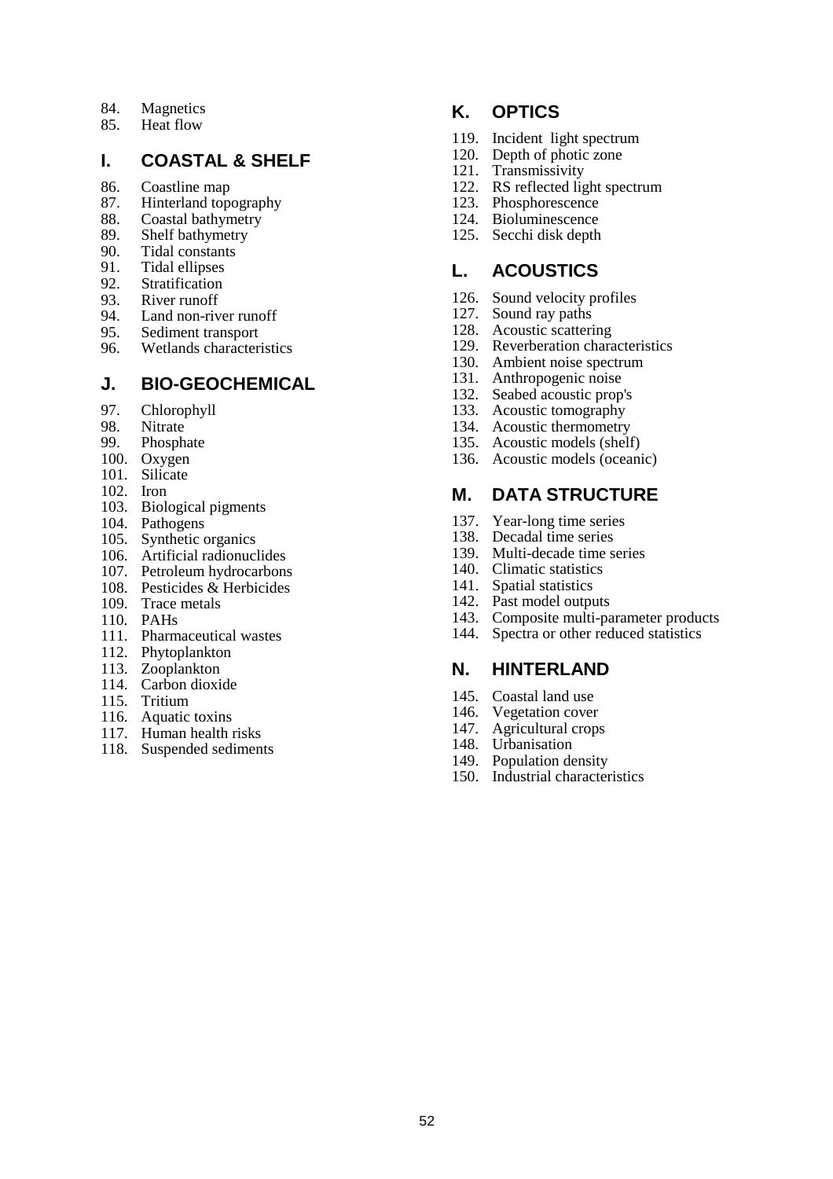84. Magnetics
85. Heat flow

## I. COASTAL & SHELF

86. Coastline map
87. Hinterland topography
88. Coastal bathymetry
89. Shelf bathymetry
90. Tidal constants
91. Tidal ellipses
92. Stratification
93. River runoff
94. Land non-river runoff
95. Sediment transport
96. Wetlands characteristics

## J. BIO-GEOCHEMICAL

97. Chlorophyll
98. Nitrate
99. Phosphate
100. Oxygen
101. Silicate
102. Iron
103. Biological pigments
104. Pathogens
105. Synthetic organics
106. Artificial radionuclides
107. Petroleum hydrocarbons
108. Pesticides & Herbicides
109. Trace metals
110. PAHs
111. Pharmaceutical wastes
112. Phytoplankton
113. Zooplankton
114. Carbon dioxide
115. Tritium
116. Aquatic toxins
117. Human health risks
118. Suspended sediments

## K. OPTICS

119. Incident light spectrum
120. Depth of photic zone
121. Transmissivity
122. RS reflected light spectrum
123. Phosphorescence
124. Bioluminescence
125. Secchi disk depth

## L. ACOUSTICS

126. Sound velocity profiles
127. Sound ray paths
128. Acoustic scattering
129. Reverberation characteristics
130. Ambient noise spectrum
131. Anthropogenic noise
132. Seabed acoustic prop's
133. Acoustic tomography
134. Acoustic thermometry
135. Acoustic models (shelf)
136. Acoustic models (oceanic)

## M. DATA STRUCTURE

137. Year-long time series
138. Decadal time series
139. Multi-decade time series
140. Climatic statistics
141. Spatial statistics
142. Past model outputs
143. Composite multi-parameter products
144. Spectra or other reduced statistics

## N. HINTERLAND

145. Coastal land use
146. Vegetation cover
147. Agricultural crops
148. Urbanisation
149. Population density
150. Industrial characteristics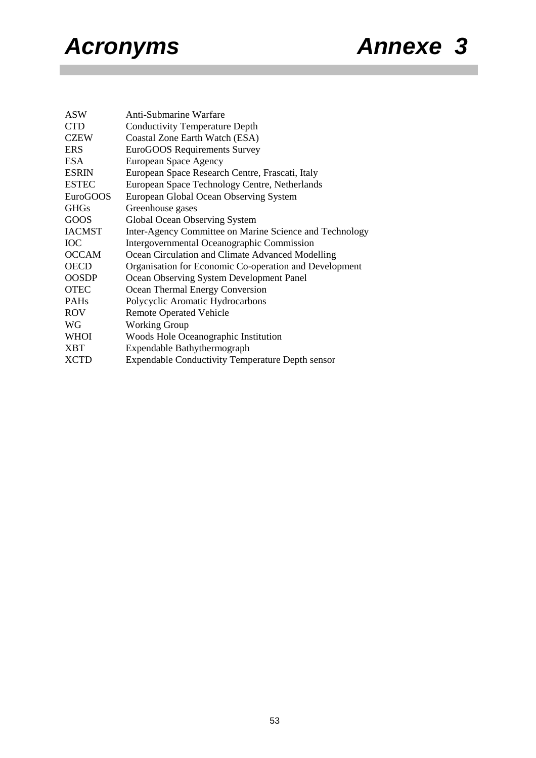# Acronyms — Annexe 3

| | |
|---|---|
| ASW | Anti-Submarine Warfare |
| CTD | Conductivity Temperature Depth |
| CZEW | Coastal Zone Earth Watch (ESA) |
| ERS | EuroGOOS Requirements Survey |
| ESA | European Space Agency |
| ESRIN | European Space Research Centre, Frascati, Italy |
| ESTEC | European Space Technology Centre, Netherlands |
| EuroGOOS | European Global Ocean Observing System |
| GHGs | Greenhouse gases |
| GOOS | Global Ocean Observing System |
| IACMST | Inter-Agency Committee on Marine Science and Technology |
| IOC | Intergovernmental Oceanographic Commission |
| OCCAM | Ocean Circulation and Climate Advanced Modelling |
| OECD | Organisation for Economic Co-operation and Development |
| OOSDP | Ocean Observing System Development Panel |
| OTEC | Ocean Thermal Energy Conversion |
| PAHs | Polycyclic Aromatic Hydrocarbons |
| ROV | Remote Operated Vehicle |
| WG | Working Group |
| WHOI | Woods Hole Oceanographic Institution |
| XBT | Expendable Bathythermograph |
| XCTD | Expendable Conductivity Temperature Depth sensor |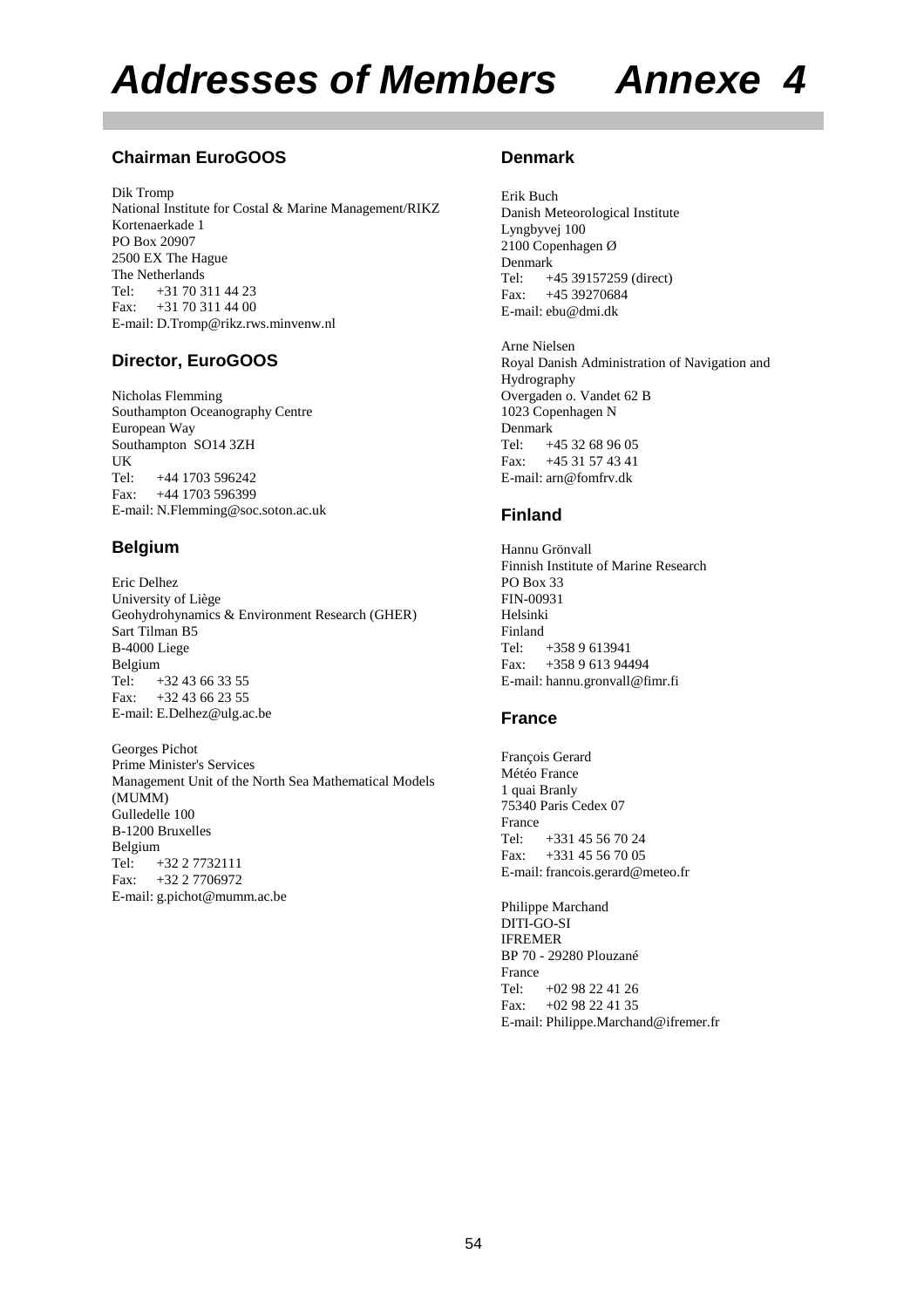# Addresses of Members Annexe 4

## Chairman EuroGOOS

Dik Tromp
National Institute for Costal & Marine Management/RIKZ
Kortenaerkade 1
PO Box 20907
2500 EX The Hague
The Netherlands
Tel: +31 70 311 44 23
Fax: +31 70 311 44 00
E-mail: D.Tromp@rikz.rws.minvenw.nl

## Director, EuroGOOS

Nicholas Flemming
Southampton Oceanography Centre
European Way
Southampton SO14 3ZH
UK
Tel: +44 1703 596242
Fax: +44 1703 596399
E-mail: N.Flemming@soc.soton.ac.uk

## Belgium

Eric Delhez
University of Liège
Geohydrohynamics & Environment Research (GHER)
Sart Tilman B5
B-4000 Liege
Belgium
Tel: +32 43 66 33 55
Fax: +32 43 66 23 55
E-mail: E.Delhez@ulg.ac.be

Georges Pichot
Prime Minister's Services
Management Unit of the North Sea Mathematical Models (MUMM)
Gulledelle 100
B-1200 Bruxelles
Belgium
Tel: +32 2 7732111
Fax: +32 2 7706972
E-mail: g.pichot@mumm.ac.be

## Denmark

Erik Buch
Danish Meteorological Institute
Lyngbyvej 100
2100 Copenhagen Ø
Denmark
Tel: +45 39157259 (direct)
Fax: +45 39270684
E-mail: ebu@dmi.dk

Arne Nielsen
Royal Danish Administration of Navigation and Hydrography
Overgaden o. Vandet 62 B
1023 Copenhagen N
Denmark
Tel: +45 32 68 96 05
Fax: +45 31 57 43 41
E-mail: arn@fomfrv.dk

## Finland

Hannu Grönvall
Finnish Institute of Marine Research
PO Box 33
FIN-00931
Helsinki
Finland
Tel: +358 9 613941
Fax: +358 9 613 94494
E-mail: hannu.gronvall@fimr.fi

## France

François Gerard
Météo France
1 quai Branly
75340 Paris Cedex 07
France
Tel: +331 45 56 70 24
Fax: +331 45 56 70 05
E-mail: francois.gerard@meteo.fr

Philippe Marchand
DITI-GO-SI
IFREMER
BP 70 - 29280 Plouzané
France
Tel: +02 98 22 41 26
Fax: +02 98 22 41 35
E-mail: Philippe.Marchand@ifremer.fr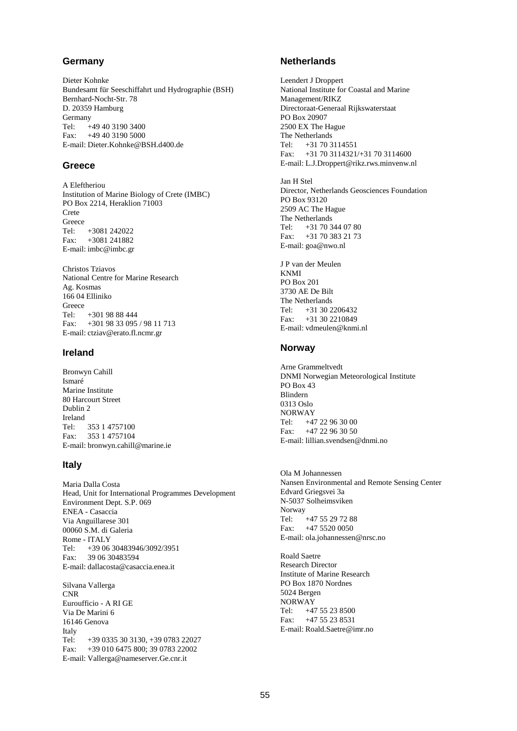## Germany

Dieter Kohnke
Bundesamt für Seeschiffahrt und Hydrographie (BSH)
Bernhard-Nocht-Str. 78
D. 20359 Hamburg
Germany
Tel: +49 40 3190 3400
Fax: +49 40 3190 5000
E-mail: Dieter.Kohnke@BSH.d400.de

## Greece

A Eleftheriou
Institution of Marine Biology of Crete (IMBC)
PO Box 2214, Heraklion 71003
Crete
Greece
Tel: +3081 242022
Fax: +3081 241882
E-mail: imbc@imbc.gr

Christos Tziavos
National Centre for Marine Research
Ag. Kosmas
166 04 Elliniko
Greece
Tel: +301 98 88 444
Fax: +301 98 33 095 / 98 11 713
E-mail: ctziav@erato.fl.ncmr.gr

## Ireland

Bronwyn Cahill
Ismaré
Marine Institute
80 Harcourt Street
Dublin 2
Ireland
Tel: 353 1 4757100
Fax: 353 1 4757104
E-mail: bronwyn.cahill@marine.ie

## Italy

Maria Dalla Costa
Head, Unit for International Programmes Development
Environment Dept. S.P. 069
ENEA - Casaccia
Via Anguillarese 301
00060 S.M. di Galeria
Rome - ITALY
Tel: +39 06 30483946/3092/3951
Fax: 39 06 30483594
E-mail: dallacosta@casaccia.enea.it

Silvana Vallerga
CNR
Euroufficio - A RI GE
Via De Marini 6
16146 Genova
Italy
Tel: +39 0335 30 3130, +39 0783 22027
Fax: +39 010 6475 800; 39 0783 22002
E-mail: Vallerga@nameserver.Ge.cnr.it

## Netherlands

Leendert J Droppert
National Institute for Coastal and Marine Management/RIKZ
Directoraat-Generaal Rijkswaterstaat
PO Box 20907
2500 EX The Hague
The Netherlands
Tel: +31 70 3114551
Fax: +31 70 3114321/+31 70 3114600
E-mail: L.J.Droppert@rikz.rws.minvenw.nl

Jan H Stel
Director, Netherlands Geosciences Foundation
PO Box 93120
2509 AC The Hague
The Netherlands
Tel: +31 70 344 07 80
Fax: +31 70 383 21 73
E-mail: goa@nwo.nl

J P van der Meulen
KNMI
PO Box 201
3730 AE De Bilt
The Netherlands
Tel: +31 30 2206432
Fax: +31 30 2210849
E-mail: vdmeulen@knmi.nl

## Norway

Arne Grammeltvedt
DNMI Norwegian Meteorological Institute
PO Box 43
Blindern
0313 Oslo
NORWAY
Tel: +47 22 96 30 00
Fax: +47 22 96 30 50
E-mail: lillian.svendsen@dnmi.no

Ola M Johannessen
Nansen Environmental and Remote Sensing Center
Edvard Griegsvei 3a
N-5037 Solheimsviken
Norway
Tel: +47 55 29 72 88
Fax: +47 5520 0050
E-mail: ola.johannessen@nrsc.no

Roald Saetre
Research Director
Institute of Marine Research
PO Box 1870 Nordnes
5024 Bergen
NORWAY
Tel: +47 55 23 8500
Fax: +47 55 23 8531
E-mail: Roald.Saetre@imr.no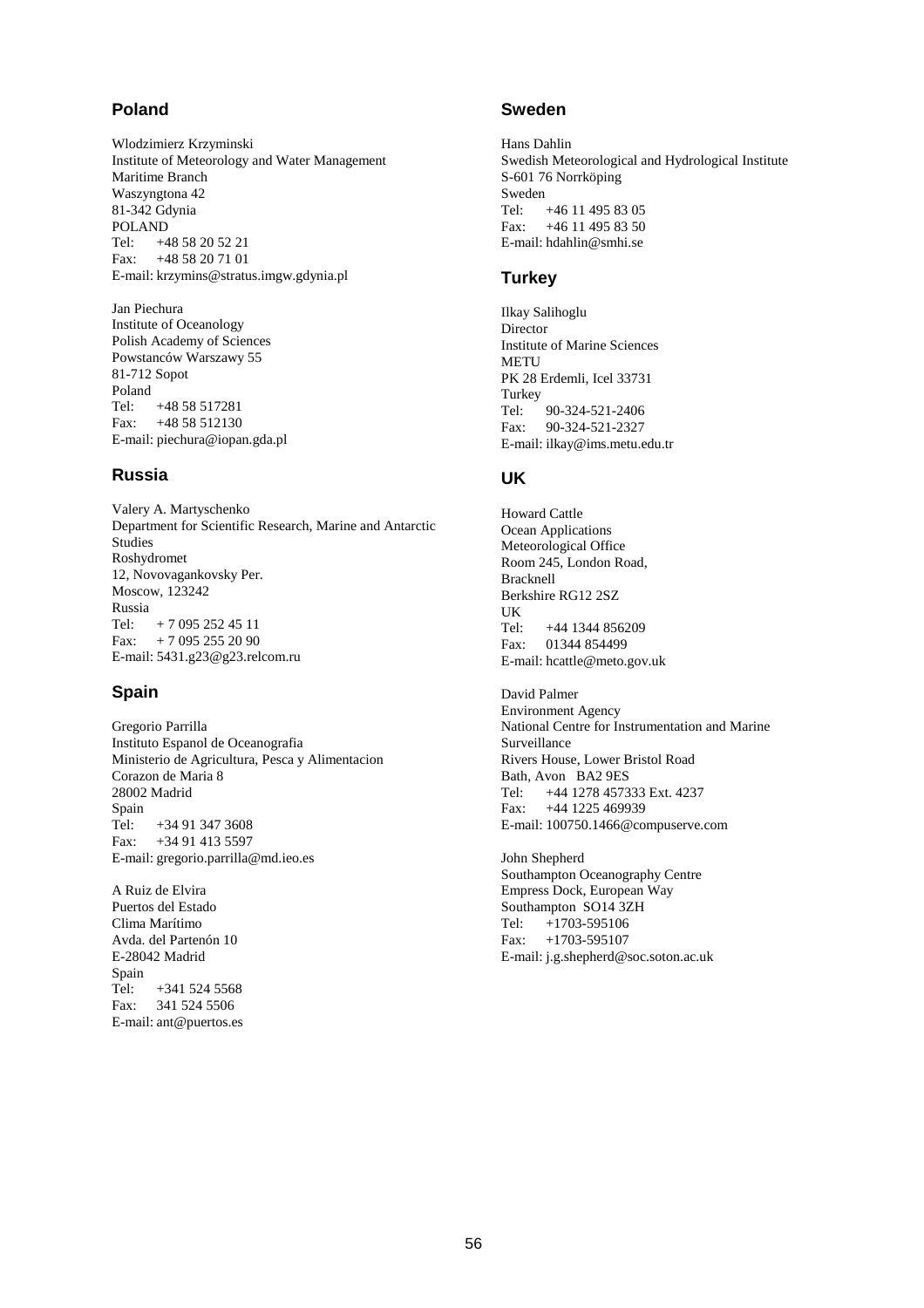## Poland

Wlodzimierz Krzyminski
Institute of Meteorology and Water Management
Maritime Branch
Waszyngtona 42
81-342 Gdynia
POLAND
Tel: +48 58 20 52 21
Fax: +48 58 20 71 01
E-mail: krzymins@stratus.imgw.gdynia.pl

Jan Piechura
Institute of Oceanology
Polish Academy of Sciences
Powstanców Warszawy 55
81-712 Sopot
Poland
Tel: +48 58 517281
Fax: +48 58 512130
E-mail: piechura@iopan.gda.pl

## Russia

Valery A. Martyschenko
Department for Scientific Research, Marine and Antarctic Studies
Roshydromet
12, Novovagankovsky Per.
Moscow, 123242
Russia
Tel: + 7 095 252 45 11
Fax: + 7 095 255 20 90
E-mail: 5431.g23@g23.relcom.ru

## Spain

Gregorio Parrilla
Instituto Espanol de Oceanografia
Ministerio de Agricultura, Pesca y Alimentacion
Corazon de Maria 8
28002 Madrid
Spain
Tel: +34 91 347 3608
Fax: +34 91 413 5597
E-mail: gregorio.parrilla@md.ieo.es

A Ruiz de Elvira
Puertos del Estado
Clima Marítimo
Avda. del Partenón 10
E-28042 Madrid
Spain
Tel: +341 524 5568
Fax: 341 524 5506
E-mail: ant@puertos.es

## Sweden

Hans Dahlin
Swedish Meteorological and Hydrological Institute
S-601 76 Norrköping
Sweden
Tel: +46 11 495 83 05
Fax: +46 11 495 83 50
E-mail: hdahlin@smhi.se

## Turkey

Ilkay Salihoglu
Director
Institute of Marine Sciences
METU
PK 28 Erdemli, Icel 33731
Turkey
Tel: 90-324-521-2406
Fax: 90-324-521-2327
E-mail: ilkay@ims.metu.edu.tr

## UK

Howard Cattle
Ocean Applications
Meteorological Office
Room 245, London Road,
Bracknell
Berkshire RG12 2SZ
UK
Tel: +44 1344 856209
Fax: 01344 854499
E-mail: hcattle@meto.gov.uk

David Palmer
Environment Agency
National Centre for Instrumentation and Marine Surveillance
Rivers House, Lower Bristol Road
Bath, Avon BA2 9ES
Tel: +44 1278 457333 Ext. 4237
Fax: +44 1225 469939
E-mail: 100750.1466@compuserve.com

John Shepherd
Southampton Oceanography Centre
Empress Dock, European Way
Southampton SO14 3ZH
Tel: +1703-595106
Fax: +1703-595107
E-mail: j.g.shepherd@soc.soton.ac.uk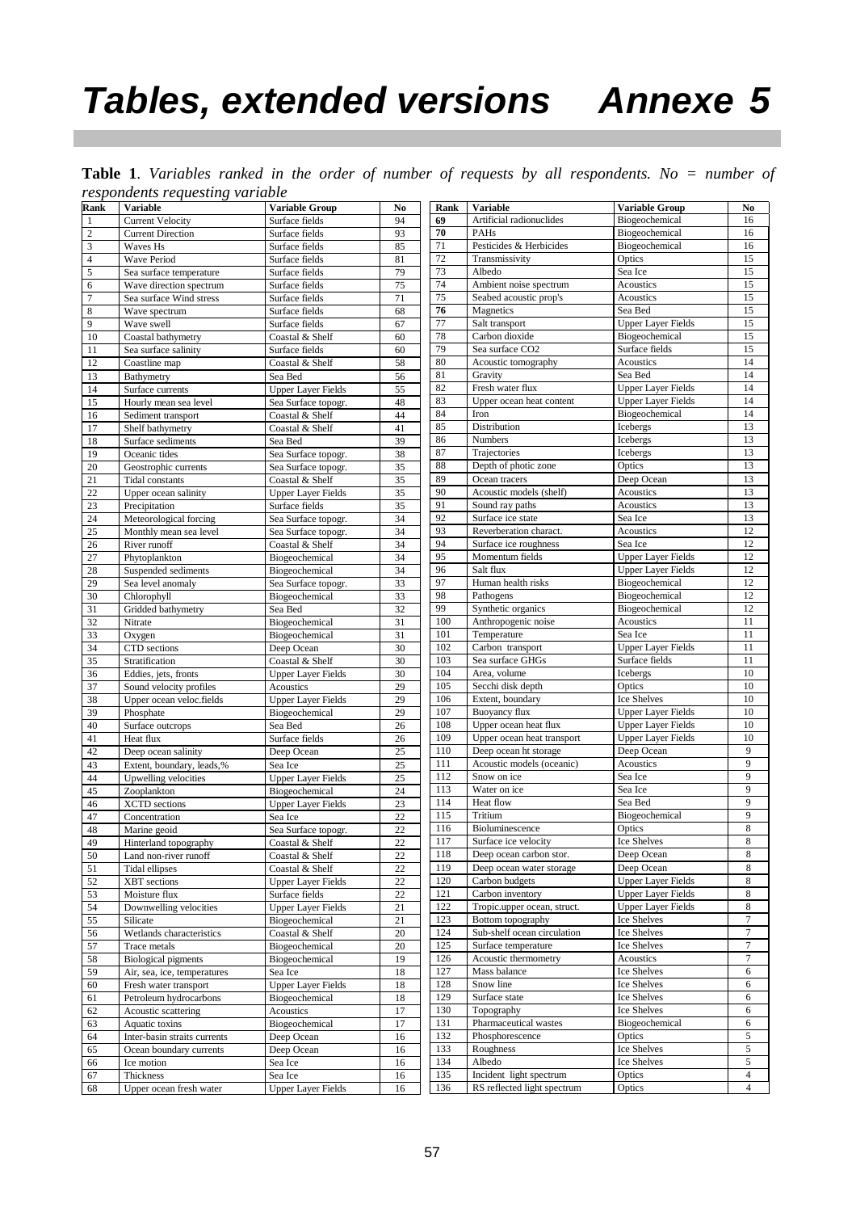# Tables, extended versions Annexe 5

**Table 1**. *Variables ranked in the order of number of requests by all respondents. No = number of respondents requesting variable*

| Rank | Variable | Variable Group | No | Rank | Variable | Variable Group | No |
|---|---|---|---|---|---|---|---|
| 1 | Current Velocity | Surface fields | 94 | **69** | Artificial radionuclides | Biogeochemical | 16 |
| 2 | Current Direction | Surface fields | 93 | **70** | PAHs | Biogeochemical | 16 |
| 3 | Waves Hs | Surface fields | 85 | 71 | Pesticides & Herbicides | Biogeochemical | 16 |
| 4 | Wave Period | Surface fields | 81 | 72 | Transmissivity | Optics | 15 |
| 5 | Sea surface temperature | Surface fields | 79 | 73 | Albedo | Sea Ice | 15 |
| 6 | Wave direction spectrum | Surface fields | 75 | 74 | Ambient noise spectrum | Acoustics | 15 |
| 7 | Sea surface Wind stress | Surface fields | 71 | 75 | Seabed acoustic prop's | Acoustics | 15 |
| 8 | Wave spectrum | Surface fields | 68 | **76** | Magnetics | Sea Bed | 15 |
| 9 | Wave swell | Surface fields | 67 | 77 | Salt transport | Upper Layer Fields | 15 |
| 10 | Coastal bathymetry | Coastal & Shelf | 60 | 78 | Carbon dioxide | Biogeochemical | 15 |
| 11 | Sea surface salinity | Surface fields | 60 | 79 | Sea surface CO2 | Surface fields | 15 |
| 12 | Coastline map | Coastal & Shelf | 58 | 80 | Acoustic tomography | Acoustics | 14 |
| 13 | Bathymetry | Sea Bed | 56 | 81 | Gravity | Sea Bed | 14 |
| 14 | Surface currents | Upper Layer Fields | 55 | 82 | Fresh water flux | Upper Layer Fields | 14 |
| 15 | Hourly mean sea level | Sea Surface topogr. | 48 | 83 | Upper ocean heat content | Upper Layer Fields | 14 |
| 16 | Sediment transport | Coastal & Shelf | 44 | 84 | Iron | Biogeochemical | 14 |
| 17 | Shelf bathymetry | Coastal & Shelf | 41 | 85 | Distribution | Icebergs | 13 |
| 18 | Surface sediments | Sea Bed | 39 | 86 | Numbers | Icebergs | 13 |
| 19 | Oceanic tides | Sea Surface topogr. | 38 | 87 | Trajectories | Icebergs | 13 |
| 20 | Geostrophic currents | Sea Surface topogr. | 35 | 88 | Depth of photic zone | Optics | 13 |
| 21 | Tidal constants | Coastal & Shelf | 35 | 89 | Ocean tracers | Deep Ocean | 13 |
| 22 | Upper ocean salinity | Upper Layer Fields | 35 | 90 | Acoustic models (shelf) | Acoustics | 13 |
| 23 | Precipitation | Surface fields | 35 | 91 | Sound ray paths | Acoustics | 13 |
| 24 | Meteorological forcing | Sea Surface topogr. | 34 | 92 | Surface ice state | Sea Ice | 13 |
| 25 | Monthly mean sea level | Sea Surface topogr. | 34 | 93 | Reverberation charact. | Acoustics | 12 |
| 26 | River runoff | Coastal & Shelf | 34 | 94 | Surface ice roughness | Sea Ice | 12 |
| 27 | Phytoplankton | Biogeochemical | 34 | 95 | Momentum fields | Upper Layer Fields | 12 |
| 28 | Suspended sediments | Biogeochemical | 34 | 96 | Salt flux | Upper Layer Fields | 12 |
| 29 | Sea level anomaly | Sea Surface topogr. | 33 | 97 | Human health risks | Biogeochemical | 12 |
| 30 | Chlorophyll | Biogeochemical | 33 | 98 | Pathogens | Biogeochemical | 12 |
| 31 | Gridded bathymetry | Sea Bed | 32 | 99 | Synthetic organics | Biogeochemical | 12 |
| 32 | Nitrate | Biogeochemical | 31 | 100 | Anthropogenic noise | Acoustics | 11 |
| 33 | Oxygen | Biogeochemical | 31 | 101 | Temperature | Sea Ice | 11 |
| 34 | CTD sections | Deep Ocean | 30 | 102 | Carbon transport | Upper Layer Fields | 11 |
| 35 | Stratification | Coastal & Shelf | 30 | 103 | Sea surface GHGs | Surface fields | 11 |
| 36 | Eddies, jets, fronts | Upper Layer Fields | 30 | 104 | Area, volume | Icebergs | 10 |
| 37 | Sound velocity profiles | Acoustics | 29 | 105 | Secchi disk depth | Optics | 10 |
| 38 | Upper ocean veloc.fields | Upper Layer Fields | 29 | 106 | Extent, boundary | Ice Shelves | 10 |
| 39 | Phosphate | Biogeochemical | 29 | 107 | Buoyancy flux | Upper Layer Fields | 10 |
| 40 | Surface outcrops | Sea Bed | 26 | 108 | Upper ocean heat flux | Upper Layer Fields | 10 |
| 41 | Heat flux | Surface fields | 26 | 109 | Upper ocean heat transport | Upper Layer Fields | 10 |
| 42 | Deep ocean salinity | Deep Ocean | 25 | 110 | Deep ocean ht storage | Deep Ocean | 9 |
| 43 | Extent, boundary, leads,% | Sea Ice | 25 | 111 | Acoustic models (oceanic) | Acoustics | 9 |
| 44 | Upwelling velocities | Upper Layer Fields | 25 | 112 | Snow on ice | Sea Ice | 9 |
| 45 | Zooplankton | Biogeochemical | 24 | 113 | Water on ice | Sea Ice | 9 |
| 46 | XCTD sections | Upper Layer Fields | 23 | 114 | Heat flow | Sea Bed | 9 |
| 47 | Concentration | Sea Ice | 22 | 115 | Tritium | Biogeochemical | 9 |
| 48 | Marine geoid | Sea Surface topogr. | 22 | 116 | Bioluminescence | Optics | 8 |
| 49 | Hinterland topography | Coastal & Shelf | 22 | 117 | Surface ice velocity | Ice Shelves | 8 |
| 50 | Land non-river runoff | Coastal & Shelf | 22 | 118 | Deep ocean carbon stor. | Deep Ocean | 8 |
| 51 | Tidal ellipses | Coastal & Shelf | 22 | 119 | Deep ocean water storage | Deep Ocean | 8 |
| 52 | XBT sections | Upper Layer Fields | 22 | 120 | Carbon budgets | Upper Layer Fields | 8 |
| 53 | Moisture flux | Surface fields | 22 | 121 | Carbon inventory | Upper Layer Fields | 8 |
| 54 | Downwelling velocities | Upper Layer Fields | 21 | 122 | Tropic.upper ocean, struct. | Upper Layer Fields | 8 |
| 55 | Silicate | Biogeochemical | 21 | 123 | Bottom topography | Ice Shelves | 7 |
| 56 | Wetlands characteristics | Coastal & Shelf | 20 | 124 | Sub-shelf ocean circulation | Ice Shelves | 7 |
| 57 | Trace metals | Biogeochemical | 20 | 125 | Surface temperature | Ice Shelves | 7 |
| 58 | Biological pigments | Biogeochemical | 19 | 126 | Acoustic thermometry | Acoustics | 7 |
| 59 | Air, sea, ice, temperatures | Sea Ice | 18 | 127 | Mass balance | Ice Shelves | 6 |
| 60 | Fresh water transport | Upper Layer Fields | 18 | 128 | Snow line | Ice Shelves | 6 |
| 61 | Petroleum hydrocarbons | Biogeochemical | 18 | 129 | Surface state | Ice Shelves | 6 |
| 62 | Acoustic scattering | Acoustics | 17 | 130 | Topography | Ice Shelves | 6 |
| 63 | Aquatic toxins | Biogeochemical | 17 | 131 | Pharmaceutical wastes | Biogeochemical | 6 |
| 64 | Inter-basin straits currents | Deep Ocean | 16 | 132 | Phosphorescence | Optics | 5 |
| 65 | Ocean boundary currents | Deep Ocean | 16 | 133 | Roughness | Ice Shelves | 5 |
| 66 | Ice motion | Sea Ice | 16 | 134 | Albedo | Ice Shelves | 5 |
| 67 | Thickness | Sea Ice | 16 | 135 | Incident light spectrum | Optics | 4 |
| 68 | Upper ocean fresh water | Upper Layer Fields | 16 | 136 | RS reflected light spectrum | Optics | 4 |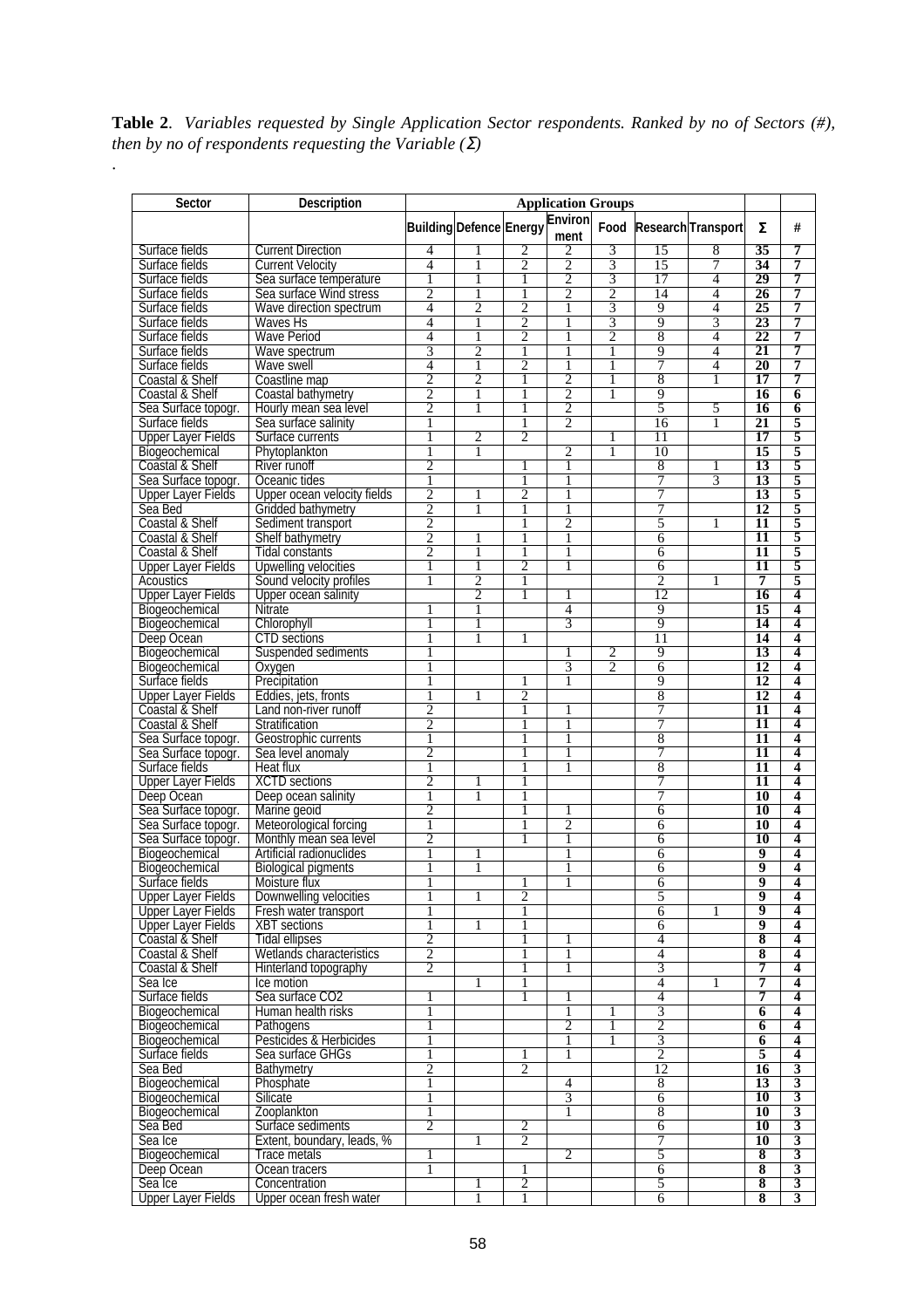**Table 2**. *Variables requested by Single Application Sector respondents. Ranked by no of Sectors (#), then by no of respondents requesting the Variable (Σ)*

.

| Sector | Description | Application Groups | | | | | | | | |
|---|---|---|---|---|---|---|---|---|---|---|
| | | Building | Defence | Energy | Environment | Food | Research | Transport | Σ | # |
| Surface fields | Current Direction | 4 | 1 | 2 | 2 | 3 | 15 | 8 | **35** | **7** |
| Surface fields | Current Velocity | 4 | 1 | 2 | 2 | 3 | 15 | 7 | **34** | **7** |
| Surface fields | Sea surface temperature | 1 | 1 | 1 | 2 | 3 | 17 | 4 | **29** | **7** |
| Surface fields | Sea surface Wind stress | 2 | 1 | 1 | 2 | 2 | 14 | 4 | **26** | **7** |
| Surface fields | Wave direction spectrum | 4 | 2 | 2 | 1 | 3 | 9 | 4 | **25** | **7** |
| Surface fields | Waves Hs | 4 | 1 | 2 | 1 | 3 | 9 | 3 | **23** | **7** |
| Surface fields | Wave Period | 4 | 1 | 2 | 1 | 2 | 8 | 4 | **22** | **7** |
| Surface fields | Wave spectrum | 3 | 2 | 1 | 1 | 1 | 9 | 4 | **21** | **7** |
| Surface fields | Wave swell | 4 | 1 | 2 | 1 | 1 | 7 | 4 | **20** | **7** |
| Coastal & Shelf | Coastline map | 2 | 2 | 1 | 2 | 1 | 8 | 1 | **17** | **7** |
| Coastal & Shelf | Coastal bathymetry | 2 | 1 | 1 | 2 | 1 | 9 | | **16** | **6** |
| Sea Surface topogr. | Hourly mean sea level | 2 | 1 | 1 | 2 | | 5 | 5 | **16** | **6** |
| Surface fields | Sea surface salinity | 1 | | 1 | 2 | | 16 | 1 | **21** | **5** |
| Upper Layer Fields | Surface currents | 1 | 2 | 2 | | 1 | 11 | | **17** | **5** |
| Biogeochemical | Phytoplankton | 1 | 1 | | 2 | 1 | 10 | | **15** | **5** |
| Coastal & Shelf | River runoff | 2 | | 1 | 1 | | 8 | 1 | **13** | **5** |
| Sea Surface topogr. | Oceanic tides | 1 | | 1 | 1 | | 7 | 3 | **13** | **5** |
| Upper Layer Fields | Upper ocean velocity fields | 2 | 1 | 2 | 1 | | 7 | | **13** | **5** |
| Sea Bed | Gridded bathymetry | 2 | 1 | 1 | 1 | | 7 | | **12** | **5** |
| Coastal & Shelf | Sediment transport | 2 | | 1 | 2 | | 5 | 1 | **11** | **5** |
| Coastal & Shelf | Shelf bathymetry | 2 | 1 | 1 | 1 | | 6 | | **11** | **5** |
| Coastal & Shelf | Tidal constants | 2 | 1 | 1 | 1 | | 6 | | **11** | **5** |
| Upper Layer Fields | Upwelling velocities | 1 | 1 | 2 | 1 | | 6 | | **11** | **5** |
| Acoustics | Sound velocity profiles | 1 | 2 | 1 | | | 2 | 1 | **7** | **5** |
| Upper Layer Fields | Upper ocean salinity | | 2 | 1 | 1 | | 12 | | **16** | **4** |
| Biogeochemical | Nitrate | 1 | 1 | | 4 | | 9 | | **15** | **4** |
| Biogeochemical | Chlorophyll | 1 | 1 | | 3 | | 9 | | **14** | **4** |
| Deep Ocean | CTD sections | 1 | 1 | 1 | | | 11 | | **14** | **4** |
| Biogeochemical | Suspended sediments | 1 | | | 1 | 2 | 9 | | **13** | **4** |
| Biogeochemical | Oxygen | 1 | | | 3 | 2 | 6 | | **12** | **4** |
| Surface fields | Precipitation | 1 | | 1 | 1 | | 9 | | **12** | **4** |
| Upper Layer Fields | Eddies, jets, fronts | 1 | 1 | 2 | | | 8 | | **12** | **4** |
| Coastal & Shelf | Land non-river runoff | 2 | | 1 | 1 | | 7 | | **11** | **4** |
| Coastal & Shelf | Stratification | 2 | | 1 | 1 | | 7 | | **11** | **4** |
| Sea Surface topogr. | Geostrophic currents | 1 | | 1 | 1 | | 8 | | **11** | **4** |
| Sea Surface topogr. | Sea level anomaly | 2 | | 1 | 1 | | 7 | | **11** | **4** |
| Surface fields | Heat flux | 1 | | 1 | 1 | | 8 | | **11** | **4** |
| Upper Layer Fields | XCTD sections | 2 | 1 | 1 | | | 7 | | **11** | **4** |
| Deep Ocean | Deep ocean salinity | 1 | 1 | 1 | | | 7 | | **10** | **4** |
| Sea Surface topogr. | Marine geoid | 2 | | 1 | 1 | | 6 | | **10** | **4** |
| Sea Surface topogr. | Meteorological forcing | 1 | | 1 | 2 | | 6 | | **10** | **4** |
| Sea Surface topogr. | Monthly mean sea level | 2 | | 1 | 1 | | 6 | | **10** | **4** |
| Biogeochemical | Artificial radionuclides | 1 | 1 | | 1 | | 6 | | **9** | **4** |
| Biogeochemical | Biological pigments | 1 | 1 | | 1 | | 6 | | **9** | **4** |
| Surface fields | Moisture flux | 1 | | 1 | 1 | | 6 | | **9** | **4** |
| Upper Layer Fields | Downwelling velocities | 1 | 1 | 2 | | | 5 | | **9** | **4** |
| Upper Layer Fields | Fresh water transport | 1 | | 1 | | | 6 | 1 | **9** | **4** |
| Upper Layer Fields | XBT sections | 1 | 1 | 1 | | | 6 | | **9** | **4** |
| Coastal & Shelf | Tidal ellipses | 2 | | 1 | 1 | | 4 | | **8** | **4** |
| Coastal & Shelf | Wetlands characteristics | 2 | | 1 | 1 | | 4 | | **8** | **4** |
| Coastal & Shelf | Hinterland topography | 2 | | 1 | 1 | | 3 | | **7** | **4** |
| Sea Ice | Ice motion | | 1 | 1 | | | 4 | 1 | **7** | **4** |
| Surface fields | Sea surface CO2 | 1 | | 1 | 1 | | 4 | | **7** | **4** |
| Biogeochemical | Human health risks | 1 | | | 1 | 1 | 3 | | **6** | **4** |
| Biogeochemical | Pathogens | 1 | | | 2 | 1 | 2 | | **6** | **4** |
| Biogeochemical | Pesticides & Herbicides | 1 | | | 1 | 1 | 3 | | **6** | **4** |
| Surface fields | Sea surface GHGs | 1 | | 1 | 1 | | 2 | | **5** | **4** |
| Sea Bed | Bathymetry | 2 | | 2 | | | 12 | | **16** | **3** |
| Biogeochemical | Phosphate | 1 | | | 4 | | 8 | | **13** | **3** |
| Biogeochemical | Silicate | 1 | | | 3 | | 6 | | **10** | **3** |
| Biogeochemical | Zooplankton | 1 | | | 1 | | 8 | | **10** | **3** |
| Sea Bed | Surface sediments | 2 | | 2 | | | 6 | | **10** | **3** |
| Sea Ice | Extent, boundary, leads, % | | 1 | 2 | | | 7 | | **10** | **3** |
| Biogeochemical | Trace metals | 1 | | | 2 | | 5 | | **8** | **3** |
| Deep Ocean | Ocean tracers | 1 | | 1 | | | 6 | | **8** | **3** |
| Sea Ice | Concentration | | 1 | 2 | | | 5 | | **8** | **3** |
| Upper Layer Fields | Upper ocean fresh water | | 1 | 1 | | | 6 | | **8** | **3** |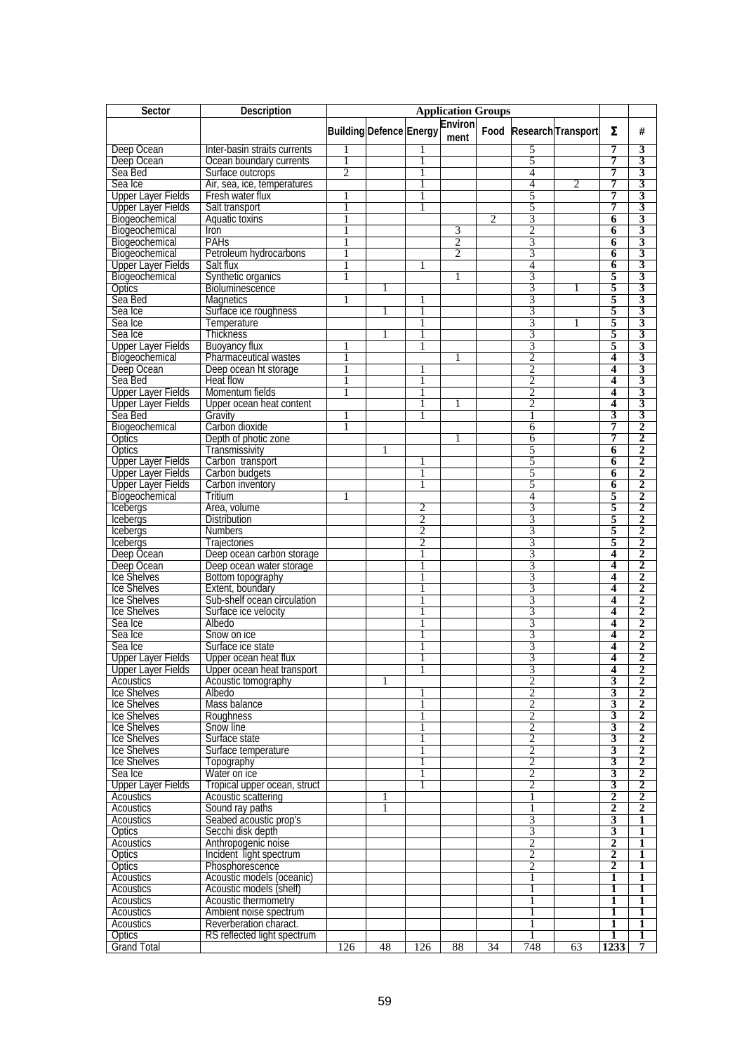| Sector | Description | Application Groups | | | | | | | | |
|---|---|---|---|---|---|---|---|---|---|---|
| | | Building | Defence | Energy | Environment | Food | Research | Transport | Σ | # |
| Deep Ocean | Inter-basin straits currents | 1 | | 1 | | | 5 | | 7 | 3 |
| Deep Ocean | Ocean boundary currents | 1 | | 1 | | | 5 | | 7 | 3 |
| Sea Bed | Surface outcrops | 2 | | 1 | | | 4 | | 7 | 3 |
| Sea Ice | Air, sea, ice, temperatures | | | 1 | | | 4 | 2 | 7 | 3 |
| Upper Layer Fields | Fresh water flux | 1 | | 1 | | | 5 | | 7 | 3 |
| Upper Layer Fields | Salt transport | 1 | | 1 | | | 5 | | 7 | 3 |
| Biogeochemical | Aquatic toxins | 1 | | | | 2 | 3 | | 6 | 3 |
| Biogeochemical | Iron | 1 | | | 3 | | 2 | | 6 | 3 |
| Biogeochemical | PAHs | 1 | | | 2 | | 3 | | 6 | 3 |
| Biogeochemical | Petroleum hydrocarbons | 1 | | | 2 | | 3 | | 6 | 3 |
| Upper Layer Fields | Salt flux | 1 | | 1 | | | 4 | | 6 | 3 |
| Biogeochemical | Synthetic organics | 1 | | | 1 | | 3 | | 5 | 3 |
| Optics | Bioluminescence | | 1 | | | | 3 | 1 | 5 | 3 |
| Sea Bed | Magnetics | 1 | | 1 | | | 3 | | 5 | 3 |
| Sea Ice | Surface ice roughness | | 1 | 1 | | | 3 | | 5 | 3 |
| Sea Ice | Temperature | | | 1 | | | 3 | 1 | 5 | 3 |
| Sea Ice | Thickness | | 1 | 1 | | | 3 | | 5 | 3 |
| Upper Layer Fields | Buoyancy flux | 1 | | 1 | | | 3 | | 5 | 3 |
| Biogeochemical | Pharmaceutical wastes | 1 | | | 1 | | 2 | | 4 | 3 |
| Deep Ocean | Deep ocean ht storage | 1 | | 1 | | | 2 | | 4 | 3 |
| Sea Bed | Heat flow | 1 | | 1 | | | 2 | | 4 | 3 |
| Upper Layer Fields | Momentum fields | 1 | | 1 | | | 2 | | 4 | 3 |
| Upper Layer Fields | Upper ocean heat content | | | 1 | 1 | | 2 | | 4 | 3 |
| Sea Bed | Gravity | 1 | | 1 | | | 1 | | 3 | 3 |
| Biogeochemical | Carbon dioxide | 1 | | | | | 6 | | 7 | 2 |
| Optics | Depth of photic zone | | | | 1 | | 6 | | 7 | 2 |
| Optics | Transmissivity | | 1 | | | | 5 | | 6 | 2 |
| Upper Layer Fields | Carbon transport | | | 1 | | | 5 | | 6 | 2 |
| Upper Layer Fields | Carbon budgets | | | 1 | | | 5 | | 6 | 2 |
| Upper Layer Fields | Carbon inventory | | | 1 | | | 5 | | 6 | 2 |
| Biogeochemical | Tritium | 1 | | | | | 4 | | 5 | 2 |
| Icebergs | Area, volume | | | 2 | | | 3 | | 5 | 2 |
| Icebergs | Distribution | | | 2 | | | 3 | | 5 | 2 |
| Icebergs | Numbers | | | 2 | | | 3 | | 5 | 2 |
| Icebergs | Trajectories | | | 2 | | | 3 | | 5 | 2 |
| Deep Ocean | Deep ocean carbon storage | | | 1 | | | 3 | | 4 | 2 |
| Deep Ocean | Deep ocean water storage | | | 1 | | | 3 | | 4 | 2 |
| Ice Shelves | Bottom topography | | | 1 | | | 3 | | 4 | 2 |
| Ice Shelves | Extent, boundary | | | 1 | | | 3 | | 4 | 2 |
| Ice Shelves | Sub-shelf ocean circulation | | | 1 | | | 3 | | 4 | 2 |
| Ice Shelves | Surface ice velocity | | | 1 | | | 3 | | 4 | 2 |
| Sea Ice | Albedo | | | 1 | | | 3 | | 4 | 2 |
| Sea Ice | Snow on ice | | | 1 | | | 3 | | 4 | 2 |
| Sea Ice | Surface ice state | | | 1 | | | 3 | | 4 | 2 |
| Upper Layer Fields | Upper ocean heat flux | | | 1 | | | 3 | | 4 | 2 |
| Upper Layer Fields | Upper ocean heat transport | | | 1 | | | 3 | | 4 | 2 |
| Acoustics | Acoustic tomography | | 1 | | | | 2 | | 3 | 2 |
| Ice Shelves | Albedo | | | 1 | | | 2 | | 3 | 2 |
| Ice Shelves | Mass balance | | | 1 | | | 2 | | 3 | 2 |
| Ice Shelves | Roughness | | | 1 | | | 2 | | 3 | 2 |
| Ice Shelves | Snow line | | | 1 | | | 2 | | 3 | 2 |
| Ice Shelves | Surface state | | | 1 | | | 2 | | 3 | 2 |
| Ice Shelves | Surface temperature | | | 1 | | | 2 | | 3 | 2 |
| Ice Shelves | Topography | | | 1 | | | 2 | | 3 | 2 |
| Sea Ice | Water on ice | | | 1 | | | 2 | | 3 | 2 |
| Upper Layer Fields | Tropical upper ocean, struct | | | 1 | | | 2 | | 3 | 2 |
| Acoustics | Acoustic scattering | | 1 | | | | 1 | | 2 | 2 |
| Acoustics | Sound ray paths | | 1 | | | | 1 | | 2 | 2 |
| Acoustics | Seabed acoustic prop's | | | | | | 3 | | 3 | 1 |
| Optics | Secchi disk depth | | | | | | 3 | | 3 | 1 |
| Acoustics | Anthropogenic noise | | | | | | 2 | | 2 | 1 |
| Optics | Incident light spectrum | | | | | | 2 | | 2 | 1 |
| Optics | Phosphorescence | | | | | | 2 | | 2 | 1 |
| Acoustics | Acoustic models (oceanic) | | | | | | 1 | | 1 | 1 |
| Acoustics | Acoustic models (shelf) | | | | | | 1 | | 1 | 1 |
| Acoustics | Acoustic thermometry | | | | | | 1 | | 1 | 1 |
| Acoustics | Ambient noise spectrum | | | | | | 1 | | 1 | 1 |
| Acoustics | Reverberation charact. | | | | | | 1 | | 1 | 1 |
| Optics | RS reflected light spectrum | | | | | | 1 | | 1 | 1 |
| Grand Total | | 126 | 48 | 126 | 88 | 34 | 748 | 63 | 1233 | 7 |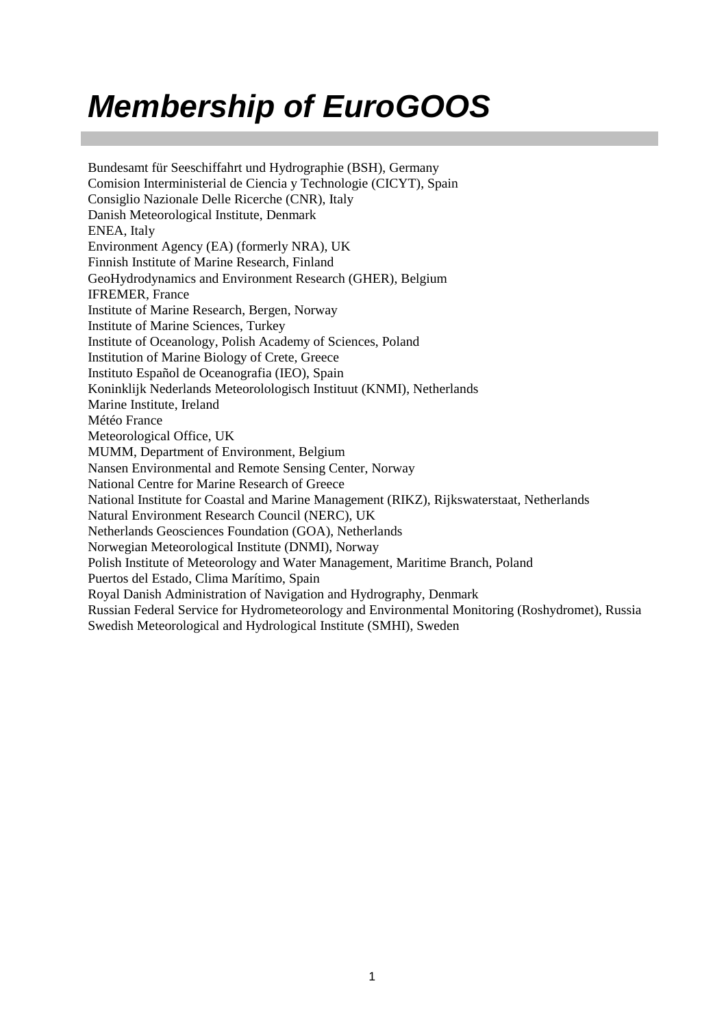# *Membership of EuroGOOS*

Bundesamt für Seeschiffahrt und Hydrographie (BSH), Germany
Comision Interministerial de Ciencia y Technologie (CICYT), Spain
Consiglio Nazionale Delle Ricerche (CNR), Italy
Danish Meteorological Institute, Denmark
ENEA, Italy
Environment Agency (EA) (formerly NRA), UK
Finnish Institute of Marine Research, Finland
GeoHydrodynamics and Environment Research (GHER), Belgium
IFREMER, France
Institute of Marine Research, Bergen, Norway
Institute of Marine Sciences, Turkey
Institute of Oceanology, Polish Academy of Sciences, Poland
Institution of Marine Biology of Crete, Greece
Instituto Español de Oceanografia (IEO), Spain
Koninklijk Nederlands Meteorolologisch Instituut (KNMI), Netherlands
Marine Institute, Ireland
Météo France
Meteorological Office, UK
MUMM, Department of Environment, Belgium
Nansen Environmental and Remote Sensing Center, Norway
National Centre for Marine Research of Greece
National Institute for Coastal and Marine Management (RIKZ), Rijkswaterstaat, Netherlands
Natural Environment Research Council (NERC), UK
Netherlands Geosciences Foundation (GOA), Netherlands
Norwegian Meteorological Institute (DNMI), Norway
Polish Institute of Meteorology and Water Management, Maritime Branch, Poland
Puertos del Estado, Clima Marítimo, Spain
Royal Danish Administration of Navigation and Hydrography, Denmark
Russian Federal Service for Hydrometeorology and Environmental Monitoring (Roshydromet), Russia
Swedish Meteorological and Hydrological Institute (SMHI), Sweden